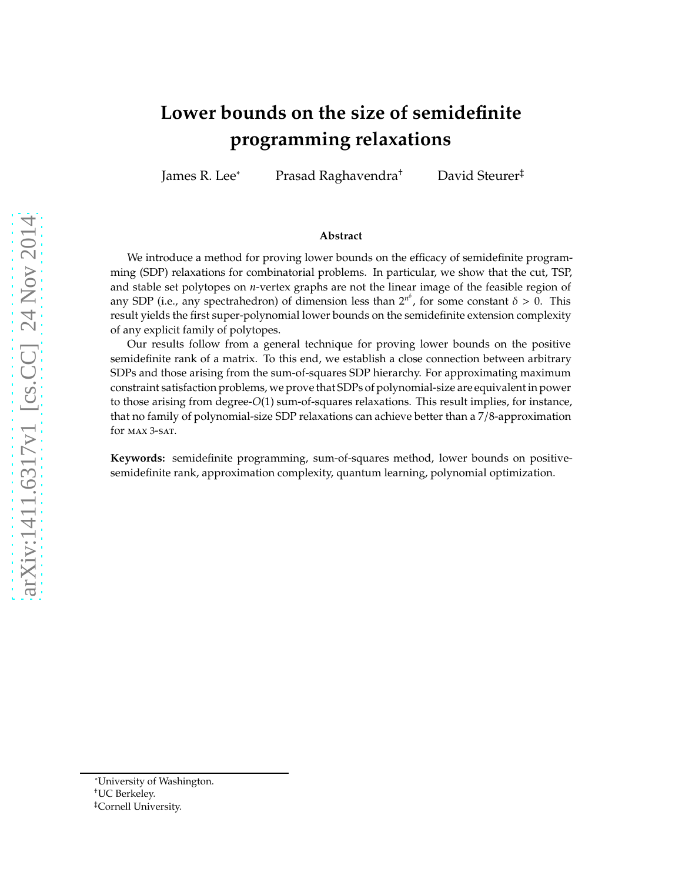# Lower bounds on the size of semidefinite programming relaxations

James R. Lee[*] Prasad Raghavendra[†] David Steurer[‡]

### Abstract

We introduce a method for proving lower bounds on the efficacy of semidefinite programming (SDP) relaxations for combinatorial problems. In particular, we show that the cut, TSP, and stable set polytopes on $n$-vertex graphs are not the linear image of the feasible region of any SDP (i.e., any spectrahedron) of dimension less than $2^{n^\delta}$, for some constant $\delta > 0$. This result yields the first super-polynomial lower bounds on the semidefinite extension complexity of any explicit family of polytopes.

Our results follow from a general technique for proving lower bounds on the positive semidefinite rank of a matrix. To this end, we establish a close connection between arbitrary SDPs and those arising from the sum-of-squares SDP hierarchy. For approximating maximum constraint satisfaction problems, we prove that SDPs of polynomial-size are equivalent in power to those arising from degree-$O(1)$ sum-of-squares relaxations. This result implies, for instance, that no family of polynomial-size SDP relaxations can achieve better than a 7/8-approximation for MAX 3-SAT.

**Keywords:** semidefinite programming, sum-of-squares method, lower bounds on positive-semidefinite rank, approximation complexity, quantum learning, polynomial optimization.

[*] University of Washington.
[†] UC Berkeley.
[‡] Cornell University.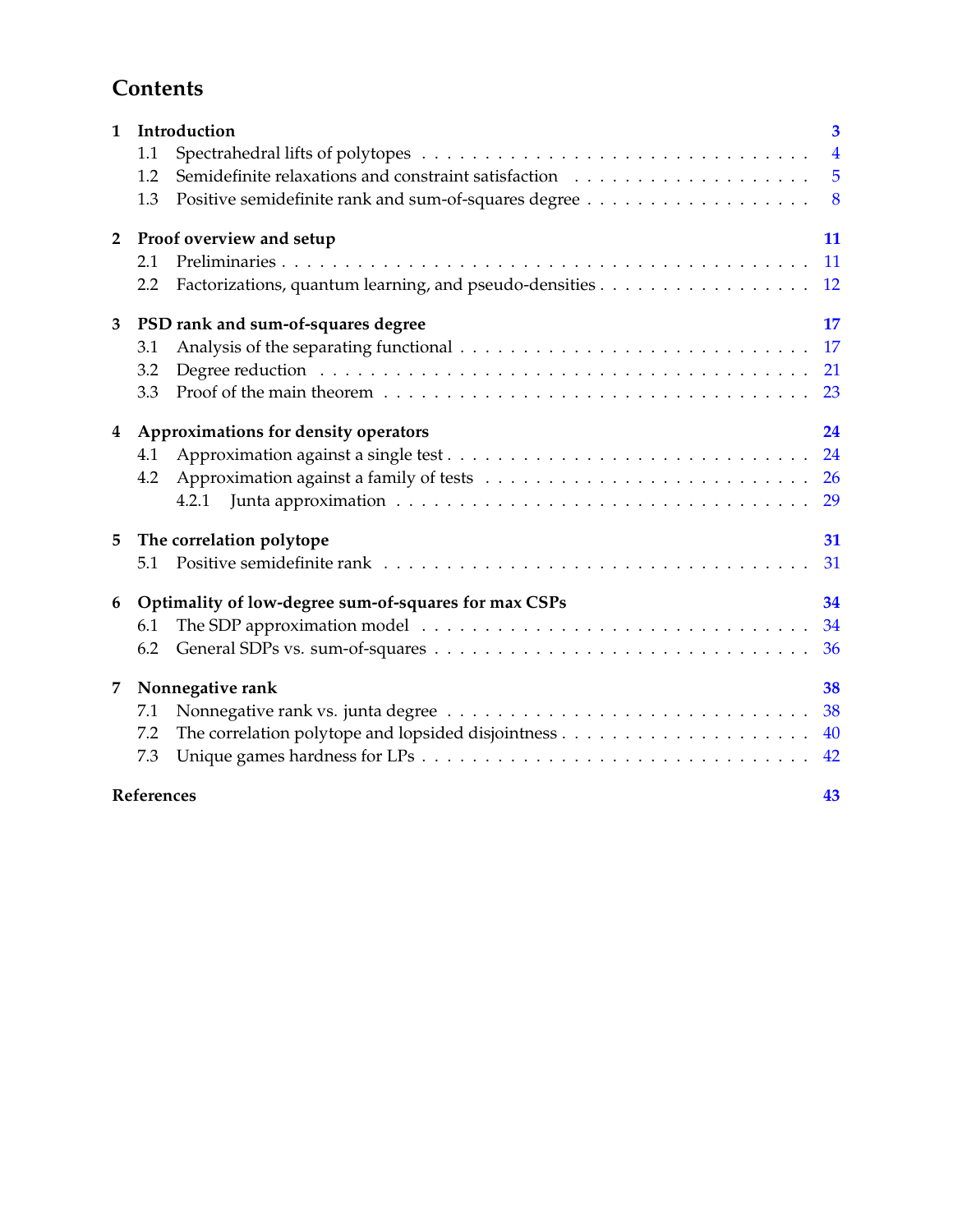# Contents

**1 Introduction** — 3
- 1.1 Spectrahedral lifts of polytopes — 4
- 1.2 Semidefinite relaxations and constraint satisfaction — 5
- 1.3 Positive semidefinite rank and sum-of-squares degree — 8

**2 Proof overview and setup** — 11
- 2.1 Preliminaries — 11
- 2.2 Factorizations, quantum learning, and pseudo-densities — 12

**3 PSD rank and sum-of-squares degree** — 17
- 3.1 Analysis of the separating functional — 17
- 3.2 Degree reduction — 21
- 3.3 Proof of the main theorem — 23

**4 Approximations for density operators** — 24
- 4.1 Approximation against a single test — 24
- 4.2 Approximation against a family of tests — 26
  - 4.2.1 Junta approximation — 29

**5 The correlation polytope** — 31
- 5.1 Positive semidefinite rank — 31

**6 Optimality of low-degree sum-of-squares for max CSPs** — 34
- 6.1 The SDP approximation model — 34
- 6.2 General SDPs vs. sum-of-squares — 36

**7 Nonnegative rank** — 38
- 7.1 Nonnegative rank vs. junta degree — 38
- 7.2 The correlation polytope and lopsided disjointness — 40
- 7.3 Unique games hardness for LPs — 42

**References** — 43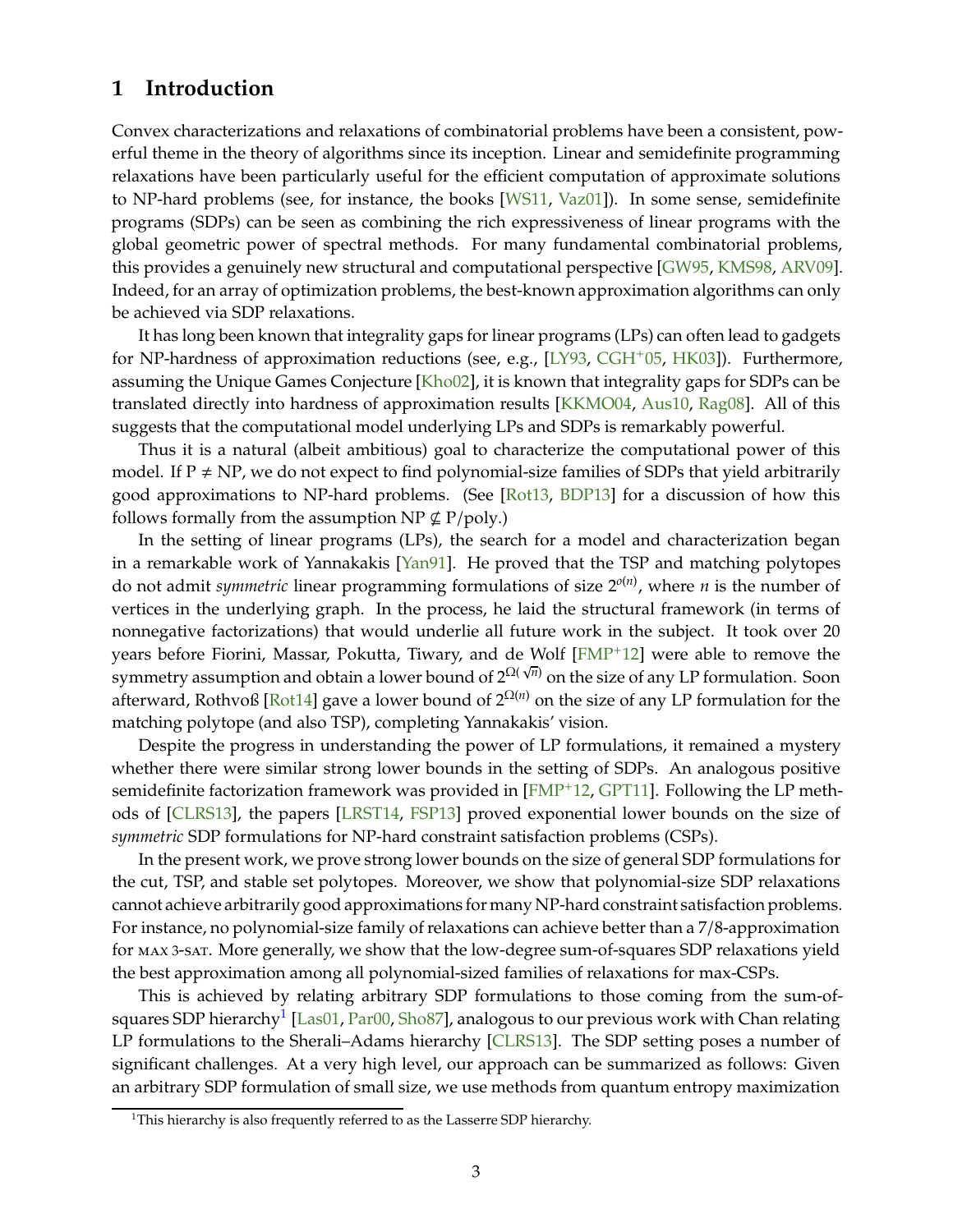# 1 Introduction

Convex characterizations and relaxations of combinatorial problems have been a consistent, powerful theme in the theory of algorithms since its inception. Linear and semidefinite programming relaxations have been particularly useful for the efficient computation of approximate solutions to NP-hard problems (see, for instance, the books [WS11, Vaz01]). In some sense, semidefinite programs (SDPs) can be seen as combining the rich expressiveness of linear programs with the global geometric power of spectral methods. For many fundamental combinatorial problems, this provides a genuinely new structural and computational perspective [GW95, KMS98, ARV09]. Indeed, for an array of optimization problems, the best-known approximation algorithms can only be achieved via SDP relaxations.

It has long been known that integrality gaps for linear programs (LPs) can often lead to gadgets for NP-hardness of approximation reductions (see, e.g., [LY93, CGH+05, HK03]). Furthermore, assuming the Unique Games Conjecture [Kho02], it is known that integrality gaps for SDPs can be translated directly into hardness of approximation results [KKMO04, Aus10, Rag08]. All of this suggests that the computational model underlying LPs and SDPs is remarkably powerful.

Thus it is a natural (albeit ambitious) goal to characterize the computational power of this model. If P ≠ NP, we do not expect to find polynomial-size families of SDPs that yield arbitrarily good approximations to NP-hard problems. (See [Rot13, BDP13] for a discussion of how this follows formally from the assumption NP ⊄ P/poly.)

In the setting of linear programs (LPs), the search for a model and characterization began in a remarkable work of Yannakakis [Yan91]. He proved that the TSP and matching polytopes do not admit *symmetric* linear programming formulations of size $2^{o(n)}$, where $n$ is the number of vertices in the underlying graph. In the process, he laid the structural framework (in terms of nonnegative factorizations) that would underlie all future work in the subject. It took over 20 years before Fiorini, Massar, Pokutta, Tiwary, and de Wolf [FMP+12] were able to remove the symmetry assumption and obtain a lower bound of $2^{\Omega(\sqrt{n})}$ on the size of any LP formulation. Soon afterward, Rothvoß [Rot14] gave a lower bound of $2^{\Omega(n)}$ on the size of any LP formulation for the matching polytope (and also TSP), completing Yannakakis' vision.

Despite the progress in understanding the power of LP formulations, it remained a mystery whether there were similar strong lower bounds in the setting of SDPs. An analogous positive semidefinite factorization framework was provided in [FMP+12, GPT11]. Following the LP methods of [CLRS13], the papers [LRST14, FSP13] proved exponential lower bounds on the size of *symmetric* SDP formulations for NP-hard constraint satisfaction problems (CSPs).

In the present work, we prove strong lower bounds on the size of general SDP formulations for the cut, TSP, and stable set polytopes. Moreover, we show that polynomial-size SDP relaxations cannot achieve arbitrarily good approximations for many NP-hard constraint satisfaction problems. For instance, no polynomial-size family of relaxations can achieve better than a 7/8-approximation for MAX 3-SAT. More generally, we show that the low-degree sum-of-squares SDP relaxations yield the best approximation among all polynomial-sized families of relaxations for max-CSPs.

This is achieved by relating arbitrary SDP formulations to those coming from the sum-of-squares SDP hierarchy[1] [Las01, Par00, Sho87], analogous to our previous work with Chan relating LP formulations to the Sherali–Adams hierarchy [CLRS13]. The SDP setting poses a number of significant challenges. At a very high level, our approach can be summarized as follows: Given an arbitrary SDP formulation of small size, we use methods from quantum entropy maximization

[1] This hierarchy is also frequently referred to as the Lasserre SDP hierarchy.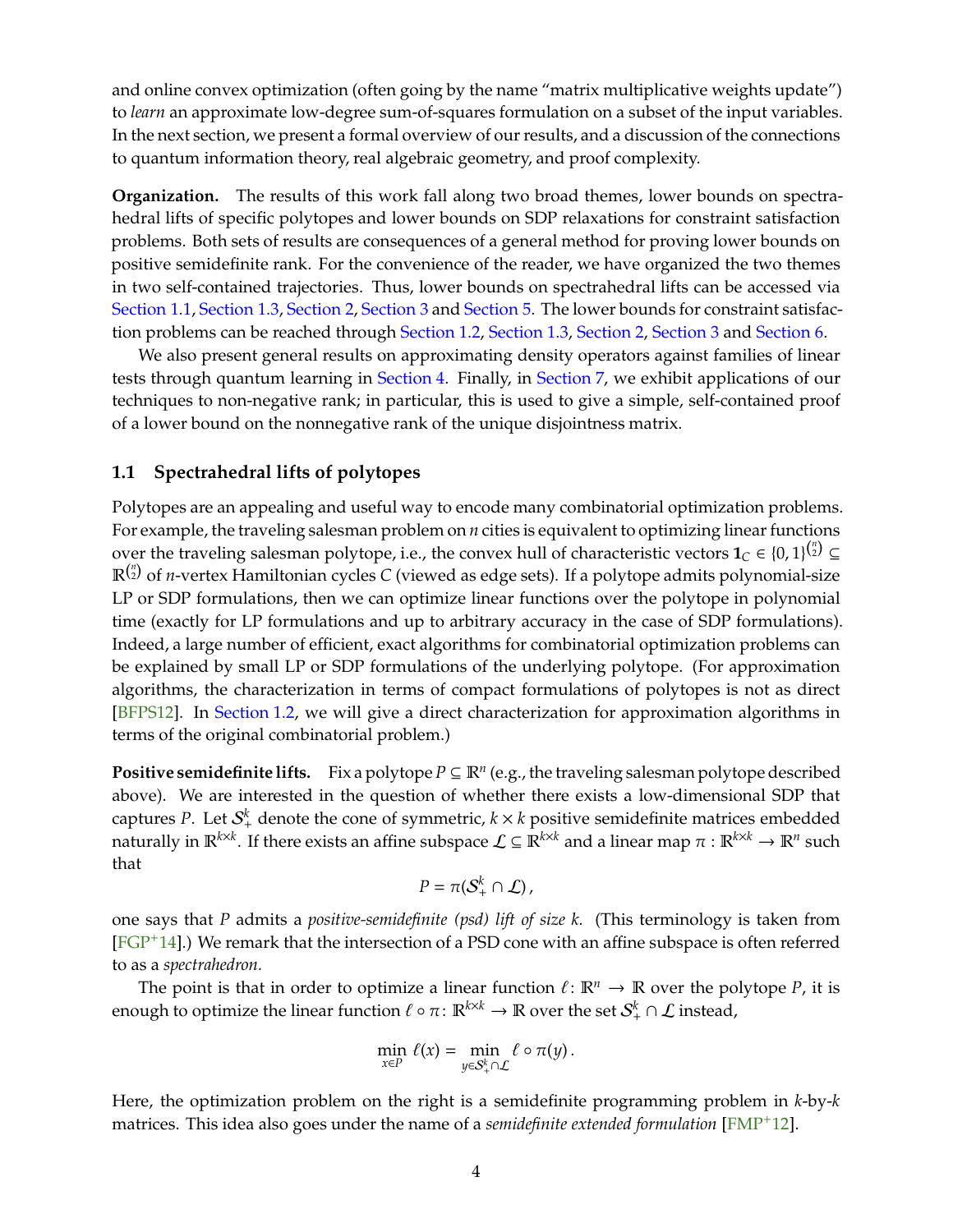and online convex optimization (often going by the name "matrix multiplicative weights update") to *learn* an approximate low-degree sum-of-squares formulation on a subset of the input variables. In the next section, we present a formal overview of our results, and a discussion of the connections to quantum information theory, real algebraic geometry, and proof complexity.

**Organization.** The results of this work fall along two broad themes, lower bounds on spectrahedral lifts of specific polytopes and lower bounds on SDP relaxations for constraint satisfaction problems. Both sets of results are consequences of a general method for proving lower bounds on positive semidefinite rank. For the convenience of the reader, we have organized the two themes in two self-contained trajectories. Thus, lower bounds on spectrahedral lifts can be accessed via Section 1.1, Section 1.3, Section 2, Section 3 and Section 5. The lower bounds for constraint satisfaction problems can be reached through Section 1.2, Section 1.3, Section 2, Section 3 and Section 6.

We also present general results on approximating density operators against families of linear tests through quantum learning in Section 4. Finally, in Section 7, we exhibit applications of our techniques to non-negative rank; in particular, this is used to give a simple, self-contained proof of a lower bound on the nonnegative rank of the unique disjointness matrix.

## 1.1 Spectrahedral lifts of polytopes

Polytopes are an appealing and useful way to encode many combinatorial optimization problems. For example, the traveling salesman problem on $n$ cities is equivalent to optimizing linear functions over the traveling salesman polytope, i.e., the convex hull of characteristic vectors $\mathbf{1}_C \in \{0,1\}^{\binom{n}{2}} \subseteq \mathbb{R}^{\binom{n}{2}}$ of $n$-vertex Hamiltonian cycles $C$ (viewed as edge sets). If a polytope admits polynomial-size LP or SDP formulations, then we can optimize linear functions over the polytope in polynomial time (exactly for LP formulations and up to arbitrary accuracy in the case of SDP formulations). Indeed, a large number of efficient, exact algorithms for combinatorial optimization problems can be explained by small LP or SDP formulations of the underlying polytope. (For approximation algorithms, the characterization in terms of compact formulations of polytopes is not as direct [BFPS12]. In Section 1.2, we will give a direct characterization for approximation algorithms in terms of the original combinatorial problem.)

**Positive semidefinite lifts.** Fix a polytope $P \subseteq \mathbb{R}^n$ (e.g., the traveling salesman polytope described above). We are interested in the question of whether there exists a low-dimensional SDP that captures $P$. Let $\mathcal{S}_+^k$ denote the cone of symmetric, $k \times k$ positive semidefinite matrices embedded naturally in $\mathbb{R}^{k \times k}$. If there exists an affine subspace $\mathcal{L} \subseteq \mathbb{R}^{k \times k}$ and a linear map $\pi : \mathbb{R}^{k \times k} \to \mathbb{R}^n$ such that

$$P = \pi(\mathcal{S}_+^k \cap \mathcal{L}),$$

one says that $P$ admits a *positive-semidefinite (psd) lift of size $k$.* (This terminology is taken from [FGP+14].) We remark that the intersection of a PSD cone with an affine subspace is often referred to as a *spectrahedron.*

The point is that in order to optimize a linear function $\ell \colon \mathbb{R}^n \to \mathbb{R}$ over the polytope $P$, it is enough to optimize the linear function $\ell \circ \pi \colon \mathbb{R}^{k \times k} \to \mathbb{R}$ over the set $\mathcal{S}_+^k \cap \mathcal{L}$ instead,

$$\min_{x \in P} \ell(x) = \min_{y \in \mathcal{S}_+^k \cap \mathcal{L}} \ell \circ \pi(y).$$

Here, the optimization problem on the right is a semidefinite programming problem in $k$-by-$k$ matrices. This idea also goes under the name of a *semidefinite extended formulation* [FMP+12].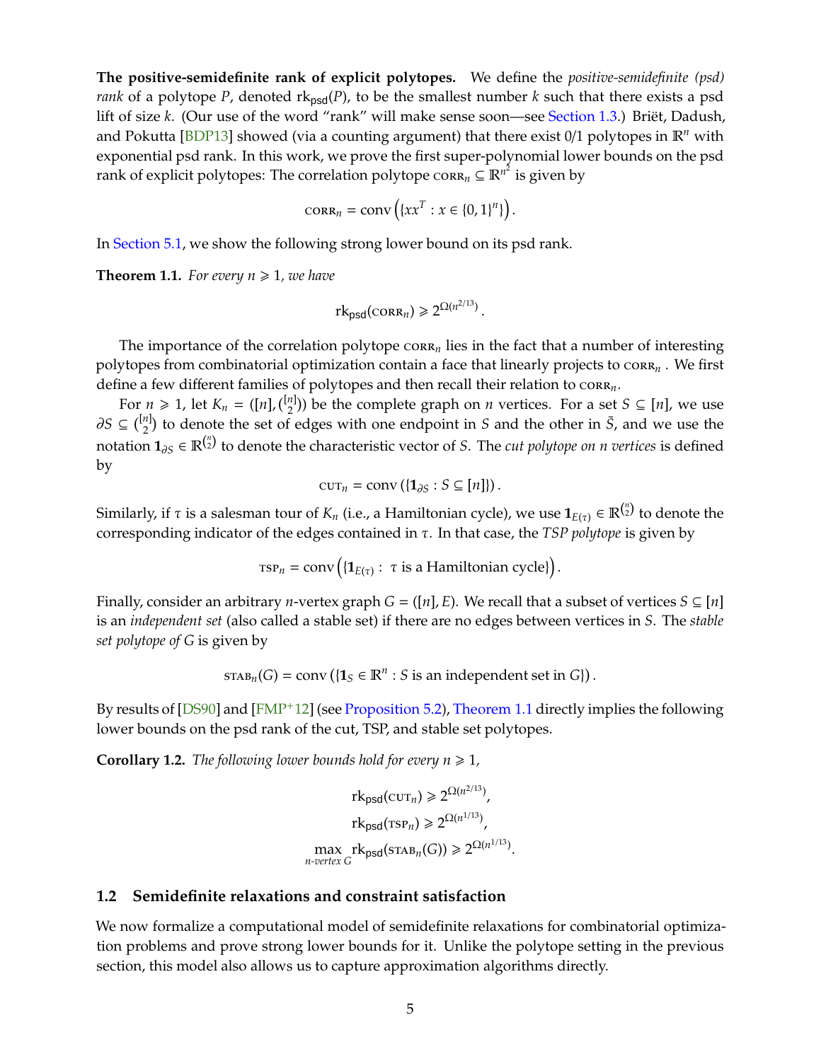**The positive-semidefinite rank of explicit polytopes.** We define the *positive-semidefinite (psd) rank* of a polytope $P$, denoted $\mathrm{rk}_{\mathsf{psd}}(P)$, to be the smallest number $k$ such that there exists a psd lift of size $k$. (Our use of the word "rank" will make sense soon—see Section 1.3.) Briët, Dadush, and Pokutta [BDP13] showed (via a counting argument) that there exist 0/1 polytopes in $\mathbb{R}^n$ with exponential psd rank. In this work, we prove the first super-polynomial lower bounds on the psd rank of explicit polytopes: The correlation polytope $\textsc{corr}_n \subseteq \mathbb{R}^{n^2}$ is given by

$$\textsc{corr}_n = \mathrm{conv}\left(\{xx^T : x \in \{0,1\}^n\}\right).$$

In Section 5.1, we show the following strong lower bound on its psd rank.

**Theorem 1.1.** *For every $n \geqslant 1$, we have*

$$\mathrm{rk}_{\mathsf{psd}}(\textsc{corr}_n) \geqslant 2^{\Omega(n^{2/13})}.$$

The importance of the correlation polytope $\textsc{corr}_n$ lies in the fact that a number of interesting polytopes from combinatorial optimization contain a face that linearly projects to $\textsc{corr}_n$ . We first define a few different families of polytopes and then recall their relation to $\textsc{corr}_n$.

For $n \geqslant 1$, let $K_n = ([n], \binom{[n]}{2})$ be the complete graph on $n$ vertices. For a set $S \subseteq [n]$, we use $\partial S \subseteq \binom{[n]}{2}$ to denote the set of edges with one endpoint in $S$ and the other in $\bar{S}$, and we use the notation $\mathbf{1}_{\partial S} \in \mathbb{R}^{\binom{n}{2}}$ to denote the characteristic vector of $S$. The *cut polytope on $n$ vertices* is defined by

$$\textsc{cut}_n = \mathrm{conv}\left(\{\mathbf{1}_{\partial S} : S \subseteq [n]\}\right).$$

Similarly, if $\tau$ is a salesman tour of $K_n$ (i.e., a Hamiltonian cycle), we use $\mathbf{1}_{E(\tau)} \in \mathbb{R}^{\binom{n}{2}}$ to denote the corresponding indicator of the edges contained in $\tau$. In that case, the *TSP polytope* is given by

$$\textsc{tsp}_n = \mathrm{conv}\left(\{\mathbf{1}_{E(\tau)} : \ \tau \text{ is a Hamiltonian cycle}\}\right).$$

Finally, consider an arbitrary $n$-vertex graph $G = ([n], E)$. We recall that a subset of vertices $S \subseteq [n]$ is an *independent set* (also called a stable set) if there are no edges between vertices in $S$. The *stable set polytope of $G$* is given by

$$\textsc{stab}_n(G) = \mathrm{conv}\left(\{\mathbf{1}_S \in \mathbb{R}^n : S \text{ is an independent set in } G\}\right).$$

By results of [DS90] and [FMP+12] (see Proposition 5.2), Theorem 1.1 directly implies the following lower bounds on the psd rank of the cut, TSP, and stable set polytopes.

**Corollary 1.2.** *The following lower bounds hold for every $n \geqslant 1$,*

$$\mathrm{rk}_{\mathsf{psd}}(\textsc{cut}_n) \geqslant 2^{\Omega(n^{2/13})},$$
$$\mathrm{rk}_{\mathsf{psd}}(\textsc{tsp}_n) \geqslant 2^{\Omega(n^{1/13})},$$
$$\max_{n\text{-vertex } G} \mathrm{rk}_{\mathsf{psd}}(\textsc{stab}_n(G)) \geqslant 2^{\Omega(n^{1/13})}.$$

## 1.2 Semidefinite relaxations and constraint satisfaction

We now formalize a computational model of semidefinite relaxations for combinatorial optimization problems and prove strong lower bounds for it. Unlike the polytope setting in the previous section, this model also allows us to capture approximation algorithms directly.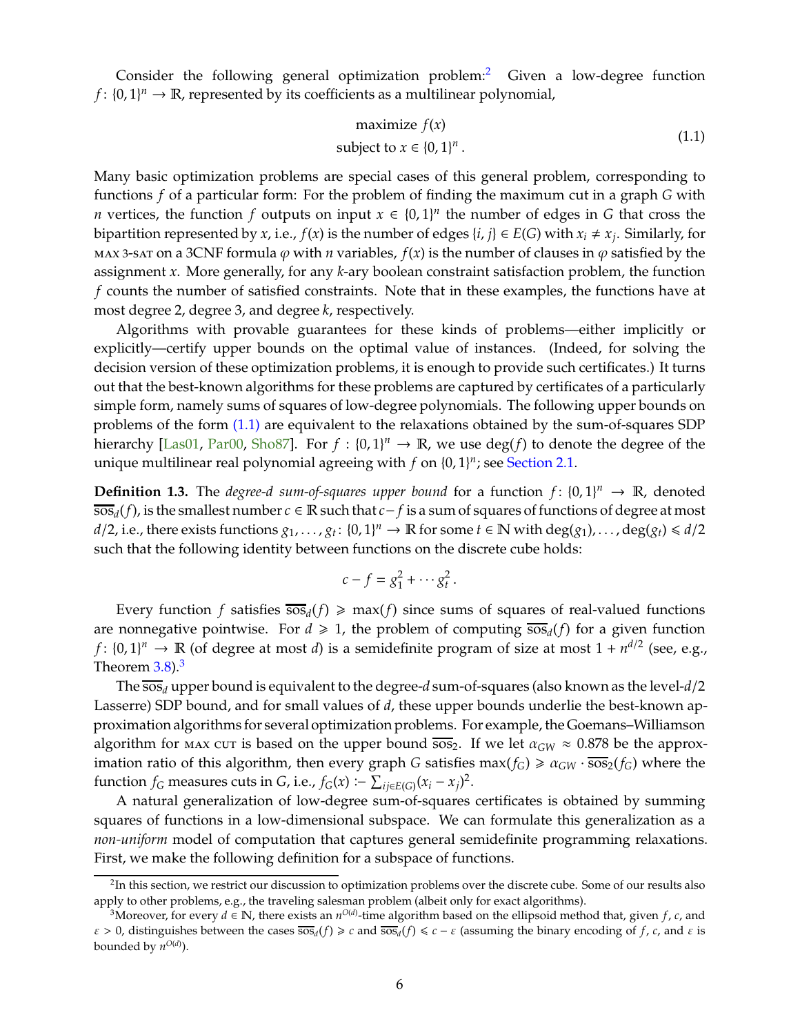Consider the following general optimization problem:[2] Given a low-degree function $f\colon \{0,1\}^n \to \mathbb{R}$, represented by its coefficients as a multilinear polynomial,

$$
\begin{aligned}
&\text{maximize } f(x) \\
&\text{subject to } x \in \{0,1\}^n\,.
\end{aligned}
\tag{1.1}
$$

Many basic optimization problems are special cases of this general problem, corresponding to functions $f$ of a particular form: For the problem of finding the maximum cut in a graph $G$ with $n$ vertices, the function $f$ outputs on input $x \in \{0,1\}^n$ the number of edges in $G$ that cross the bipartition represented by $x$, i.e., $f(x)$ is the number of edges $\{i,j\} \in E(G)$ with $x_i \neq x_j$. Similarly, for MAX 3-SAT on a 3CNF formula $\varphi$ with $n$ variables, $f(x)$ is the number of clauses in $\varphi$ satisfied by the assignment $x$. More generally, for any $k$-ary boolean constraint satisfaction problem, the function $f$ counts the number of satisfied constraints. Note that in these examples, the functions have at most degree 2, degree 3, and degree $k$, respectively.

Algorithms with provable guarantees for these kinds of problems—either implicitly or explicitly—certify upper bounds on the optimal value of instances. (Indeed, for solving the decision version of these optimization problems, it is enough to provide such certificates.) It turns out that the best-known algorithms for these problems are captured by certificates of a particularly simple form, namely sums of squares of low-degree polynomials. The following upper bounds on problems of the form (1.1) are equivalent to the relaxations obtained by the sum-of-squares SDP hierarchy [Las01, Par00, Sho87]. For $f : \{0,1\}^n \to \mathbb{R}$, we use $\deg(f)$ to denote the degree of the unique multilinear real polynomial agreeing with $f$ on $\{0,1\}^n$; see Section 2.1.

**Definition 1.3.** The *degree-$d$ sum-of-squares upper bound* for a function $f\colon \{0,1\}^n \to \mathbb{R}$, denoted $\overline{\mathrm{sos}}_d(f)$, is the smallest number $c \in \mathbb{R}$ such that $c - f$ is a sum of squares of functions of degree at most $d/2$, i.e., there exists functions $g_1, \ldots, g_t\colon \{0,1\}^n \to \mathbb{R}$ for some $t \in \mathbb{N}$ with $\deg(g_1), \ldots, \deg(g_t) \leqslant d/2$ such that the following identity between functions on the discrete cube holds:

$$
c - f = g_1^2 + \cdots g_t^2\,.
$$

Every function $f$ satisfies $\overline{\mathrm{sos}}_d(f) \geqslant \max(f)$ since sums of squares of real-valued functions are nonnegative pointwise. For $d \geqslant 1$, the problem of computing $\overline{\mathrm{sos}}_d(f)$ for a given function $f\colon \{0,1\}^n \to \mathbb{R}$ (of degree at most $d$) is a semidefinite program of size at most $1 + n^{d/2}$ (see, e.g., Theorem 3.8).[3]

The $\overline{\mathrm{sos}}_d$ upper bound is equivalent to the degree-$d$ sum-of-squares (also known as the level-$d/2$ Lasserre) SDP bound, and for small values of $d$, these upper bounds underlie the best-known approximation algorithms for several optimization problems. For example, the Goemans–Williamson algorithm for MAX CUT is based on the upper bound $\overline{\mathrm{sos}}_2$. If we let $\alpha_{GW} \approx 0.878$ be the approximation ratio of this algorithm, then every graph $G$ satisfies $\max(f_G) \geqslant \alpha_{GW} \cdot \overline{\mathrm{sos}}_2(f_G)$ where the function $f_G$ measures cuts in $G$, i.e., $f_G(x) \coloneqq \sum_{ij \in E(G)} (x_i - x_j)^2$.

A natural generalization of low-degree sum-of-squares certificates is obtained by summing squares of functions in a low-dimensional subspace. We can formulate this generalization as a *non-uniform* model of computation that captures general semidefinite programming relaxations. First, we make the following definition for a subspace of functions.

---

[2] In this section, we restrict our discussion to optimization problems over the discrete cube. Some of our results also apply to other problems, e.g., the traveling salesman problem (albeit only for exact algorithms).

[3] Moreover, for every $d \in \mathbb{N}$, there exists an $n^{O(d)}$-time algorithm based on the ellipsoid method that, given $f$, $c$, and $\varepsilon > 0$, distinguishes between the cases $\overline{\mathrm{sos}}_d(f) \geqslant c$ and $\overline{\mathrm{sos}}_d(f) \leqslant c - \varepsilon$ (assuming the binary encoding of $f$, $c$, and $\varepsilon$ is bounded by $n^{O(d)}$).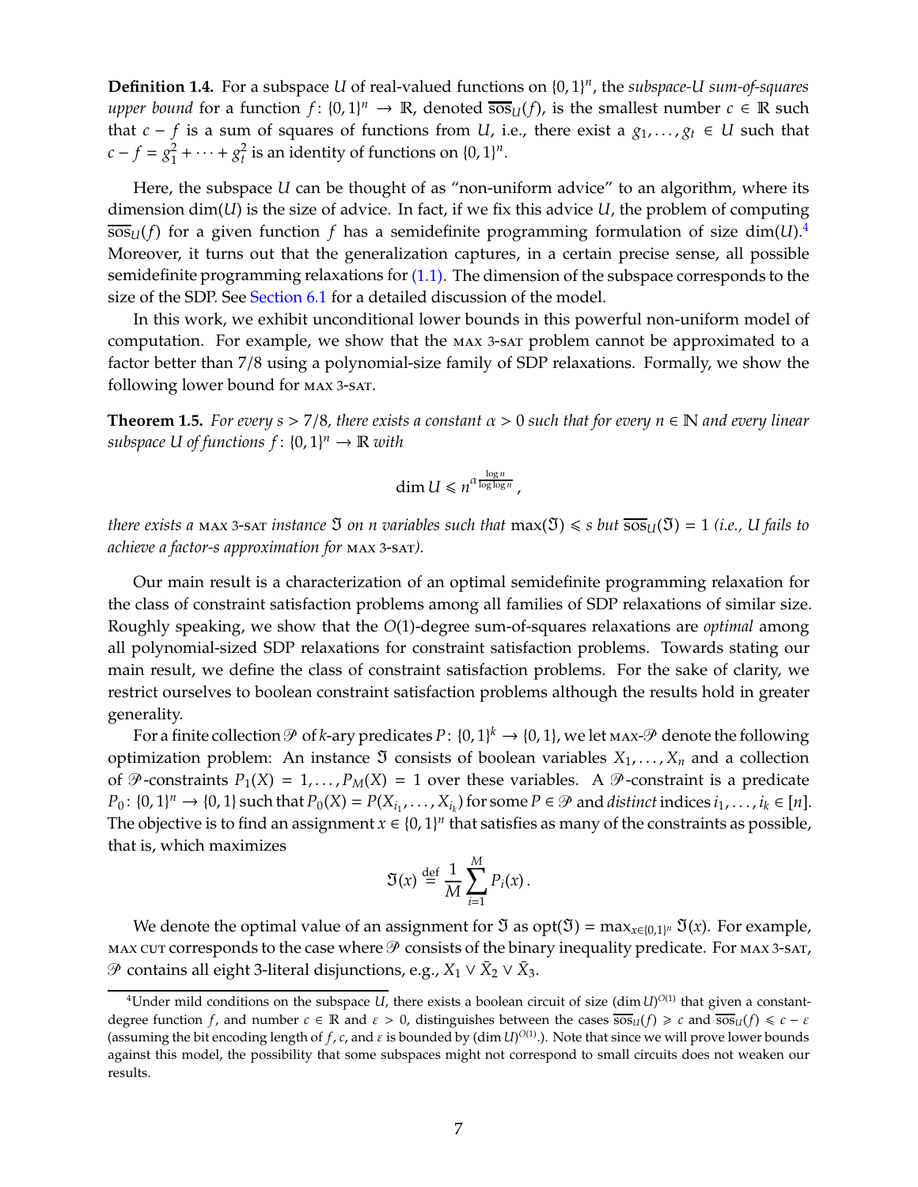**Definition 1.4.** For a subspace $U$ of real-valued functions on $\{0,1\}^n$, the *subspace-$U$ sum-of-squares upper bound* for a function $f\colon \{0,1\}^n \to \mathbb{R}$, denoted $\overline{\text{sos}}_U(f)$, is the smallest number $c \in \mathbb{R}$ such that $c - f$ is a sum of squares of functions from $U$, i.e., there exist a $g_1, \ldots, g_t \in U$ such that $c - f = g_1^2 + \cdots + g_t^2$ is an identity of functions on $\{0,1\}^n$.

Here, the subspace $U$ can be thought of as "non-uniform advice" to an algorithm, where its dimension $\dim(U)$ is the size of advice. In fact, if we fix this advice $U$, the problem of computing $\overline{\text{sos}}_U(f)$ for a given function $f$ has a semidefinite programming formulation of size $\dim(U)$.[4] Moreover, it turns out that the generalization captures, in a certain precise sense, all possible semidefinite programming relaxations for (1.1). The dimension of the subspace corresponds to the size of the SDP. See Section 6.1 for a detailed discussion of the model.

In this work, we exhibit unconditional lower bounds in this powerful non-uniform model of computation. For example, we show that the MAX 3-SAT problem cannot be approximated to a factor better than 7/8 using a polynomial-size family of SDP relaxations. Formally, we show the following lower bound for MAX 3-SAT.

**Theorem 1.5.** *For every $s > 7/8$, there exists a constant $\alpha > 0$ such that for every $n \in \mathbb{N}$ and every linear subspace $U$ of functions $f\colon \{0,1\}^n \to \mathbb{R}$ with*

$$\dim U \leqslant n^{\alpha \frac{\log n}{\log \log n}},$$

*there exists a MAX 3-SAT instance $\mathfrak{I}$ on $n$ variables such that $\max(\mathfrak{I}) \leqslant s$ but $\overline{\text{sos}}_U(\mathfrak{I}) = 1$ (i.e., $U$ fails to achieve a factor-$s$ approximation for MAX 3-SAT).*

Our main result is a characterization of an optimal semidefinite programming relaxation for the class of constraint satisfaction problems among all families of SDP relaxations of similar size. Roughly speaking, we show that the $O(1)$-degree sum-of-squares relaxations are *optimal* among all polynomial-sized SDP relaxations for constraint satisfaction problems. Towards stating our main result, we define the class of constraint satisfaction problems. For the sake of clarity, we restrict ourselves to boolean constraint satisfaction problems although the results hold in greater generality.

For a finite collection $\mathcal{P}$ of $k$-ary predicates $P\colon \{0,1\}^k \to \{0,1\}$, we let MAX-$\mathcal{P}$ denote the following optimization problem: An instance $\mathfrak{I}$ consists of boolean variables $X_1, \ldots, X_n$ and a collection of $\mathcal{P}$-constraints $P_1(X) = 1, \ldots, P_M(X) = 1$ over these variables. A $\mathcal{P}$-constraint is a predicate $P_0\colon \{0,1\}^n \to \{0,1\}$ such that $P_0(X) = P(X_{i_1}, \ldots, X_{i_k})$ for some $P \in \mathcal{P}$ and *distinct* indices $i_1, \ldots, i_k \in [n]$. The objective is to find an assignment $x \in \{0,1\}^n$ that satisfies as many of the constraints as possible, that is, which maximizes

$$\mathfrak{I}(x) \stackrel{\text{def}}{=} \frac{1}{M} \sum_{i=1}^{M} P_i(x).$$

We denote the optimal value of an assignment for $\mathfrak{I}$ as $\text{opt}(\mathfrak{I}) = \max_{x \in \{0,1\}^n} \mathfrak{I}(x)$. For example, MAX CUT corresponds to the case where $\mathcal{P}$ consists of the binary inequality predicate. For MAX 3-SAT, $\mathcal{P}$ contains all eight 3-literal disjunctions, e.g., $X_1 \vee \bar{X}_2 \vee \bar{X}_3$.

[4] Under mild conditions on the subspace $U$, there exists a boolean circuit of size $(\dim U)^{O(1)}$ that given a constant-degree function $f$, and number $c \in \mathbb{R}$ and $\varepsilon > 0$, distinguishes between the cases $\overline{\text{sos}}_U(f) \geqslant c$ and $\overline{\text{sos}}_U(f) \leqslant c - \varepsilon$ (assuming the bit encoding length of $f$, $c$, and $\varepsilon$ is bounded by $(\dim U)^{O(1)}$.). Note that since we will prove lower bounds against this model, the possibility that some subspaces might not correspond to small circuits does not weaken our results.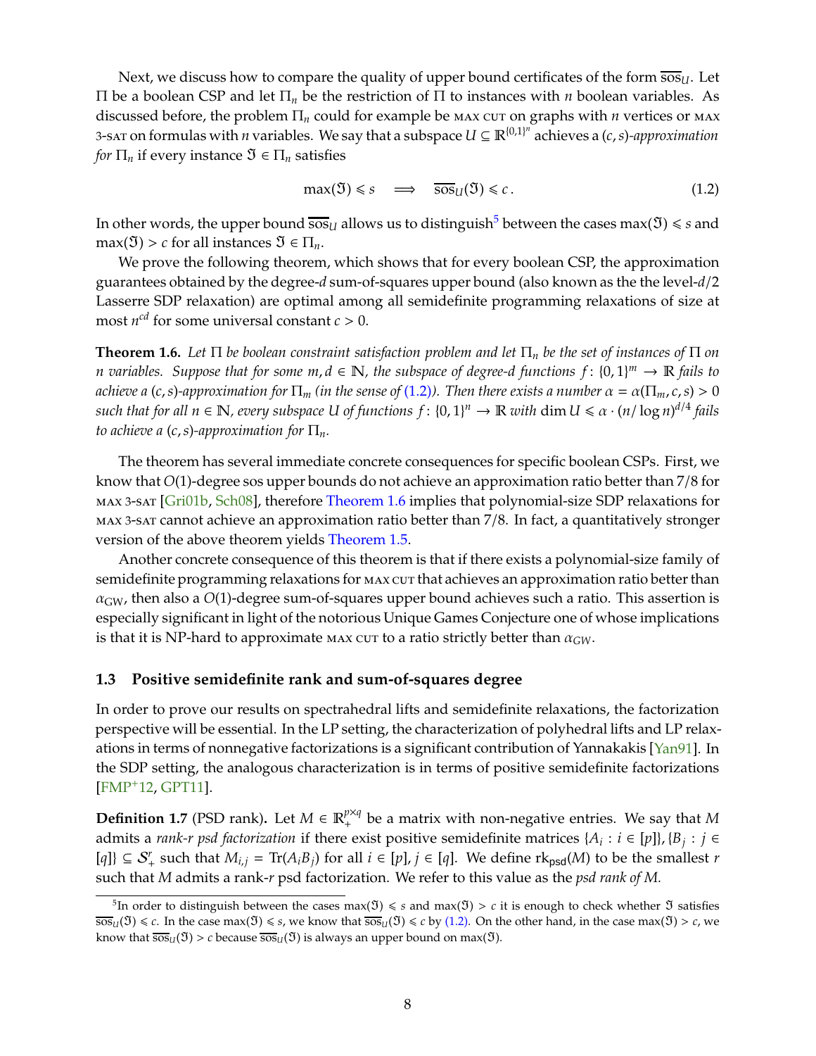Next, we discuss how to compare the quality of upper bound certificates of the form $\overline{\text{sos}}_U$. Let $\Pi$ be a boolean CSP and let $\Pi_n$ be the restriction of $\Pi$ to instances with $n$ boolean variables. As discussed before, the problem $\Pi_n$ could for example be MAX CUT on graphs with $n$ vertices or MAX 3-SAT on formulas with $n$ variables. We say that a subspace $U \subseteq \mathbb{R}^{\{0,1\}^n}$ achieves a $(c,s)$*-approximation for* $\Pi_n$ if every instance $\mathfrak{I} \in \Pi_n$ satisfies

$$\max(\mathfrak{I}) \leqslant s \quad \Longrightarrow \quad \overline{\text{sos}}_U(\mathfrak{I}) \leqslant c\,. \tag{1.2}$$

In other words, the upper bound $\overline{\text{sos}}_U$ allows us to distinguish[5] between the cases $\max(\mathfrak{I}) \leqslant s$ and $\max(\mathfrak{I}) > c$ for all instances $\mathfrak{I} \in \Pi_n$.

We prove the following theorem, which shows that for every boolean CSP, the approximation guarantees obtained by the degree-$d$ sum-of-squares upper bound (also known as the the level-$d/2$ Lasserre SDP relaxation) are optimal among all semidefinite programming relaxations of size at most $n^{cd}$ for some universal constant $c > 0$.

**Theorem 1.6.** *Let $\Pi$ be boolean constraint satisfaction problem and let $\Pi_n$ be the set of instances of $\Pi$ on $n$ variables. Suppose that for some $m, d \in \mathbb{N}$, the subspace of degree-$d$ functions $f : \{0,1\}^m \to \mathbb{R}$ fails to achieve a $(c,s)$-approximation for $\Pi_m$ (in the sense of (1.2)). Then there exists a number $\alpha = \alpha(\Pi_m, c, s) > 0$ such that for all $n \in \mathbb{N}$, every subspace $U$ of functions $f : \{0,1\}^n \to \mathbb{R}$ with $\dim U \leqslant \alpha \cdot (n/\log n)^{d/4}$ fails to achieve a $(c,s)$-approximation for $\Pi_n$.*

The theorem has several immediate concrete consequences for specific boolean CSPs. First, we know that $O(1)$-degree sos upper bounds do not achieve an approximation ratio better than $7/8$ for MAX 3-SAT [Gri01b, Sch08], therefore Theorem 1.6 implies that polynomial-size SDP relaxations for MAX 3-SAT cannot achieve an approximation ratio better than $7/8$. In fact, a quantitatively stronger version of the above theorem yields Theorem 1.5.

Another concrete consequence of this theorem is that if there exists a polynomial-size family of semidefinite programming relaxations for MAX CUT that achieves an approximation ratio better than $\alpha_{\text{GW}}$, then also a $O(1)$-degree sum-of-squares upper bound achieves such a ratio. This assertion is especially significant in light of the notorious Unique Games Conjecture one of whose implications is that it is NP-hard to approximate MAX CUT to a ratio strictly better than $\alpha_{GW}$.

## 1.3 Positive semidefinite rank and sum-of-squares degree

In order to prove our results on spectrahedral lifts and semidefinite relaxations, the factorization perspective will be essential. In the LP setting, the characterization of polyhedral lifts and LP relaxations in terms of nonnegative factorizations is a significant contribution of Yannakakis [Yan91]. In the SDP setting, the analogous characterization is in terms of positive semidefinite factorizations [FMP+12, GPT11].

**Definition 1.7** (PSD rank)**.** Let $M \in \mathbb{R}_+^{p\times q}$ be a matrix with non-negative entries. We say that $M$ admits a *rank-$r$ psd factorization* if there exist positive semidefinite matrices $\{A_i : i \in [p]\}, \{B_j : j \in [q]\} \subseteq \mathcal{S}_+^r$ such that $M_{i,j} = \text{Tr}(A_i B_j)$ for all $i \in [p], j \in [q]$. We define $\text{rk}_{\text{psd}}(M)$ to be the smallest $r$ such that $M$ admits a rank-$r$ psd factorization. We refer to this value as the *psd rank of $M$*.

[5] In order to distinguish between the cases $\max(\mathfrak{I}) \leqslant s$ and $\max(\mathfrak{I}) > c$ it is enough to check whether $\mathfrak{I}$ satisfies $\overline{\text{sos}}_U(\mathfrak{I}) \leqslant c$. In the case $\max(\mathfrak{I}) \leqslant s$, we know that $\overline{\text{sos}}_U(\mathfrak{I}) \leqslant c$ by (1.2). On the other hand, in the case $\max(\mathfrak{I}) > c$, we know that $\overline{\text{sos}}_U(\mathfrak{I}) > c$ because $\overline{\text{sos}}_U(\mathfrak{I})$ is always an upper bound on $\max(\mathfrak{I})$.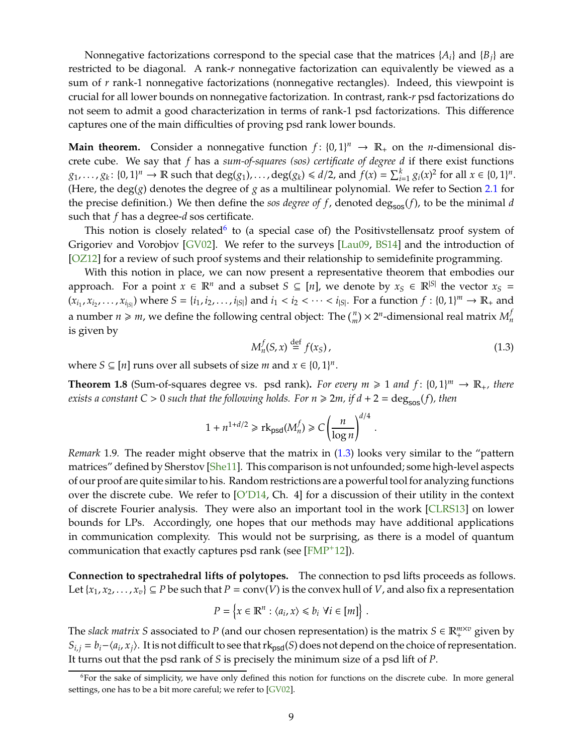Nonnegative factorizations correspond to the special case that the matrices $\{A_i\}$ and $\{B_j\}$ are restricted to be diagonal. A rank-$r$ nonnegative factorization can equivalently be viewed as a sum of $r$ rank-1 nonnegative factorizations (nonnegative rectangles). Indeed, this viewpoint is crucial for all lower bounds on nonnegative factorization. In contrast, rank-$r$ psd factorizations do not seem to admit a good characterization in terms of rank-1 psd factorizations. This difference captures one of the main difficulties of proving psd rank lower bounds.

**Main theorem.** Consider a nonnegative function $f \colon \{0,1\}^n \to \mathbb{R}_+$ on the $n$-dimensional discrete cube. We say that $f$ has a *sum-of-squares (sos) certificate of degree $d$* if there exist functions $g_1, \ldots, g_k \colon \{0,1\}^n \to \mathbb{R}$ such that $\deg(g_1), \ldots, \deg(g_k) \leqslant d/2$, and $f(x) = \sum_{i=1}^k g_i(x)^2$ for all $x \in \{0,1\}^n$. (Here, the $\deg(g)$ denotes the degree of $g$ as a multilinear polynomial. We refer to Section 2.1 for the precise definition.) We then define the *sos degree of $f$*, denoted $\deg_{\mathsf{sos}}(f)$, to be the minimal $d$ such that $f$ has a degree-$d$ sos certificate.

This notion is closely related[6] to (a special case of) the Positivstellensatz proof system of Grigoriev and Vorobjov [GV02]. We refer to the surveys [Lau09, BS14] and the introduction of [OZ12] for a review of such proof systems and their relationship to semidefinite programming.

With this notion in place, we can now present a representative theorem that embodies our approach. For a point $x \in \mathbb{R}^n$ and a subset $S \subseteq [n]$, we denote by $x_S \in \mathbb{R}^{|S|}$ the vector $x_S = (x_{i_1}, x_{i_2}, \ldots, x_{i_{|S|}})$ where $S = \{i_1, i_2, \ldots, i_{|S|}\}$ and $i_1 < i_2 < \cdots < i_{|S|}$. For a function $f : \{0,1\}^m \to \mathbb{R}_+$ and a number $n \geqslant m$, we define the following central object: The $\binom{n}{m} \times 2^n$-dimensional real matrix $M_n^f$ is given by

$$M_n^f(S, x) \stackrel{\text{def}}{=} f(x_S)\,, \tag{1.3}$$

where $S \subseteq [n]$ runs over all subsets of size $m$ and $x \in \{0,1\}^n$.

**Theorem 1.8** (Sum-of-squares degree vs. psd rank)**.** *For every $m \geqslant 1$ and $f \colon \{0,1\}^m \to \mathbb{R}_+$, there exists a constant $C > 0$ such that the following holds. For $n \geqslant 2m$, if $d + 2 = \deg_{\mathsf{sos}}(f)$, then*

$$1 + n^{1+d/2} \geqslant \mathrm{rk}_{\mathsf{psd}}(M_n^f) \geqslant C \left(\frac{n}{\log n}\right)^{d/4} .$$

*Remark* 1.9. The reader might observe that the matrix in (1.3) looks very similar to the "pattern matrices" defined by Sherstov [She11]. This comparison is not unfounded; some high-level aspects of our proof are quite similar to his. Random restrictions are a powerful tool for analyzing functions over the discrete cube. We refer to [O'D14, Ch. 4] for a discussion of their utility in the context of discrete Fourier analysis. They were also an important tool in the work [CLRS13] on lower bounds for LPs. Accordingly, one hopes that our methods may have additional applications in communication complexity. This would not be surprising, as there is a model of quantum communication that exactly captures psd rank (see [FMP⁺12]).

**Connection to spectrahedral lifts of polytopes.** The connection to psd lifts proceeds as follows. Let $\{x_1, x_2, \ldots, x_v\} \subseteq P$ be such that $P = \mathrm{conv}(V)$ is the convex hull of $V$, and also fix a representation

$$P = \left\{ x \in \mathbb{R}^n : \langle a_i, x \rangle \leqslant b_i \ \forall i \in [m] \right\} .$$

The *slack matrix $S$* associated to $P$ (and our chosen representation) is the matrix $S \in \mathbb{R}_+^{m \times v}$ given by $S_{i,j} = b_i - \langle a_i, x_j \rangle$. It is not difficult to see that $\mathrm{rk}_{\mathsf{psd}}(S)$ does not depend on the choice of representation. It turns out that the psd rank of $S$ is precisely the minimum size of a psd lift of $P$.

[6] For the sake of simplicity, we have only defined this notion for functions on the discrete cube. In more general settings, one has to be a bit more careful; we refer to [GV02].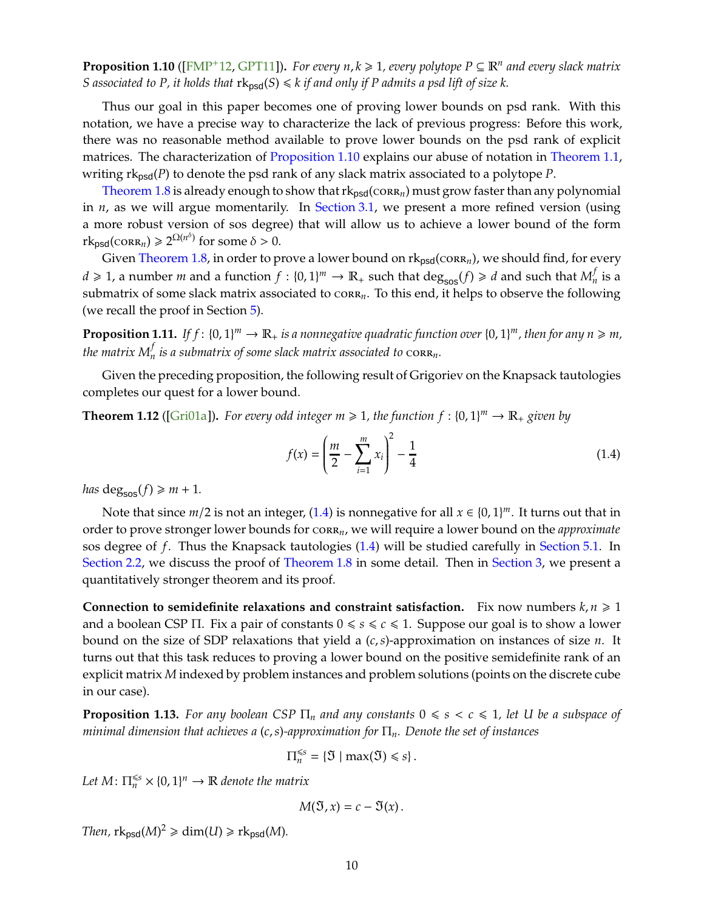**Proposition 1.10** ([FMP+12, GPT11]). *For every $n, k \geqslant 1$, every polytope $P \subseteq \mathbb{R}^n$ and every slack matrix $S$ associated to $P$, it holds that $\mathrm{rk}_{\mathsf{psd}}(S) \leqslant k$ if and only if $P$ admits a psd lift of size $k$.*

Thus our goal in this paper becomes one of proving lower bounds on psd rank. With this notation, we have a precise way to characterize the lack of previous progress: Before this work, there was no reasonable method available to prove lower bounds on the psd rank of explicit matrices. The characterization of Proposition 1.10 explains our abuse of notation in Theorem 1.1, writing $\mathrm{rk}_{\mathsf{psd}}(P)$ to denote the psd rank of any slack matrix associated to a polytope $P$.

Theorem 1.8 is already enough to show that $\mathrm{rk}_{\mathsf{psd}}(\textsc{corr}_n)$ must grow faster than any polynomial in $n$, as we will argue momentarily. In Section 3.1, we present a more refined version (using a more robust version of sos degree) that will allow us to achieve a lower bound of the form $\mathrm{rk}_{\mathsf{psd}}(\textsc{corr}_n) \geqslant 2^{\Omega(n^\delta)}$ for some $\delta > 0$.

Given Theorem 1.8, in order to prove a lower bound on $\mathrm{rk}_{\mathsf{psd}}(\textsc{corr}_n)$, we should find, for every $d \geqslant 1$, a number $m$ and a function $f : \{0,1\}^m \to \mathbb{R}_+$ such that $\deg_{\mathsf{sos}}(f) \geqslant d$ and such that $M_n^f$ is a submatrix of some slack matrix associated to $\textsc{corr}_n$. To this end, it helps to observe the following (we recall the proof in Section 5).

**Proposition 1.11.** *If $f \colon \{0,1\}^m \to \mathbb{R}_+$ is a nonnegative quadratic function over $\{0,1\}^m$, then for any $n \geqslant m$, the matrix $M_n^f$ is a submatrix of some slack matrix associated to $\textsc{corr}_n$.*

Given the preceding proposition, the following result of Grigoriev on the Knapsack tautologies completes our quest for a lower bound.

**Theorem 1.12** ([Gri01a]). *For every odd integer $m \geqslant 1$, the function $f : \{0,1\}^m \to \mathbb{R}_+$ given by*

$$f(x) = \left(\frac{m}{2} - \sum_{i=1}^{m} x_i\right)^2 - \frac{1}{4} \tag{1.4}$$

*has $\deg_{\mathsf{sos}}(f) \geqslant m+1$.*

Note that since $m/2$ is not an integer, (1.4) is nonnegative for all $x \in \{0,1\}^m$. It turns out that in order to prove stronger lower bounds for $\textsc{corr}_n$, we will require a lower bound on the *approximate* sos degree of $f$. Thus the Knapsack tautologies (1.4) will be studied carefully in Section 5.1. In Section 2.2, we discuss the proof of Theorem 1.8 in some detail. Then in Section 3, we present a quantitatively stronger theorem and its proof.

**Connection to semidefinite relaxations and constraint satisfaction.** Fix now numbers $k, n \geqslant 1$ and a boolean CSP $\Pi$. Fix a pair of constants $0 \leqslant s \leqslant c \leqslant 1$. Suppose our goal is to show a lower bound on the size of SDP relaxations that yield a $(c,s)$-approximation on instances of size $n$. It turns out that this task reduces to proving a lower bound on the positive semidefinite rank of an explicit matrix $M$ indexed by problem instances and problem solutions (points on the discrete cube in our case).

**Proposition 1.13.** *For any boolean CSP $\Pi_n$ and any constants $0 \leqslant s < c \leqslant 1$, let $U$ be a subspace of minimal dimension that achieves a $(c,s)$-approximation for $\Pi_n$. Denote the set of instances*

$$\Pi_n^{\leqslant s} = \{\mathfrak{I} \mid \max(\mathfrak{I}) \leqslant s\}\,.$$

*Let $M \colon \Pi_n^{\leqslant s} \times \{0,1\}^n \to \mathbb{R}$ denote the matrix*

$$M(\mathfrak{I}, x) = c - \mathfrak{I}(x)\,.$$

*Then, $\mathrm{rk}_{\mathsf{psd}}(M)^2 \geqslant \dim(U) \geqslant \mathrm{rk}_{\mathsf{psd}}(M)$.*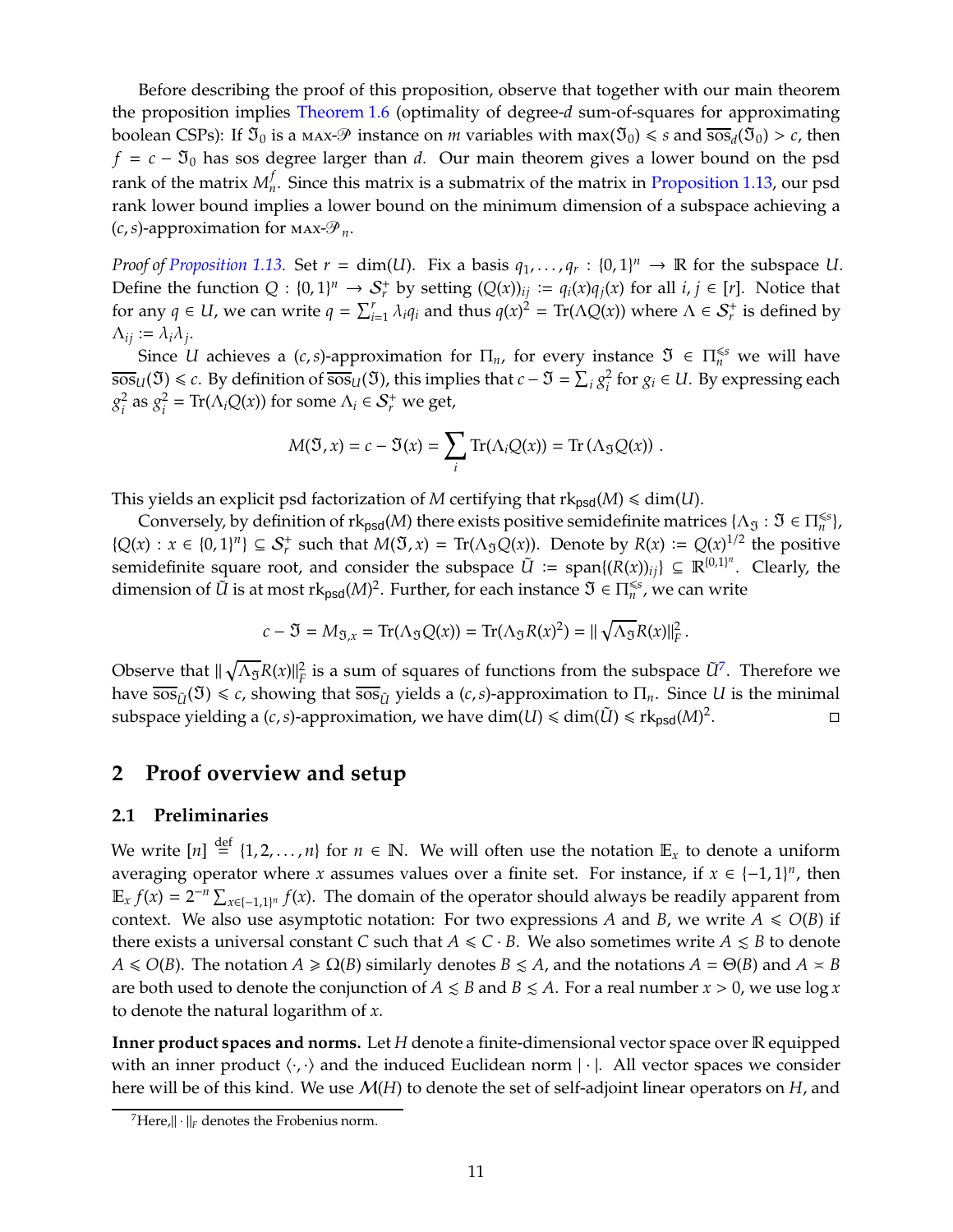Before describing the proof of this proposition, observe that together with our main theorem the proposition implies Theorem 1.6 (optimality of degree-$d$ sum-of-squares for approximating boolean CSPs): If $\mathfrak{I}_0$ is a MAX-$\mathscr{P}$ instance on $m$ variables with $\max(\mathfrak{I}_0) \leqslant s$ and $\overline{\text{sos}}_d(\mathfrak{I}_0) > c$, then $f = c - \mathfrak{I}_0$ has sos degree larger than $d$. Our main theorem gives a lower bound on the psd rank of the matrix $M_n^f$. Since this matrix is a submatrix of the matrix in Proposition 1.13, our psd rank lower bound implies a lower bound on the minimum dimension of a subspace achieving a $(c,s)$-approximation for MAX-$\mathscr{P}_n$.

*Proof of Proposition 1.13.* Set $r = \dim(U)$. Fix a basis $q_1, \ldots, q_r : \{0,1\}^n \to \mathbb{R}$ for the subspace $U$. Define the function $Q : \{0,1\}^n \to \mathcal{S}_r^+$ by setting $(Q(x))_{ij} := q_i(x)q_j(x)$ for all $i, j \in [r]$. Notice that for any $q \in U$, we can write $q = \sum_{i=1}^r \lambda_i q_i$ and thus $q(x)^2 = \text{Tr}(\Lambda Q(x))$ where $\Lambda \in \mathcal{S}_r^+$ is defined by $\Lambda_{ij} := \lambda_i \lambda_j$.

Since $U$ achieves a $(c,s)$-approximation for $\Pi_n$, for every instance $\mathfrak{I} \in \Pi_n^{\leqslant s}$ we will have $\overline{\text{sos}}_U(\mathfrak{I}) \leqslant c$. By definition of $\overline{\text{sos}}_U(\mathfrak{I})$, this implies that $c - \mathfrak{I} = \sum_i g_i^2$ for $g_i \in U$. By expressing each $g_i^2$ as $g_i^2 = \text{Tr}(\Lambda_i Q(x))$ for some $\Lambda_i \in \mathcal{S}_r^+$ we get,

$$M(\mathfrak{I}, x) = c - \mathfrak{I}(x) = \sum_i \text{Tr}(\Lambda_i Q(x)) = \text{Tr}\left(\Lambda_{\mathfrak{I}} Q(x)\right) .$$

This yields an explicit psd factorization of $M$ certifying that $\text{rk}_{\text{psd}}(M) \leqslant \dim(U)$.

Conversely, by definition of $\text{rk}_{\text{psd}}(M)$ there exists positive semidefinite matrices $\{\Lambda_{\mathfrak{I}} : \mathfrak{I} \in \Pi_n^{\leqslant s}\}$, $\{Q(x) : x \in \{0,1\}^n\} \subseteq \mathcal{S}_r^+$ such that $M(\mathfrak{I}, x) = \text{Tr}(\Lambda_{\mathfrak{I}} Q(x))$. Denote by $R(x) := Q(x)^{1/2}$ the positive semidefinite square root, and consider the subspace $\tilde{U} := \text{span}\{(R(x))_{ij}\} \subseteq \mathbb{R}^{\{0,1\}^n}$. Clearly, the dimension of $\tilde{U}$ is at most $\text{rk}_{\text{psd}}(M)^2$. Further, for each instance $\mathfrak{I} \in \Pi_n^{\leqslant s}$, we can write

$$c - \mathfrak{I} = M_{\mathfrak{I},x} = \text{Tr}(\Lambda_{\mathfrak{I}} Q(x)) = \text{Tr}(\Lambda_{\mathfrak{I}} R(x)^2) = \| \sqrt{\Lambda_{\mathfrak{I}}} R(x) \|_F^2 \, .$$

Observe that $\| \sqrt{\Lambda_{\mathfrak{I}}} R(x) \|_F^2$ is a sum of squares of functions from the subspace $\tilde{U}$[7]. Therefore we have $\overline{\text{sos}}_{\tilde{U}}(\mathfrak{I}) \leqslant c$, showing that $\overline{\text{sos}}_{\tilde{U}}$ yields a $(c,s)$-approximation to $\Pi_n$. Since $U$ is the minimal subspace yielding a $(c,s)$-approximation, we have $\dim(U) \leqslant \dim(\tilde{U}) \leqslant \text{rk}_{\text{psd}}(M)^2$. □

## 2 Proof overview and setup

### 2.1 Preliminaries

We write $[n] \stackrel{\text{def}}{=} \{1, 2, \ldots, n\}$ for $n \in \mathbb{N}$. We will often use the notation $\mathbb{E}_x$ to denote a uniform averaging operator where $x$ assumes values over a finite set. For instance, if $x \in \{-1,1\}^n$, then $\mathbb{E}_x f(x) = 2^{-n} \sum_{x \in \{-1,1\}^n} f(x)$. The domain of the operator should always be readily apparent from context. We also use asymptotic notation: For two expressions $A$ and $B$, we write $A \leqslant O(B)$ if there exists a universal constant $C$ such that $A \leqslant C \cdot B$. We also sometimes write $A \lesssim B$ to denote $A \leqslant O(B)$. The notation $A \geqslant \Omega(B)$ similarly denotes $B \lesssim A$, and the notations $A = \Theta(B)$ and $A \asymp B$ are both used to denote the conjunction of $A \lesssim B$ and $B \lesssim A$. For a real number $x > 0$, we use $\log x$ to denote the natural logarithm of $x$.

**Inner product spaces and norms.** Let $H$ denote a finite-dimensional vector space over $\mathbb{R}$ equipped with an inner product $\langle \cdot, \cdot \rangle$ and the induced Euclidean norm $|\cdot|$. All vector spaces we consider here will be of this kind. We use $\mathcal{M}(H)$ to denote the set of self-adjoint linear operators on $H$, and

[7] Here, $\| \cdot \|_F$ denotes the Frobenius norm.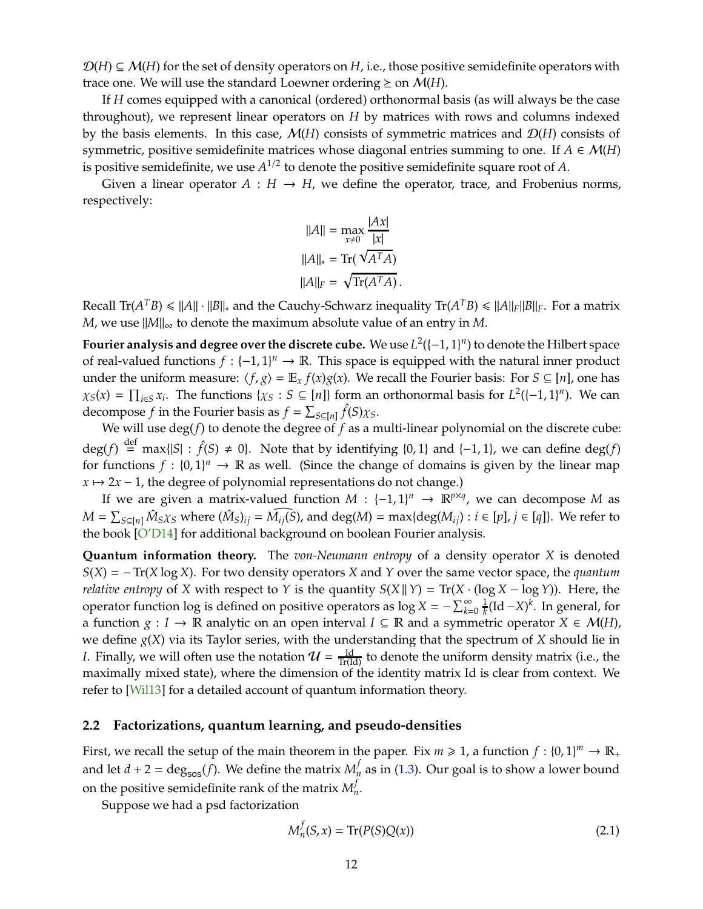$\mathcal{D}(H) \subseteq \mathcal{M}(H)$ for the set of density operators on $H$, i.e., those positive semidefinite operators with trace one. We will use the standard Loewner ordering $\succeq$ on $\mathcal{M}(H)$.

If $H$ comes equipped with a canonical (ordered) orthonormal basis (as will always be the case throughout), we represent linear operators on $H$ by matrices with rows and columns indexed by the basis elements. In this case, $\mathcal{M}(H)$ consists of symmetric matrices and $\mathcal{D}(H)$ consists of symmetric, positive semidefinite matrices whose diagonal entries summing to one. If $A \in \mathcal{M}(H)$ is positive semidefinite, we use $A^{1/2}$ to denote the positive semidefinite square root of $A$.

Given a linear operator $A : H \to H$, we define the operator, trace, and Frobenius norms, respectively:

$$\|A\| = \max_{x \neq 0} \frac{|Ax|}{|x|}$$

$$\|A\|_* = \operatorname{Tr}(\sqrt{A^T A})$$

$$\|A\|_F = \sqrt{\operatorname{Tr}(A^T A)}\,.$$

Recall $\operatorname{Tr}(A^T B) \leqslant \|A\| \cdot \|B\|_*$ and the Cauchy-Schwarz inequality $\operatorname{Tr}(A^T B) \leqslant \|A\|_F \|B\|_F$. For a matrix $M$, we use $\|M\|_\infty$ to denote the maximum absolute value of an entry in $M$.

**Fourier analysis and degree over the discrete cube.** We use $L^2(\{-1,1\}^n)$ to denote the Hilbert space of real-valued functions $f : \{-1,1\}^n \to \mathbb{R}$. This space is equipped with the natural inner product under the uniform measure: $\langle f, g \rangle = \mathbb{E}_x f(x)g(x)$. We recall the Fourier basis: For $S \subseteq [n]$, one has $\chi_S(x) = \prod_{i \in S} x_i$. The functions $\{\chi_S : S \subseteq [n]\}$ form an orthonormal basis for $L^2(\{-1,1\}^n)$. We can decompose $f$ in the Fourier basis as $f = \sum_{S \subseteq [n]} \hat{f}(S)\chi_S$.

We will use $\deg(f)$ to denote the degree of $f$ as a multi-linear polynomial on the discrete cube: $\deg(f) \stackrel{\text{def}}{=} \max\{|S| : \hat{f}(S) \neq 0\}$. Note that by identifying $\{0,1\}$ and $\{-1,1\}$, we can define $\deg(f)$ for functions $f : \{0,1\}^n \to \mathbb{R}$ as well. (Since the change of domains is given by the linear map $x \mapsto 2x - 1$, the degree of polynomial representations do not change.)

If we are given a matrix-valued function $M : \{-1,1\}^n \to \mathbb{R}^{p \times q}$, we can decompose $M$ as $M = \sum_{S \subseteq [n]} \hat{M}_S \chi_S$ where $(\hat{M}_S)_{ij} = \widehat{M_{ij}}(S)$, and $\deg(M) = \max\{\deg(M_{ij}) : i \in [p], j \in [q]\}$. We refer to the book [O'D14] for additional background on boolean Fourier analysis.

**Quantum information theory.** The *von-Neumann entropy* of a density operator $X$ is denoted $S(X) = -\operatorname{Tr}(X \log X)$. For two density operators $X$ and $Y$ over the same vector space, the *quantum relative entropy* of $X$ with respect to $Y$ is the quantity $S(X \,\|\, Y) = \operatorname{Tr}(X \cdot (\log X - \log Y))$. Here, the operator function log is defined on positive operators as $\log X = -\sum_{k=0}^{\infty} \frac{1}{k}(\mathrm{Id} - X)^k$. In general, for a function $g : I \to \mathbb{R}$ analytic on an open interval $I \subseteq \mathbb{R}$ and a symmetric operator $X \in \mathcal{M}(H)$, we define $g(X)$ via its Taylor series, with the understanding that the spectrum of $X$ should lie in $I$. Finally, we will often use the notation $\mathcal{U} = \frac{\mathrm{Id}}{\operatorname{Tr}(\mathrm{Id})}$ to denote the uniform density matrix (i.e., the maximally mixed state), where the dimension of the identity matrix Id is clear from context. We refer to [Wil13] for a detailed account of quantum information theory.

### 2.2 Factorizations, quantum learning, and pseudo-densities

First, we recall the setup of the main theorem in the paper. Fix $m \geqslant 1$, a function $f : \{0,1\}^m \to \mathbb{R}_+$ and let $d + 2 = \deg_{\mathsf{sos}}(f)$. We define the matrix $M_n^f$ as in (1.3). Our goal is to show a lower bound on the positive semidefinite rank of the matrix $M_n^f$.

Suppose we had a psd factorization

$$M_n^f(S, x) = \operatorname{Tr}(P(S)Q(x)) \tag{2.1}$$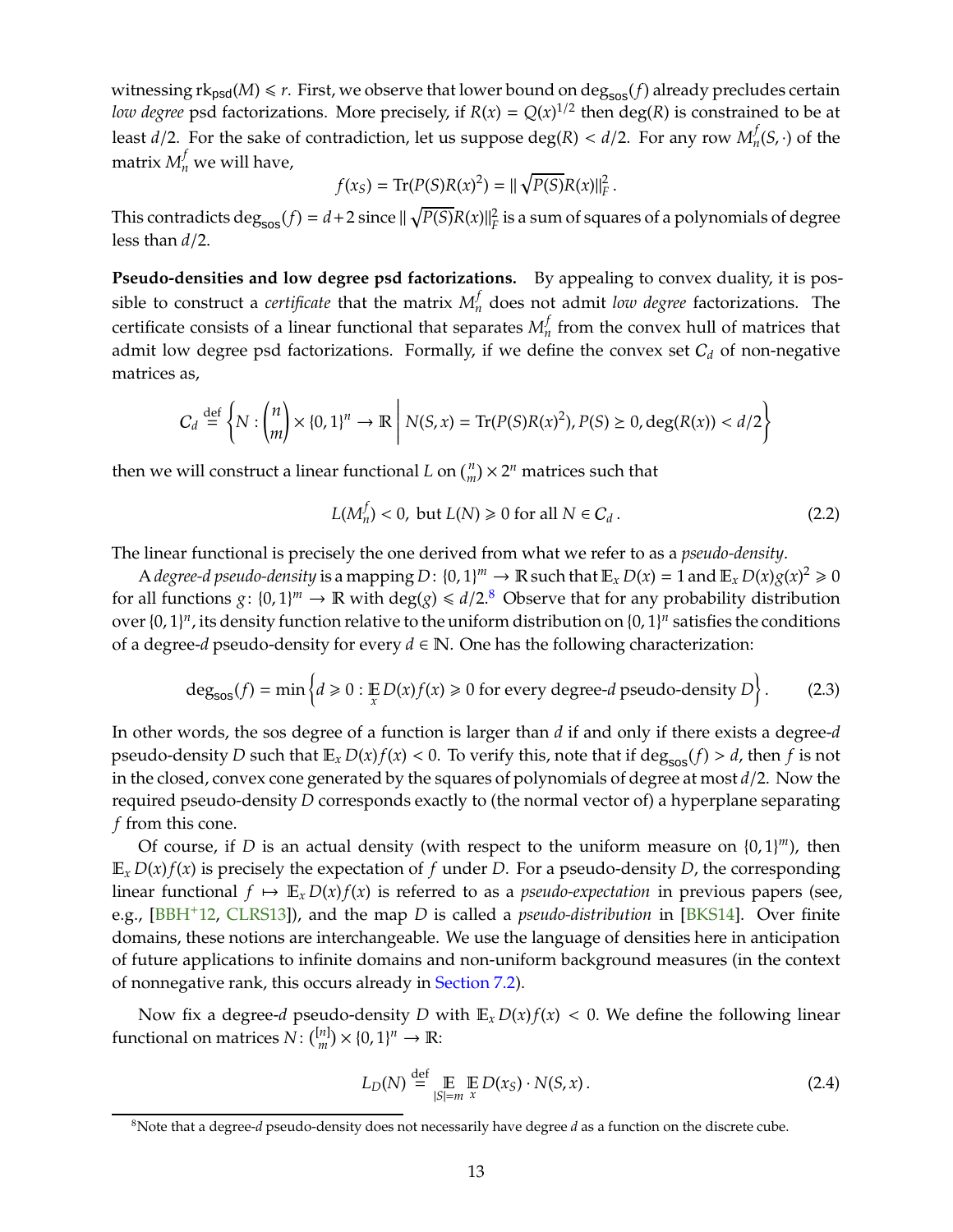witnessing $\text{rk}_{\text{psd}}(M) \leqslant r$. First, we observe that lower bound on $\deg_{\text{sos}}(f)$ already precludes certain *low degree* psd factorizations. More precisely, if $R(x) = Q(x)^{1/2}$ then $\deg(R)$ is constrained to be at least $d/2$. For the sake of contradiction, let us suppose $\deg(R) < d/2$. For any row $M_n^f(S, \cdot)$ of the matrix $M_n^f$ we will have,

$$f(x_S) = \text{Tr}(P(S)R(x)^2) = \|\sqrt{P(S)}R(x)\|_F^2 .$$

This contradicts $\deg_{\text{sos}}(f) = d+2$ since $\|\sqrt{P(S)}R(x)\|_F^2$ is a sum of squares of a polynomials of degree less than $d/2$.

**Pseudo-densities and low degree psd factorizations.** By appealing to convex duality, it is possible to construct a *certificate* that the matrix $M_n^f$ does not admit *low degree* factorizations. The certificate consists of a linear functional that separates $M_n^f$ from the convex hull of matrices that admit low degree psd factorizations. Formally, if we define the convex set $C_d$ of non-negative matrices as,

$$C_d \stackrel{\text{def}}{=} \left\{ N : \binom{n}{m} \times \{0,1\}^n \to \mathbb{R} \;\middle|\; N(S,x) = \text{Tr}(P(S)R(x)^2), P(S) \succeq 0, \deg(R(x)) < d/2 \right\}$$

then we will construct a linear functional $L$ on $\binom{n}{m} \times 2^n$ matrices such that

$$L(M_n^f) < 0, \text{ but } L(N) \geqslant 0 \text{ for all } N \in C_d . \tag{2.2}$$

The linear functional is precisely the one derived from what we refer to as a *pseudo-density*.

A *degree-$d$ pseudo-density* is a mapping $D \colon \{0,1\}^m \to \mathbb{R}$ such that $\mathbb{E}_x D(x) = 1$ and $\mathbb{E}_x D(x) g(x)^2 \geqslant 0$ for all functions $g \colon \{0,1\}^m \to \mathbb{R}$ with $\deg(g) \leqslant d/2$.[8] Observe that for any probability distribution over $\{0,1\}^n$, its density function relative to the uniform distribution on $\{0,1\}^n$ satisfies the conditions of a degree-$d$ pseudo-density for every $d \in \mathbb{N}$. One has the following characterization:

$$\deg_{\text{sos}}(f) = \min \left\{ d \geqslant 0 : \mathop{\mathbb{E}}_x D(x) f(x) \geqslant 0 \text{ for every degree-}d \text{ pseudo-density } D \right\} . \tag{2.3}$$

In other words, the sos degree of a function is larger than $d$ if and only if there exists a degree-$d$ pseudo-density $D$ such that $\mathbb{E}_x D(x) f(x) < 0$. To verify this, note that if $\deg_{\text{sos}}(f) > d$, then $f$ is not in the closed, convex cone generated by the squares of polynomials of degree at most $d/2$. Now the required pseudo-density $D$ corresponds exactly to (the normal vector of) a hyperplane separating $f$ from this cone.

Of course, if $D$ is an actual density (with respect to the uniform measure on $\{0,1\}^m$), then $\mathbb{E}_x D(x) f(x)$ is precisely the expectation of $f$ under $D$. For a pseudo-density $D$, the corresponding linear functional $f \mapsto \mathbb{E}_x D(x) f(x)$ is referred to as a *pseudo-expectation* in previous papers (see, e.g., [BBH+12, CLRS13]), and the map $D$ is called a *pseudo-distribution* in [BKS14]. Over finite domains, these notions are interchangeable. We use the language of densities here in anticipation of future applications to infinite domains and non-uniform background measures (in the context of nonnegative rank, this occurs already in Section 7.2).

Now fix a degree-$d$ pseudo-density $D$ with $\mathbb{E}_x D(x) f(x) < 0$. We define the following linear functional on matrices $N \colon \binom{[n]}{m} \times \{0,1\}^n \to \mathbb{R}$:

$$L_D(N) \stackrel{\text{def}}{=} \mathop{\mathbb{E}}_{|S|=m} \mathop{\mathbb{E}}_x D(x_S) \cdot N(S,x) . \tag{2.4}$$

[8] Note that a degree-$d$ pseudo-density does not necessarily have degree $d$ as a function on the discrete cube.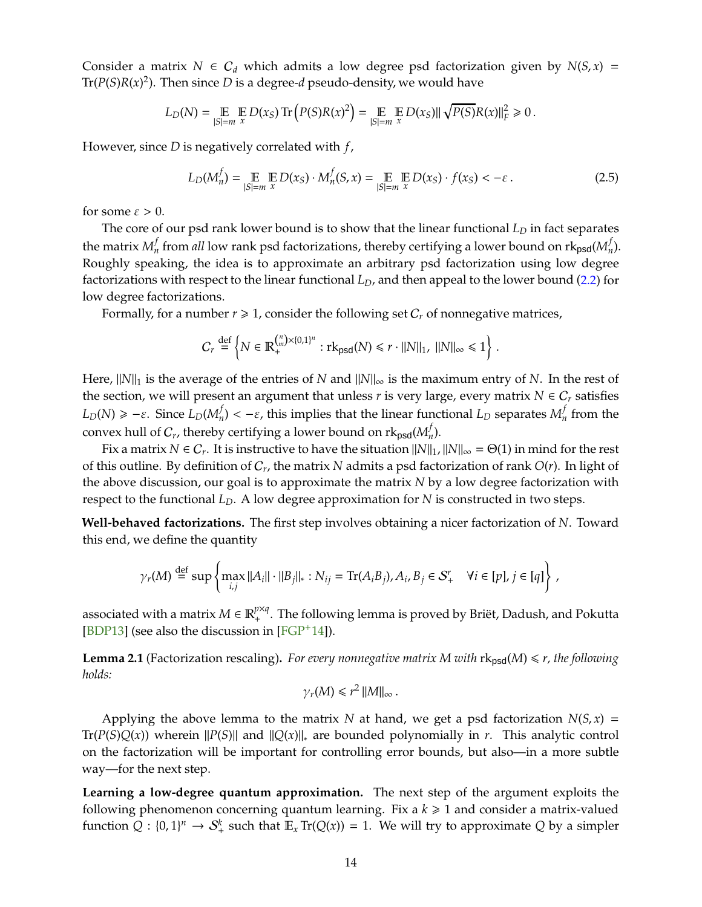Consider a matrix $N \in \mathcal{C}_d$ which admits a low degree psd factorization given by $N(S,x) = \operatorname{Tr}(P(S)R(x)^2)$. Then since $D$ is a degree-$d$ pseudo-density, we would have

$$L_D(N) = \mathop{\mathbb{E}}_{|S|=m} \mathop{\mathbb{E}}_{x} D(x_S) \operatorname{Tr}\left(P(S)R(x)^2\right) = \mathop{\mathbb{E}}_{|S|=m} \mathop{\mathbb{E}}_{x} D(x_S) \| \sqrt{P(S)} R(x)\|_F^2 \geqslant 0\,.$$

However, since $D$ is negatively correlated with $f$,

$$L_D(M_n^f) = \mathop{\mathbb{E}}_{|S|=m} \mathop{\mathbb{E}}_{x} D(x_S) \cdot M_n^f(S,x) = \mathop{\mathbb{E}}_{|S|=m} \mathop{\mathbb{E}}_{x} D(x_S) \cdot f(x_S) < -\varepsilon\,. \tag{2.5}$$

for some $\varepsilon > 0$.

The core of our psd rank lower bound is to show that the linear functional $L_D$ in fact separates the matrix $M_n^f$ from *all* low rank psd factorizations, thereby certifying a lower bound on $\operatorname{rk}_{\mathsf{psd}}(M_n^f)$. Roughly speaking, the idea is to approximate an arbitrary psd factorization using low degree factorizations with respect to the linear functional $L_D$, and then appeal to the lower bound (2.2) for low degree factorizations.

Formally, for a number $r \geqslant 1$, consider the following set $\mathcal{C}_r$ of nonnegative matrices,

$$\mathcal{C}_r \stackrel{\text{def}}{=} \left\{ N \in \mathbb{R}_+^{\binom{n}{m} \times \{0,1\}^n} : \operatorname{rk}_{\mathsf{psd}}(N) \leqslant r \cdot \|N\|_1,\ \|N\|_\infty \leqslant 1 \right\}.$$

Here, $\|N\|_1$ is the average of the entries of $N$ and $\|N\|_\infty$ is the maximum entry of $N$. In the rest of the section, we will present an argument that unless $r$ is very large, every matrix $N \in \mathcal{C}_r$ satisfies $L_D(N) \geqslant -\varepsilon$. Since $L_D(M_n^f) < -\varepsilon$, this implies that the linear functional $L_D$ separates $M_n^f$ from the convex hull of $\mathcal{C}_r$, thereby certifying a lower bound on $\operatorname{rk}_{\mathsf{psd}}(M_n^f)$.

Fix a matrix $N \in \mathcal{C}_r$. It is instructive to have the situation $\|N\|_1, \|N\|_\infty = \Theta(1)$ in mind for the rest of this outline. By definition of $\mathcal{C}_r$, the matrix $N$ admits a psd factorization of rank $O(r)$. In light of the above discussion, our goal is to approximate the matrix $N$ by a low degree factorization with respect to the functional $L_D$. A low degree approximation for $N$ is constructed in two steps.

**Well-behaved factorizations.** The first step involves obtaining a nicer factorization of $N$. Toward this end, we define the quantity

$$\gamma_r(M) \stackrel{\text{def}}{=} \sup \left\{ \max_{i,j} \|A_i\| \cdot \|B_j\|_* : N_{ij} = \operatorname{Tr}(A_i B_j), A_i, B_j \in \mathcal{S}_+^r \quad \forall i \in [p], j \in [q] \right\},$$

associated with a matrix $M \in \mathbb{R}_+^{p \times q}$. The following lemma is proved by Briët, Dadush, and Pokutta [BDP13] (see also the discussion in [FGP+14]).

**Lemma 2.1** (Factorization rescaling)**.** *For every nonnegative matrix $M$ with $\operatorname{rk}_{\mathsf{psd}}(M) \leqslant r$, the following holds:*

$$\gamma_r(M) \leqslant r^2 \|M\|_\infty\,.$$

Applying the above lemma to the matrix $N$ at hand, we get a psd factorization $N(S,x) = \operatorname{Tr}(P(S)Q(x))$ wherein $\|P(S)\|$ and $\|Q(x)\|_*$ are bounded polynomially in $r$. This analytic control on the factorization will be important for controlling error bounds, but also—in a more subtle way—for the next step.

**Learning a low-degree quantum approximation.** The next step of the argument exploits the following phenomenon concerning quantum learning. Fix a $k \geqslant 1$ and consider a matrix-valued function $Q : \{0,1\}^n \to \mathcal{S}_+^k$ such that $\mathbb{E}_x \operatorname{Tr}(Q(x)) = 1$. We will try to approximate $Q$ by a simpler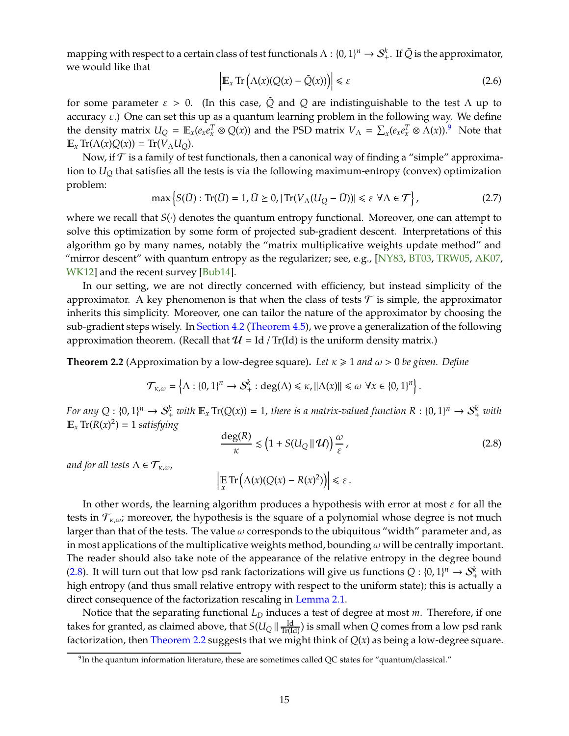mapping with respect to a certain class of test functionals $\Lambda : \{0,1\}^n \to \mathcal{S}_+^k$. If $\tilde{Q}$ is the approximator, we would like that

$$\left|\mathbb{E}_x \operatorname{Tr}\left(\Lambda(x)(Q(x) - \tilde{Q}(x))\right)\right| \leqslant \varepsilon \tag{2.6}$$

for some parameter $\varepsilon > 0$. (In this case, $\tilde{Q}$ and $Q$ are indistinguishable to the test $\Lambda$ up to accuracy $\varepsilon$.) One can set this up as a quantum learning problem in the following way. We define the density matrix $U_Q = \mathbb{E}_x(e_x e_x^T \otimes Q(x))$ and the PSD matrix $V_\Lambda = \sum_x (e_x e_x^T \otimes \Lambda(x))$.[9] Note that $\mathbb{E}_x \operatorname{Tr}(\Lambda(x)Q(x)) = \operatorname{Tr}(V_\Lambda U_Q)$.

Now, if $\mathcal{T}$ is a family of test functionals, then a canonical way of finding a "simple" approximation to $U_Q$ that satisfies all the tests is via the following maximum-entropy (convex) optimization problem:

$$\max\left\{S(\tilde{U}) : \operatorname{Tr}(\tilde{U}) = 1, \tilde{U} \succeq 0, |\operatorname{Tr}(V_\Lambda(U_Q - \tilde{U}))| \leqslant \varepsilon \ \forall \Lambda \in \mathcal{T}\right\}, \tag{2.7}$$

where we recall that $S(\cdot)$ denotes the quantum entropy functional. Moreover, one can attempt to solve this optimization by some form of projected sub-gradient descent. Interpretations of this algorithm go by many names, notably the "matrix multiplicative weights update method" and "mirror descent" with quantum entropy as the regularizer; see, e.g., [NY83, BT03, TRW05, AK07, WK12] and the recent survey [Bub14].

In our setting, we are not directly concerned with efficiency, but instead simplicity of the approximator. A key phenomenon is that when the class of tests $\mathcal{T}$ is simple, the approximator inherits this simplicity. Moreover, one can tailor the nature of the approximator by choosing the sub-gradient steps wisely. In Section 4.2 (Theorem 4.5), we prove a generalization of the following approximation theorem. (Recall that $\mathcal{U} = \mathrm{Id} / \operatorname{Tr}(\mathrm{Id})$ is the uniform density matrix.)

**Theorem 2.2** (Approximation by a low-degree square)**.** *Let $\kappa \geqslant 1$ and $\omega > 0$ be given. Define*

$$\mathcal{T}_{\kappa,\omega} = \left\{\Lambda : \{0,1\}^n \to \mathcal{S}_+^k : \deg(\Lambda) \leqslant \kappa, \|\Lambda(x)\| \leqslant \omega \ \forall x \in \{0,1\}^n\right\}.$$

*For any $Q : \{0,1\}^n \to \mathcal{S}_+^k$ with $\mathbb{E}_x \operatorname{Tr}(Q(x)) = 1$, there is a matrix-valued function $R : \{0,1\}^n \to \mathcal{S}_+^k$ with $\mathbb{E}_x \operatorname{Tr}(R(x)^2) = 1$ satisfying*

$$\frac{\deg(R)}{\kappa} \lesssim \left(1 + S(U_Q \,\|\, \mathcal{U})\right)\frac{\omega}{\varepsilon}, \tag{2.8}$$

*and for all tests $\Lambda \in \mathcal{T}_{\kappa,\omega}$,*

$$\left|\mathop{\mathbb{E}}_x \operatorname{Tr}\left(\Lambda(x)(Q(x) - R(x)^2)\right)\right| \leqslant \varepsilon\,.$$

In other words, the learning algorithm produces a hypothesis with error at most $\varepsilon$ for all the tests in $\mathcal{T}_{\kappa,\omega}$; moreover, the hypothesis is the square of a polynomial whose degree is not much larger than that of the tests. The value $\omega$ corresponds to the ubiquitous "width" parameter and, as in most applications of the multiplicative weights method, bounding $\omega$ will be centrally important. The reader should also take note of the appearance of the relative entropy in the degree bound (2.8). It will turn out that low psd rank factorizations will give us functions $Q : \{0,1\}^n \to \mathcal{S}_+^k$ with high entropy (and thus small relative entropy with respect to the uniform state); this is actually a direct consequence of the factorization rescaling in Lemma 2.1.

Notice that the separating functional $L_D$ induces a test of degree at most $m$. Therefore, if one takes for granted, as claimed above, that $S(U_Q \,\|\, \frac{\mathrm{Id}}{\operatorname{Tr}(\mathrm{Id})})$ is small when $Q$ comes from a low psd rank factorization, then Theorem 2.2 suggests that we might think of $Q(x)$ as being a low-degree square.

[9] In the quantum information literature, these are sometimes called QC states for "quantum/classical."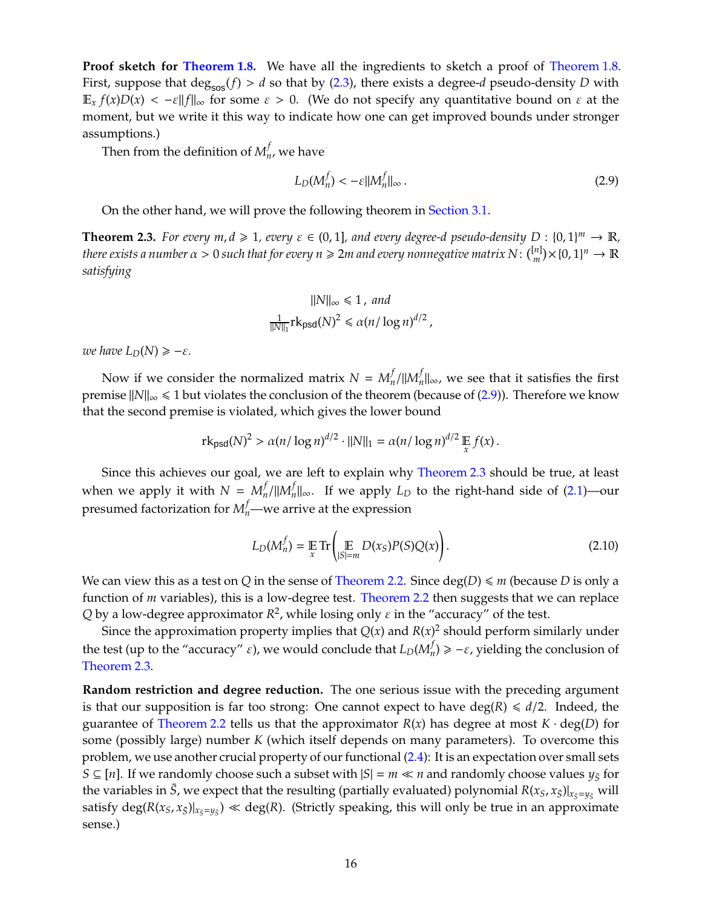**Proof sketch for Theorem 1.8.** We have all the ingredients to sketch a proof of Theorem 1.8. First, suppose that $\deg_{\mathsf{sos}}(f) > d$ so that by (2.3), there exists a degree-$d$ pseudo-density $D$ with $\mathbb{E}_x f(x)D(x) < -\varepsilon\|f\|_\infty$ for some $\varepsilon > 0$. (We do not specify any quantitative bound on $\varepsilon$ at the moment, but we write it this way to indicate how one can get improved bounds under stronger assumptions.)

Then from the definition of $M_n^f$, we have

$$L_D(M_n^f) < -\varepsilon\|M_n^f\|_\infty\,. \tag{2.9}$$

On the other hand, we will prove the following theorem in Section 3.1.

**Theorem 2.3.** *For every $m, d \geqslant 1$, every $\varepsilon \in (0,1]$, and every degree-$d$ pseudo-density $D : \{0,1\}^m \to \mathbb{R}$, there exists a number $\alpha > 0$ such that for every $n \geqslant 2m$ and every nonnegative matrix $N \colon \binom{[n]}{m} \times \{0,1\}^n \to \mathbb{R}$ satisfying*

$$\|N\|_\infty \leqslant 1\,, \text{ and}$$
$$\tfrac{1}{\|N\|_1}\mathrm{rk}_{\mathsf{psd}}(N)^2 \leqslant \alpha(n/\log n)^{d/2}\,,$$

*we have $L_D(N) \geqslant -\varepsilon$.*

Now if we consider the normalized matrix $N = M_n^f/\|M_n^f\|_\infty$, we see that it satisfies the first premise $\|N\|_\infty \leqslant 1$ but violates the conclusion of the theorem (because of (2.9)). Therefore we know that the second premise is violated, which gives the lower bound

$$\mathrm{rk}_{\mathsf{psd}}(N)^2 > \alpha(n/\log n)^{d/2} \cdot \|N\|_1 = \alpha(n/\log n)^{d/2}\,\mathop{\mathbb{E}}_x f(x)\,.$$

Since this achieves our goal, we are left to explain why Theorem 2.3 should be true, at least when we apply it with $N = M_n^f/\|M_n^f\|_\infty$. If we apply $L_D$ to the right-hand side of (2.1)—our presumed factorization for $M_n^f$—we arrive at the expression

$$L_D(M_n^f) = \mathop{\mathbb{E}}_x \mathrm{Tr}\left(\mathop{\mathbb{E}}_{|S|=m} D(x_S)P(S)Q(x)\right). \tag{2.10}$$

We can view this as a test on $Q$ in the sense of Theorem 2.2. Since $\deg(D) \leqslant m$ (because $D$ is only a function of $m$ variables), this is a low-degree test. Theorem 2.2 then suggests that we can replace $Q$ by a low-degree approximator $R^2$, while losing only $\varepsilon$ in the "accuracy" of the test.

Since the approximation property implies that $Q(x)$ and $R(x)^2$ should perform similarly under the test (up to the "accuracy" $\varepsilon$), we would conclude that $L_D(M_n^f) \geqslant -\varepsilon$, yielding the conclusion of Theorem 2.3.

**Random restriction and degree reduction.** The one serious issue with the preceding argument is that our supposition is far too strong: One cannot expect to have $\deg(R) \leqslant d/2$. Indeed, the guarantee of Theorem 2.2 tells us that the approximator $R(x)$ has degree at most $K \cdot \deg(D)$ for some (possibly large) number $K$ (which itself depends on many parameters). To overcome this problem, we use another crucial property of our functional (2.4): It is an expectation over small sets $S \subseteq [n]$. If we randomly choose such a subset with $|S| = m \ll n$ and randomly choose values $y_{\bar{S}}$ for the variables in $\bar{S}$, we expect that the resulting (partially evaluated) polynomial $R(x_S, x_{\bar{S}})|_{x_{\bar{S}}=y_{\bar{S}}}$ will satisfy $\deg(R(x_S, x_{\bar{S}})|_{x_{\bar{S}}=y_{\bar{S}}}) \ll \deg(R)$. (Strictly speaking, this will only be true in an approximate sense.)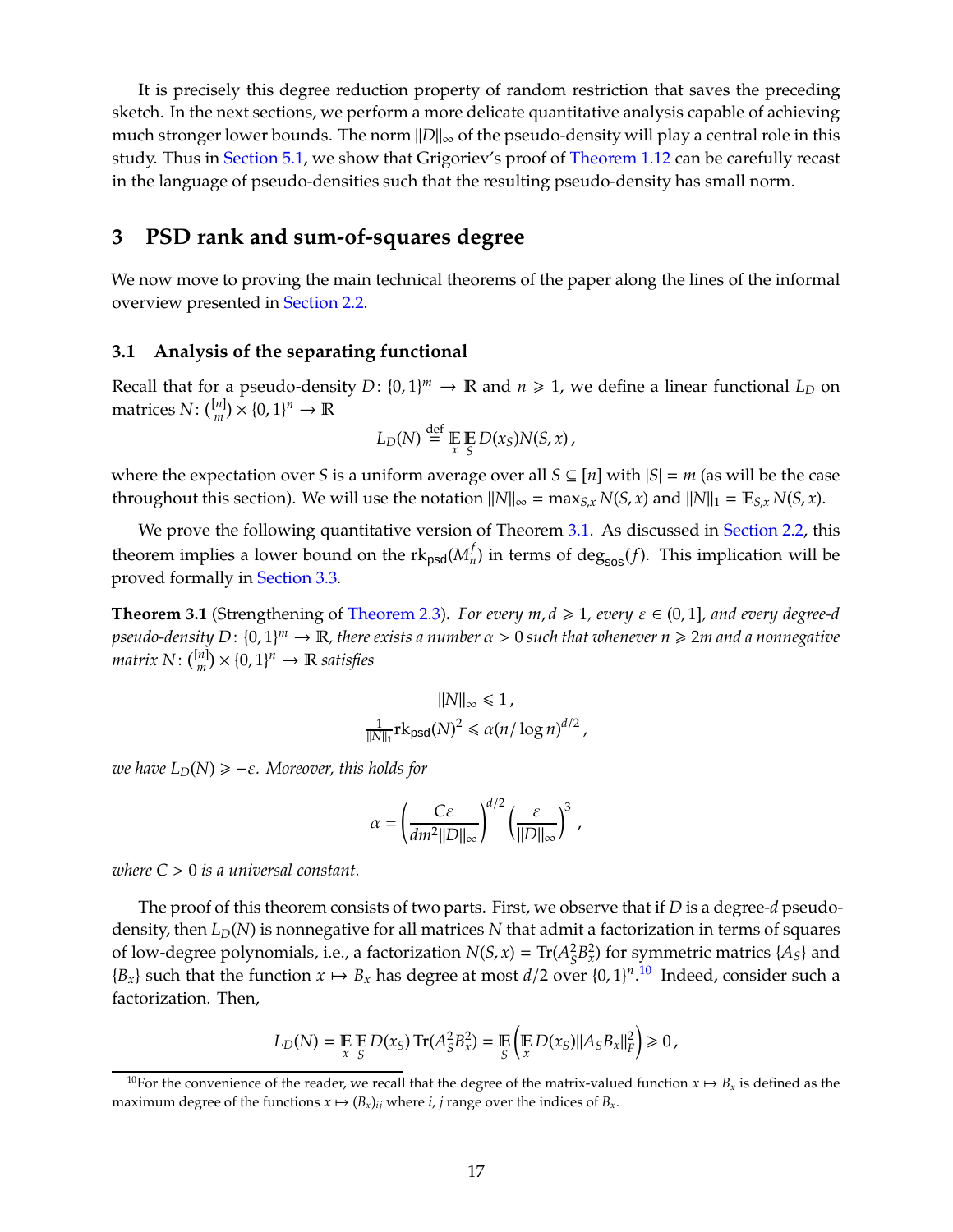It is precisely this degree reduction property of random restriction that saves the preceding sketch. In the next sections, we perform a more delicate quantitative analysis capable of achieving much stronger lower bounds. The norm $\|D\|_\infty$ of the pseudo-density will play a central role in this study. Thus in Section 5.1, we show that Grigoriev's proof of Theorem 1.12 can be carefully recast in the language of pseudo-densities such that the resulting pseudo-density has small norm.

# 3 PSD rank and sum-of-squares degree

We now move to proving the main technical theorems of the paper along the lines of the informal overview presented in Section 2.2.

## 3.1 Analysis of the separating functional

Recall that for a pseudo-density $D\colon \{0,1\}^m \to \mathbb{R}$ and $n \geqslant 1$, we define a linear functional $L_D$ on matrices $N\colon \binom{[n]}{m} \times \{0,1\}^n \to \mathbb{R}$

$$L_D(N) \stackrel{\text{def}}{=} \mathop{\mathbb{E}}_x \mathop{\mathbb{E}}_S D(x_S) N(S,x)\,,$$

where the expectation over $S$ is a uniform average over all $S \subseteq [n]$ with $|S| = m$ (as will be the case throughout this section). We will use the notation $\|N\|_\infty = \max_{S,x} N(S,x)$ and $\|N\|_1 = \mathbb{E}_{S,x} N(S,x)$.

We prove the following quantitative version of Theorem 3.1. As discussed in Section 2.2, this theorem implies a lower bound on the $\mathrm{rk}_{\mathsf{psd}}(M_n^f)$ in terms of $\deg_{\mathsf{sos}}(f)$. This implication will be proved formally in Section 3.3.

**Theorem 3.1** (Strengthening of Theorem 2.3)**.** *For every $m, d \geqslant 1$, every $\varepsilon \in (0,1]$, and every degree-$d$ pseudo-density $D\colon \{0,1\}^m \to \mathbb{R}$, there exists a number $\alpha > 0$ such that whenever $n \geqslant 2m$ and a nonnegative matrix $N\colon \binom{[n]}{m} \times \{0,1\}^n \to \mathbb{R}$ satisfies*

$$\|N\|_\infty \leqslant 1\,,$$
$$\tfrac{1}{\|N\|_1} \mathrm{rk}_{\mathsf{psd}}(N)^2 \leqslant \alpha (n/\log n)^{d/2}\,,$$

*we have $L_D(N) \geqslant -\varepsilon$. Moreover, this holds for*

$$\alpha = \left(\frac{C\varepsilon}{dm^2\|D\|_\infty}\right)^{d/2} \left(\frac{\varepsilon}{\|D\|_\infty}\right)^3,$$

*where $C > 0$ is a universal constant.*

The proof of this theorem consists of two parts. First, we observe that if $D$ is a degree-$d$ pseudo-density, then $L_D(N)$ is nonnegative for all matrices $N$ that admit a factorization in terms of squares of low-degree polynomials, i.e., a factorization $N(S,x) = \mathrm{Tr}(A_S^2 B_x^2)$ for symmetric matrices $\{A_S\}$ and $\{B_x\}$ such that the function $x \mapsto B_x$ has degree at most $d/2$ over $\{0,1\}^n$.[10] Indeed, consider such a factorization. Then,

$$L_D(N) = \mathop{\mathbb{E}}_x \mathop{\mathbb{E}}_S D(x_S)\,\mathrm{Tr}(A_S^2 B_x^2) = \mathop{\mathbb{E}}_S \left(\mathop{\mathbb{E}}_x D(x_S) \|A_S B_x\|_F^2\right) \geqslant 0\,,$$

[10] For the convenience of the reader, we recall that the degree of the matrix-valued function $x \mapsto B_x$ is defined as the maximum degree of the functions $x \mapsto (B_x)_{ij}$ where $i, j$ range over the indices of $B_x$.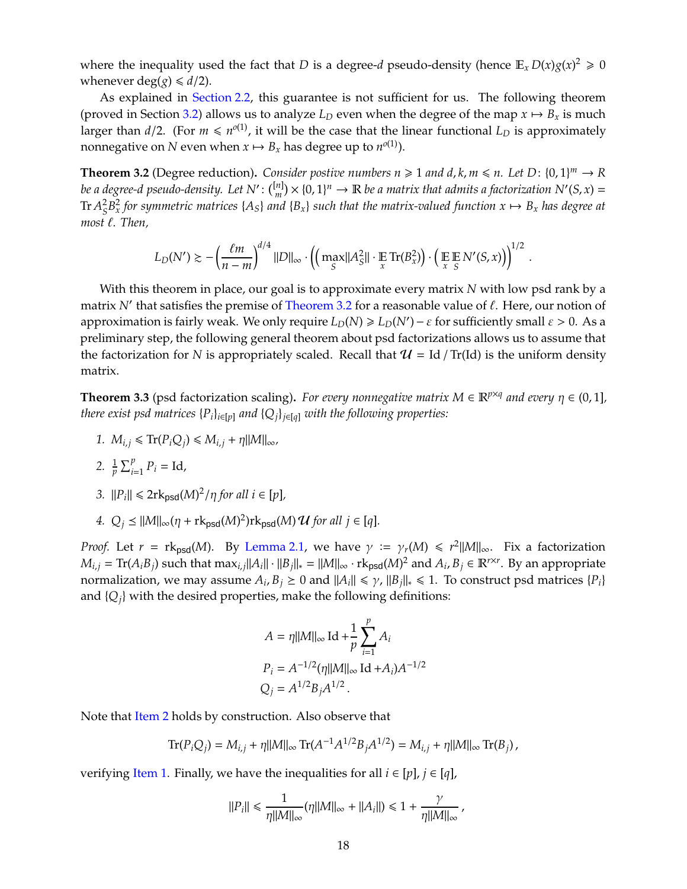where the inequality used the fact that $D$ is a degree-$d$ pseudo-density (hence $\mathbb{E}_x D(x) g(x)^2 \geqslant 0$ whenever $\deg(g) \leqslant d/2$).

As explained in Section 2.2, this guarantee is not sufficient for us. The following theorem (proved in Section 3.2) allows us to analyze $L_D$ even when the degree of the map $x \mapsto B_x$ is much larger than $d/2$. (For $m \leqslant n^{o(1)}$, it will be the case that the linear functional $L_D$ is approximately nonnegative on $N$ even when $x \mapsto B_x$ has degree up to $n^{o(1)}$).

**Theorem 3.2** (Degree reduction)**.** *Consider postive numbers $n \geqslant 1$ and $d, k, m \leqslant n$. Let $D \colon \{0,1\}^m \to R$ be a degree-$d$ pseudo-density. Let $N' \colon \binom{[n]}{m} \times \{0,1\}^n \to \mathbb{R}$ be a matrix that admits a factorization $N'(S,x) = \operatorname{Tr} A_S^2 B_x^2$ for symmetric matrices $\{A_S\}$ and $\{B_x\}$ such that the matrix-valued function $x \mapsto B_x$ has degree at most $\ell$. Then,*

$$L_D(N') \gtrsim -\left(\frac{\ell m}{n-m}\right)^{d/4} \|D\|_\infty \cdot \left(\left(\max_S \|A_S^2\| \cdot \mathop{\mathbb{E}}_x \operatorname{Tr}(B_x^2)\right) \cdot \left(\mathop{\mathbb{E}}_x \mathop{\mathbb{E}}_S N'(S,x)\right)\right)^{1/2}.$$

With this theorem in place, our goal is to approximate every matrix $N$ with low psd rank by a matrix $N'$ that satisfies the premise of Theorem 3.2 for a reasonable value of $\ell$. Here, our notion of approximation is fairly weak. We only require $L_D(N) \geqslant L_D(N') - \varepsilon$ for sufficiently small $\varepsilon > 0$. As a preliminary step, the following general theorem about psd factorizations allows us to assume that the factorization for $N$ is appropriately scaled. Recall that $\mathcal{U} = \mathrm{Id} / \operatorname{Tr}(\mathrm{Id})$ is the uniform density matrix.

**Theorem 3.3** (psd factorization scaling)**.** *For every nonnegative matrix $M \in \mathbb{R}^{p \times q}$ and every $\eta \in (0,1]$, there exist psd matrices $\{P_i\}_{i \in [p]}$ and $\{Q_j\}_{j \in [q]}$ with the following properties:*

1. *$M_{i,j} \leqslant \operatorname{Tr}(P_i Q_j) \leqslant M_{i,j} + \eta \|M\|_\infty$,*
2. *$\frac{1}{p} \sum_{i=1}^p P_i = \mathrm{Id}$,*
3. *$\|P_i\| \leqslant 2 \operatorname{rk}_{\mathsf{psd}}(M)^2 / \eta$ for all $i \in [p]$,*
4. *$Q_j \preceq \|M\|_\infty (\eta + \operatorname{rk}_{\mathsf{psd}}(M)^2) \operatorname{rk}_{\mathsf{psd}}(M) \mathcal{U}$ for all $j \in [q]$.*

*Proof.* Let $r = \operatorname{rk}_{\mathsf{psd}}(M)$. By Lemma 2.1, we have $\gamma := \gamma_r(M) \leqslant r^2 \|M\|_\infty$. Fix a factorization $M_{i,j} = \operatorname{Tr}(A_i B_j)$ such that $\max_{i,j} \|A_i\| \cdot \|B_j\|_* = \|M\|_\infty \cdot \operatorname{rk}_{\mathsf{psd}}(M)^2$ and $A_i, B_j \in \mathbb{R}^{r \times r}$. By an appropriate normalization, we may assume $A_i, B_j \succeq 0$ and $\|A_i\| \leqslant \gamma$, $\|B_j\|_* \leqslant 1$. To construct psd matrices $\{P_i\}$ and $\{Q_j\}$ with the desired properties, make the following definitions:

$$A = \eta \|M\|_\infty \mathrm{Id} + \frac{1}{p} \sum_{i=1}^p A_i$$
$$P_i = A^{-1/2} (\eta \|M\|_\infty \mathrm{Id} + A_i) A^{-1/2}$$
$$Q_j = A^{1/2} B_j A^{1/2}.$$

Note that Item 2 holds by construction. Also observe that

$$\operatorname{Tr}(P_i Q_j) = M_{i,j} + \eta \|M\|_\infty \operatorname{Tr}(A^{-1} A^{1/2} B_j A^{1/2}) = M_{i,j} + \eta \|M\|_\infty \operatorname{Tr}(B_j),$$

verifying Item 1. Finally, we have the inequalities for all $i \in [p]$, $j \in [q]$,

$$\|P_i\| \leqslant \frac{1}{\eta \|M\|_\infty} (\eta \|M\|_\infty + \|A_i\|) \leqslant 1 + \frac{\gamma}{\eta \|M\|_\infty},$$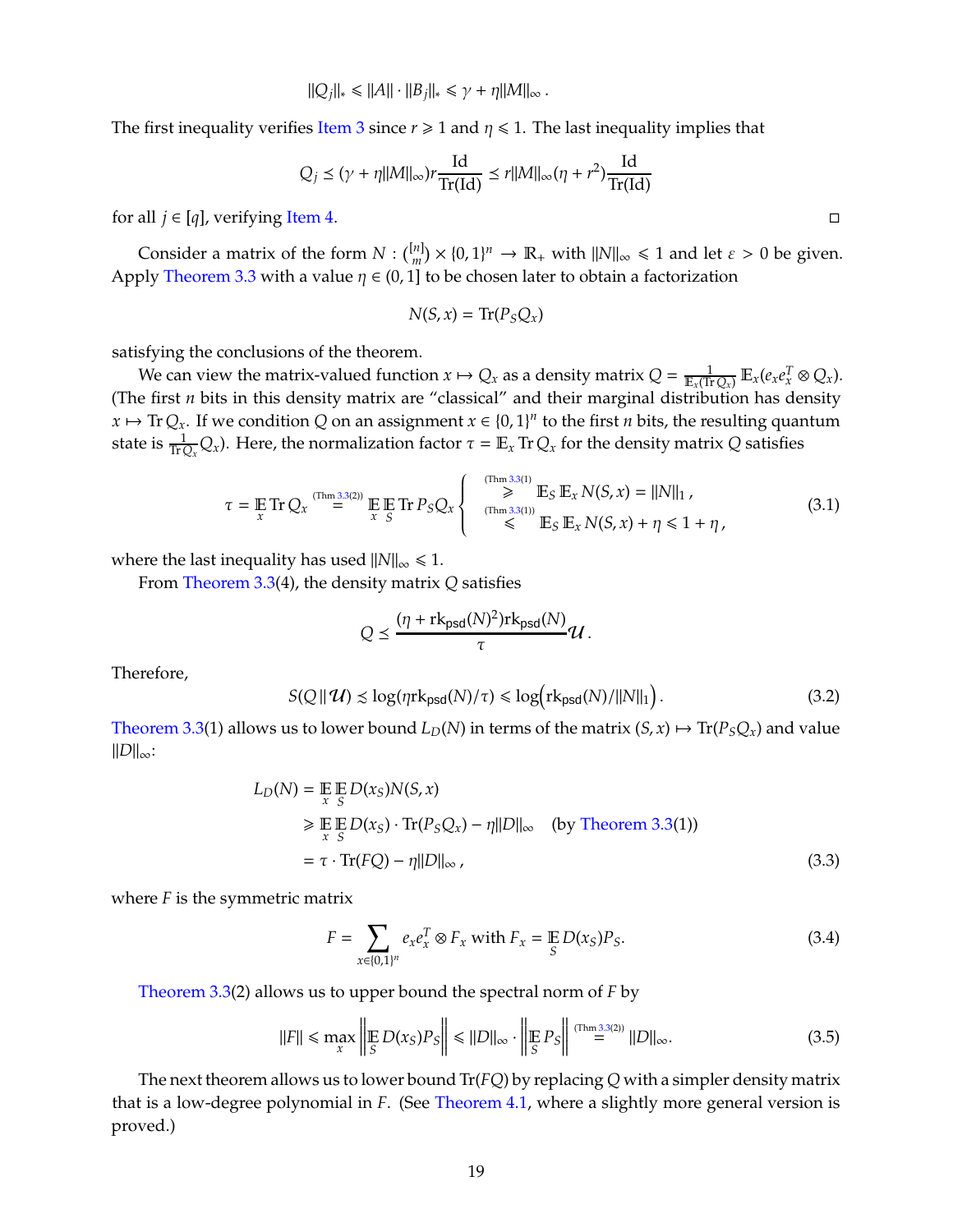$$\|Q_j\|_* \leqslant \|A\| \cdot \|B_j\|_* \leqslant \gamma + \eta \|M\|_\infty .$$

The first inequality verifies Item 3 since $r \geqslant 1$ and $\eta \leqslant 1$. The last inequality implies that

$$Q_j \preceq (\gamma + \eta\|M\|_\infty) r \frac{\mathrm{Id}}{\mathrm{Tr}(\mathrm{Id})} \preceq r\|M\|_\infty(\eta + r^2)\frac{\mathrm{Id}}{\mathrm{Tr}(\mathrm{Id})}$$

for all $j \in [q]$, verifying Item 4. □

Consider a matrix of the form $N : \binom{[n]}{m} \times \{0,1\}^n \to \mathbb{R}_+$ with $\|N\|_\infty \leqslant 1$ and let $\varepsilon > 0$ be given. Apply Theorem 3.3 with a value $\eta \in (0,1]$ to be chosen later to obtain a factorization

$$N(S,x) = \mathrm{Tr}(P_S Q_x)$$

satisfying the conclusions of the theorem.

We can view the matrix-valued function $x \mapsto Q_x$ as a density matrix $Q = \frac{1}{\mathbb{E}_x(\mathrm{Tr}\, Q_x)} \mathbb{E}_x(e_x e_x^T \otimes Q_x)$. (The first $n$ bits in this density matrix are "classical" and their marginal distribution has density $x \mapsto \mathrm{Tr}\, Q_x$. If we condition $Q$ on an assignment $x \in \{0,1\}^n$ to the first $n$ bits, the resulting quantum state is $\frac{1}{\mathrm{Tr}\, Q_x} Q_x$). Here, the normalization factor $\tau = \mathbb{E}_x \mathrm{Tr}\, Q_x$ for the density matrix $Q$ satisfies

$$\tau = \mathop{\mathbb{E}}_x \mathrm{Tr}\, Q_x \overset{\text{(Thm 3.3(2))}}{=} \mathop{\mathbb{E}}_x \mathop{\mathbb{E}}_S \mathrm{Tr}\, P_S Q_x \begin{cases} \overset{\text{(Thm 3.3(1))}}{\geqslant} \mathbb{E}_S \mathbb{E}_x N(S,x) = \|N\|_1 , \\ \overset{\text{(Thm 3.3(1))}}{\leqslant} \mathbb{E}_S \mathbb{E}_x N(S,x) + \eta \leqslant 1 + \eta , \end{cases} \tag{3.1}$$

where the last inequality has used $\|N\|_\infty \leqslant 1$.

From Theorem 3.3(4), the density matrix $Q$ satisfies

$$Q \preceq \frac{(\eta + \mathrm{rk}_{\mathsf{psd}}(N)^2)\mathrm{rk}_{\mathsf{psd}}(N)}{\tau} \mathcal{U} .$$

Therefore,

$$S(Q \,\|\, \mathcal{U}) \lesssim \log(\eta \mathrm{rk}_{\mathsf{psd}}(N)/\tau) \leqslant \log\Big(\mathrm{rk}_{\mathsf{psd}}(N)/\|N\|_1\Big) . \tag{3.2}$$

Theorem 3.3(1) allows us to lower bound $L_D(N)$ in terms of the matrix $(S,x) \mapsto \mathrm{Tr}(P_S Q_x)$ and value $\|D\|_\infty$:

$$\begin{aligned} L_D(N) &= \mathop{\mathbb{E}}_x \mathop{\mathbb{E}}_S D(x_S) N(S,x) \\ &\geqslant \mathop{\mathbb{E}}_x \mathop{\mathbb{E}}_S D(x_S) \cdot \mathrm{Tr}(P_S Q_x) - \eta \|D\|_\infty \quad \text{(by Theorem 3.3(1))} \\ &= \tau \cdot \mathrm{Tr}(FQ) - \eta \|D\|_\infty , \end{aligned} \tag{3.3}$$

where $F$ is the symmetric matrix

$$F = \sum_{x \in \{0,1\}^n} e_x e_x^T \otimes F_x \text{ with } F_x = \mathop{\mathbb{E}}_S D(x_S) P_S. \tag{3.4}$$

Theorem 3.3(2) allows us to upper bound the spectral norm of $F$ by

$$\|F\| \leqslant \max_x \left\| \mathop{\mathbb{E}}_S D(x_S) P_S \right\| \leqslant \|D\|_\infty \cdot \left\| \mathop{\mathbb{E}}_S P_S \right\| \overset{\text{(Thm 3.3(2))}}{=} \|D\|_\infty. \tag{3.5}$$

The next theorem allows us to lower bound $\mathrm{Tr}(FQ)$ by replacing $Q$ with a simpler density matrix that is a low-degree polynomial in $F$. (See Theorem 4.1, where a slightly more general version is proved.)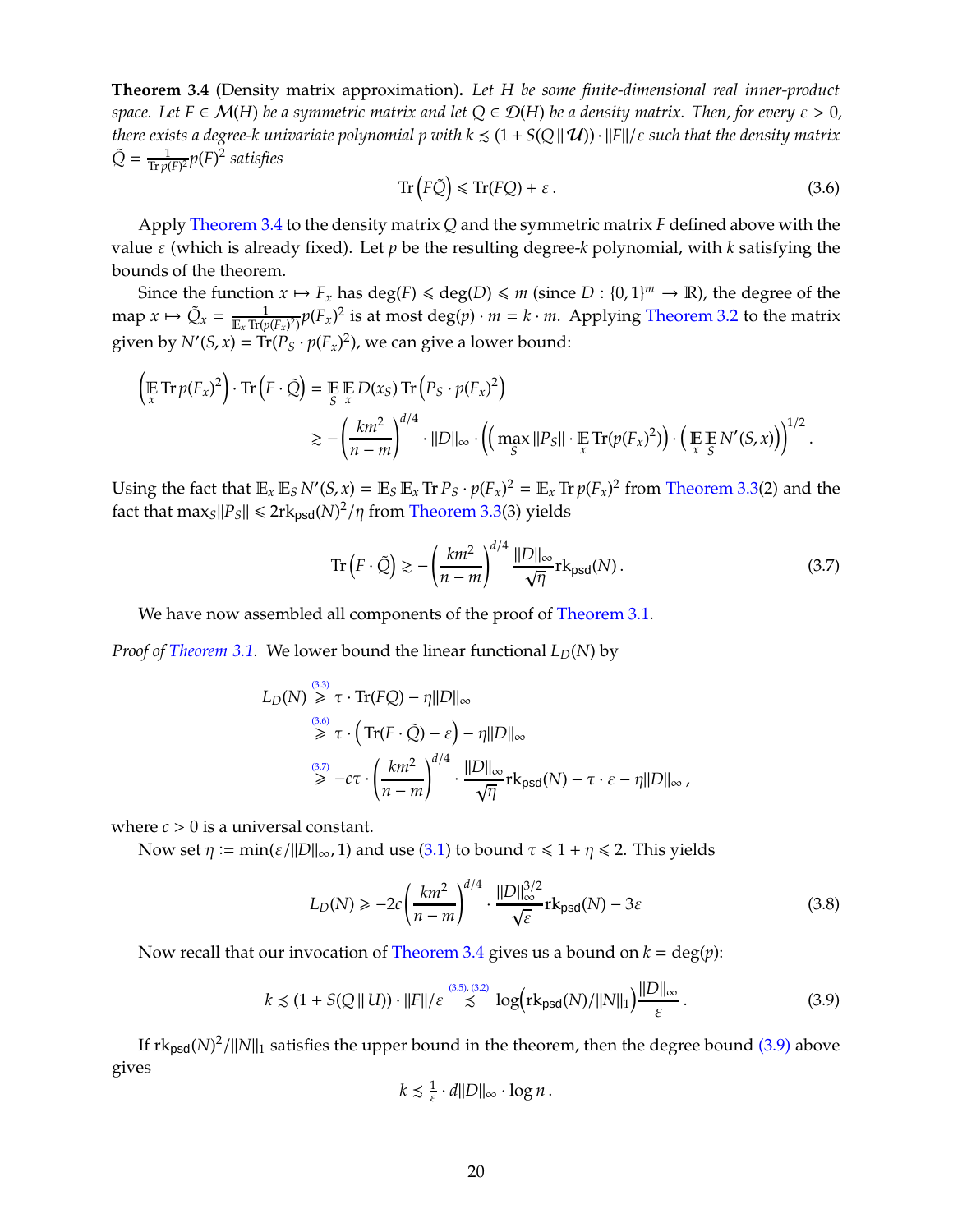**Theorem 3.4** (Density matrix approximation)**.** *Let $H$ be some finite-dimensional real inner-product space. Let $F \in \mathcal{M}(H)$ be a symmetric matrix and let $Q \in \mathcal{D}(H)$ be a density matrix. Then, for every $\varepsilon > 0$, there exists a degree-$k$ univariate polynomial $p$ with $k \lesssim (1 + S(Q \,\|\, \mathcal{U})) \cdot \|F\|/\varepsilon$ such that the density matrix $\tilde{Q} = \frac{1}{\operatorname{Tr} p(F)^2} p(F)^2$ satisfies*

$$
\operatorname{Tr}\left(F\tilde{Q}\right) \leqslant \operatorname{Tr}(FQ) + \varepsilon\,. \tag{3.6}
$$

Apply Theorem 3.4 to the density matrix $Q$ and the symmetric matrix $F$ defined above with the value $\varepsilon$ (which is already fixed). Let $p$ be the resulting degree-$k$ polynomial, with $k$ satisfying the bounds of the theorem.

Since the function $x \mapsto F_x$ has $\deg(F) \leqslant \deg(D) \leqslant m$ (since $D : \{0,1\}^m \to \mathbb{R}$), the degree of the map $x \mapsto \tilde{Q}_x = \frac{1}{\mathbb{E}_x \operatorname{Tr}(p(F_x)^2)} p(F_x)^2$ is at most $\deg(p) \cdot m = k \cdot m$. Applying Theorem 3.2 to the matrix given by $N'(S,x) = \operatorname{Tr}(P_S \cdot p(F_x)^2)$, we can give a lower bound:

$$
\begin{aligned}
\left(\mathop{\mathbb{E}}_x \operatorname{Tr} p(F_x)^2\right) \cdot \operatorname{Tr}\left(F \cdot \tilde{Q}\right) &= \mathop{\mathbb{E}}_S \mathop{\mathbb{E}}_x D(x_S) \operatorname{Tr}\left(P_S \cdot p(F_x)^2\right) \\
&\gtrsim -\left(\frac{km^2}{n-m}\right)^{d/4} \cdot \|D\|_\infty \cdot \left(\left(\max_S \|P_S\| \cdot \mathop{\mathbb{E}}_x \operatorname{Tr}(p(F_x)^2)\right) \cdot \left(\mathop{\mathbb{E}}_x \mathop{\mathbb{E}}_S N'(S,x)\right)\right)^{1/2}.
\end{aligned}
$$

Using the fact that $\mathbb{E}_x \mathbb{E}_S N'(S,x) = \mathbb{E}_S \mathbb{E}_x \operatorname{Tr} P_S \cdot p(F_x)^2 = \mathbb{E}_x \operatorname{Tr} p(F_x)^2$ from Theorem 3.3(2) and the fact that $\max_S \|P_S\| \leqslant 2\mathrm{rk}_{\mathsf{psd}}(N)^2/\eta$ from Theorem 3.3(3) yields

$$
\operatorname{Tr}\left(F \cdot \tilde{Q}\right) \gtrsim -\left(\frac{km^2}{n-m}\right)^{d/4} \frac{\|D\|_\infty}{\sqrt{\eta}} \mathrm{rk}_{\mathsf{psd}}(N)\,. \tag{3.7}
$$

We have now assembled all components of the proof of Theorem 3.1.

*Proof of Theorem 3.1.* We lower bound the linear functional $L_D(N)$ by

$$
\begin{aligned}
L_D(N) &\overset{(3.3)}{\geqslant} \tau \cdot \operatorname{Tr}(FQ) - \eta\|D\|_\infty \\
&\overset{(3.6)}{\geqslant} \tau \cdot \left(\operatorname{Tr}(F \cdot \tilde{Q}) - \varepsilon\right) - \eta\|D\|_\infty \\
&\overset{(3.7)}{\geqslant} -c\tau \cdot \left(\frac{km^2}{n-m}\right)^{d/4} \cdot \frac{\|D\|_\infty}{\sqrt{\eta}} \mathrm{rk}_{\mathsf{psd}}(N) - \tau \cdot \varepsilon - \eta\|D\|_\infty\,,
\end{aligned}
$$

where $c > 0$ is a universal constant.

Now set $\eta := \min(\varepsilon/\|D\|_\infty, 1)$ and use (3.1) to bound $\tau \leqslant 1 + \eta \leqslant 2$. This yields

$$
L_D(N) \geqslant -2c\left(\frac{km^2}{n-m}\right)^{d/4} \cdot \frac{\|D\|_\infty^{3/2}}{\sqrt{\varepsilon}} \mathrm{rk}_{\mathsf{psd}}(N) - 3\varepsilon \tag{3.8}
$$

Now recall that our invocation of Theorem 3.4 gives us a bound on $k = \deg(p)$:

$$
k \lesssim (1 + S(Q \,\|\, U)) \cdot \|F\|/\varepsilon \overset{(3.5),\,(3.2)}{\lesssim} \log\left(\mathrm{rk}_{\mathsf{psd}}(N)/\|N\|_1\right) \frac{\|D\|_\infty}{\varepsilon}\,. \tag{3.9}
$$

If $\mathrm{rk}_{\mathsf{psd}}(N)^2/\|N\|_1$ satisfies the upper bound in the theorem, then the degree bound (3.9) above gives

$$
k \lesssim \tfrac{1}{\varepsilon} \cdot d\|D\|_\infty \cdot \log n\,.
$$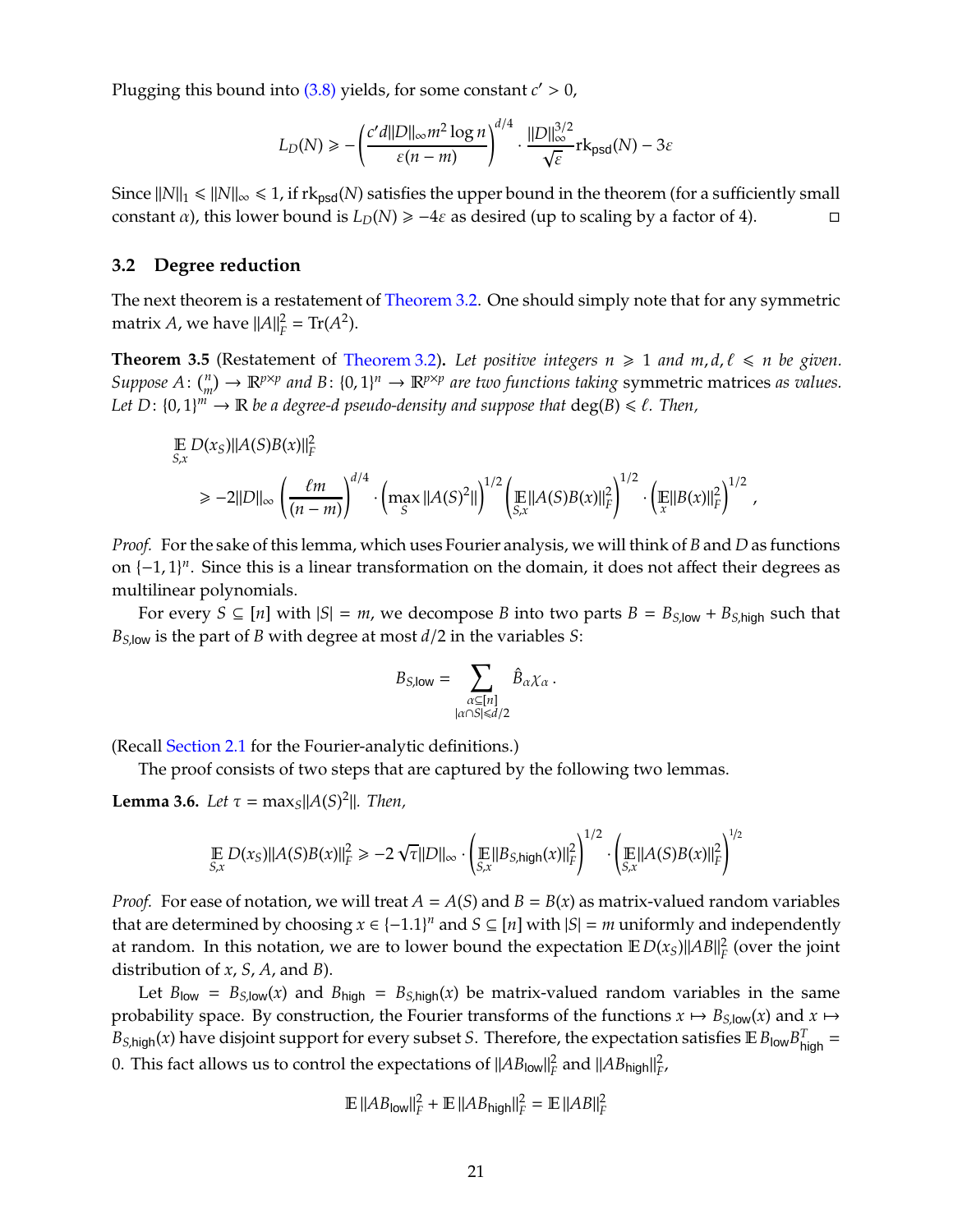Plugging this bound into (3.8) yields, for some constant $c' > 0$,

$$L_D(N) \geqslant -\left(\frac{c' d\|D\|_\infty m^2 \log n}{\varepsilon(n-m)}\right)^{d/4} \cdot \frac{\|D\|_\infty^{3/2}}{\sqrt{\varepsilon}} \mathrm{rk}_{\mathsf{psd}}(N) - 3\varepsilon$$

Since $\|N\|_1 \leqslant \|N\|_\infty \leqslant 1$, if $\mathrm{rk}_{\mathsf{psd}}(N)$ satisfies the upper bound in the theorem (for a sufficiently small constant $\alpha$), this lower bound is $L_D(N) \geqslant -4\varepsilon$ as desired (up to scaling by a factor of 4). □

## 3.2 Degree reduction

The next theorem is a restatement of Theorem 3.2. One should simply note that for any symmetric matrix $A$, we have $\|A\|_F^2 = \mathrm{Tr}(A^2)$.

**Theorem 3.5** (Restatement of Theorem 3.2)**.** *Let positive integers $n \geqslant 1$ and $m, d, \ell \leqslant n$ be given. Suppose $A\colon \binom{n}{m} \to \mathbb{R}^{p\times p}$ and $B\colon \{0,1\}^n \to \mathbb{R}^{p\times p}$ are two functions taking* symmetric matrices *as values. Let $D\colon \{0,1\}^m \to \mathbb{R}$ be a degree-$d$ pseudo-density and suppose that $\deg(B) \leqslant \ell$. Then,*

$$\begin{aligned}
&\mathop{\mathbb{E}}_{S,x} D(x_S)\|A(S)B(x)\|_F^2 \\
&\quad \geqslant -2\|D\|_\infty \left(\frac{\ell m}{(n-m)}\right)^{d/4} \cdot \left(\max_S \|A(S)^2\|\right)^{1/2} \left(\mathop{\mathbb{E}}_{S,x}\|A(S)B(x)\|_F^2\right)^{1/2} \cdot \left(\mathop{\mathbb{E}}_{x}\|B(x)\|_F^2\right)^{1/2},
\end{aligned}$$

*Proof.* For the sake of this lemma, which uses Fourier analysis, we will think of $B$ and $D$ as functions on $\{-1,1\}^n$. Since this is a linear transformation on the domain, it does not affect their degrees as multilinear polynomials.

For every $S \subseteq [n]$ with $|S| = m$, we decompose $B$ into two parts $B = B_{S,\mathsf{low}} + B_{S,\mathsf{high}}$ such that $B_{S,\mathsf{low}}$ is the part of $B$ with degree at most $d/2$ in the variables $S$:

$$B_{S,\mathsf{low}} = \sum_{\substack{\alpha\subseteq[n] \\ |\alpha\cap S|\leqslant d/2}} \hat{B}_\alpha \chi_\alpha\,.$$

(Recall Section 2.1 for the Fourier-analytic definitions.)

The proof consists of two steps that are captured by the following two lemmas.

**Lemma 3.6.** *Let $\tau = \max_S \|A(S)^2\|$. Then,*

$$\mathop{\mathbb{E}}_{S,x} D(x_S)\|A(S)B(x)\|_F^2 \geqslant -2\sqrt{\tau}\|D\|_\infty \cdot \left(\mathop{\mathbb{E}}_{S,x}\|B_{S,\mathsf{high}}(x)\|_F^2\right)^{1/2} \cdot \left(\mathop{\mathbb{E}}_{S,x}\|A(S)B(x)\|_F^2\right)^{1/2}$$

*Proof.* For ease of notation, we will treat $A = A(S)$ and $B = B(x)$ as matrix-valued random variables that are determined by choosing $x \in \{-1.1\}^n$ and $S \subseteq [n]$ with $|S| = m$ uniformly and independently at random. In this notation, we are to lower bound the expectation $\mathbb{E}\, D(x_S)\|AB\|_F^2$ (over the joint distribution of $x$, $S$, $A$, and $B$).

Let $B_{\mathsf{low}} = B_{S,\mathsf{low}}(x)$ and $B_{\mathsf{high}} = B_{S,\mathsf{high}}(x)$ be matrix-valued random variables in the same probability space. By construction, the Fourier transforms of the functions $x \mapsto B_{S,\mathsf{low}}(x)$ and $x \mapsto B_{S,\mathsf{high}}(x)$ have disjoint support for every subset $S$. Therefore, the expectation satisfies $\mathbb{E}\, B_{\mathsf{low}} B_{\mathsf{high}}^T = 0$. This fact allows us to control the expectations of $\|AB_{\mathsf{low}}\|_F^2$ and $\|AB_{\mathsf{high}}\|_F^2$,

$$\mathbb{E}\,\|AB_{\mathsf{low}}\|_F^2 + \mathbb{E}\,\|AB_{\mathsf{high}}\|_F^2 = \mathbb{E}\,\|AB\|_F^2$$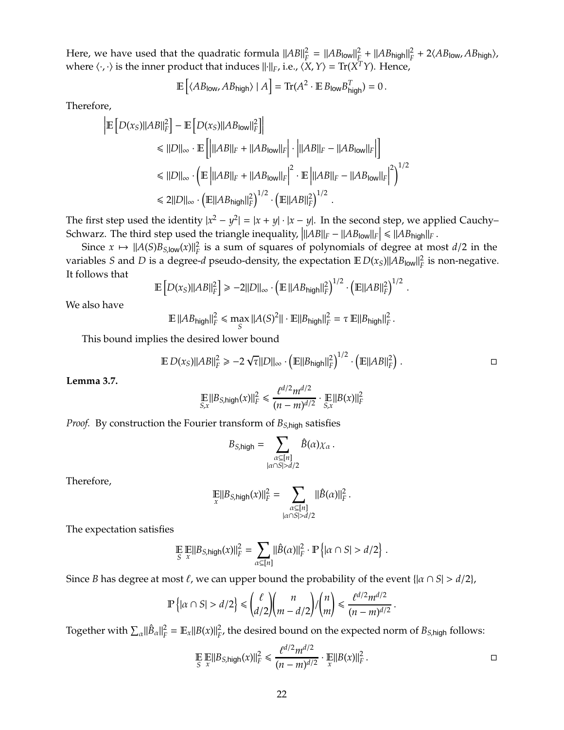Here, we have used that the quadratic formula $\|AB\|_F^2 = \|AB_{\mathsf{low}}\|_F^2 + \|AB_{\mathsf{high}}\|_F^2 + 2\langle AB_{\mathsf{low}}, AB_{\mathsf{high}}\rangle$, where $\langle\cdot,\cdot\rangle$ is the inner product that induces $\|\cdot\|_F$, i.e., $\langle X, Y\rangle = \mathrm{Tr}(X^T Y)$. Hence,

$$\mathbb{E}\left[\langle AB_{\mathsf{low}}, AB_{\mathsf{high}}\rangle \mid A\right] = \mathrm{Tr}(A^2 \cdot \mathbb{E}\, B_{\mathsf{low}} B_{\mathsf{high}}^T) = 0\,.$$

Therefore,

$$\begin{aligned}
&\left|\mathbb{E}\left[D(x_S)\|AB\|_F^2\right] - \mathbb{E}\left[D(x_S)\|AB_{\mathsf{low}}\|_F^2\right]\right| \\
&\quad\leqslant \|D\|_\infty \cdot \mathbb{E}\left[\left|\|AB\|_F + \|AB_{\mathsf{low}}\|_F\right| \cdot \left|\|AB\|_F - \|AB_{\mathsf{low}}\|_F\right|\right] \\
&\quad\leqslant \|D\|_\infty \cdot \left(\mathbb{E}\left|\|AB\|_F + \|AB_{\mathsf{low}}\|_F\right|^2 \cdot \mathbb{E}\left|\|AB\|_F - \|AB_{\mathsf{low}}\|_F\right|^2\right)^{1/2} \\
&\quad\leqslant 2\|D\|_\infty \cdot \left(\mathbb{E}\|AB_{\mathsf{high}}\|_F^2\right)^{1/2} \cdot \left(\mathbb{E}\|AB\|_F^2\right)^{1/2}\,.
\end{aligned}$$

The first step used the identity $|x^2 - y^2| = |x+y|\cdot|x-y|$. In the second step, we applied Cauchy–Schwarz. The third step used the triangle inequality, $\left|\|AB\|_F - \|AB_{\mathsf{low}}\|_F\right| \leqslant \|AB_{\mathsf{high}}\|_F$.

Since $x \mapsto \|A(S)B_{S,\mathsf{low}}(x)\|_F^2$ is a sum of squares of polynomials of degree at most $d/2$ in the variables $S$ and $D$ is a degree-$d$ pseudo-density, the expectation $\mathbb{E}\, D(x_S)\|AB_{\mathsf{low}}\|_F^2$ is non-negative. It follows that

$$\mathbb{E}\left[D(x_S)\|AB\|_F^2\right] \geqslant -2\|D\|_\infty \cdot \left(\mathbb{E}\,\|AB_{\mathsf{high}}\|_F^2\right)^{1/2} \cdot \left(\mathbb{E}\|AB\|_F^2\right)^{1/2}\,.$$

We also have

$$\mathbb{E}\,\|AB_{\mathsf{high}}\|_F^2 \leqslant \max_S \|A(S)^2\| \cdot \mathbb{E}\|B_{\mathsf{high}}\|_F^2 = \tau\, \mathbb{E}\|B_{\mathsf{high}}\|_F^2\,.$$

This bound implies the desired lower bound

$$\mathbb{E}\, D(x_S)\|AB\|_F^2 \geqslant -2\sqrt{\tau}\|D\|_\infty \cdot \left(\mathbb{E}\|B_{\mathsf{high}}\|_F^2\right)^{1/2} \cdot \left(\mathbb{E}\|AB\|_F^2\right)\,.$$

□

**Lemma 3.7.**

$$\mathop{\mathbb{E}}_{S,x}\|B_{S,\mathsf{high}}(x)\|_F^2 \leqslant \frac{\ell^{d/2} m^{d/2}}{(n-m)^{d/2}} \cdot \mathop{\mathbb{E}}_{S,x}\|B(x)\|_F^2$$

*Proof.* By construction the Fourier transform of $B_{S,\mathsf{high}}$ satisfies

$$B_{S,\mathsf{high}} = \sum_{\substack{\alpha\subseteq[n]\\ |\alpha\cap S|>d/2}} \hat{B}(\alpha)\chi_\alpha\,.$$

Therefore,

$$\mathop{\mathbb{E}}_x\|B_{S,\mathsf{high}}(x)\|_F^2 = \sum_{\substack{\alpha\subseteq[n]\\ |\alpha\cap S|>d/2}} \|\hat{B}(\alpha)\|_F^2\,.$$

The expectation satisfies

$$\mathop{\mathbb{E}}_S\mathop{\mathbb{E}}_x\|B_{S,\mathsf{high}}(x)\|_F^2 = \sum_{\alpha\subseteq[n]} \|\hat{B}(\alpha)\|_F^2 \cdot \mathbb{P}\left\{|\alpha\cap S| > d/2\right\}\,.$$

Since $B$ has degree at most $\ell$, we can upper bound the probability of the event $\{|\alpha\cap S| > d/2\}$,

$$\mathbb{P}\left\{|\alpha\cap S| > d/2\right\} \leqslant \binom{\ell}{d/2}\binom{n}{m-d/2}\Big/\binom{n}{m} \leqslant \frac{\ell^{d/2} m^{d/2}}{(n-m)^{d/2}}\,.$$

Together with $\sum_\alpha \|\hat{B}_\alpha\|_F^2 = \mathbb{E}_x\|B(x)\|_F^2$, the desired bound on the expected norm of $B_{S,\mathsf{high}}$ follows:

$$\mathop{\mathbb{E}}_S\mathop{\mathbb{E}}_x\|B_{S,\mathsf{high}}(x)\|_F^2 \leqslant \frac{\ell^{d/2} m^{d/2}}{(n-m)^{d/2}} \cdot \mathop{\mathbb{E}}_x\|B(x)\|_F^2\,.$$

□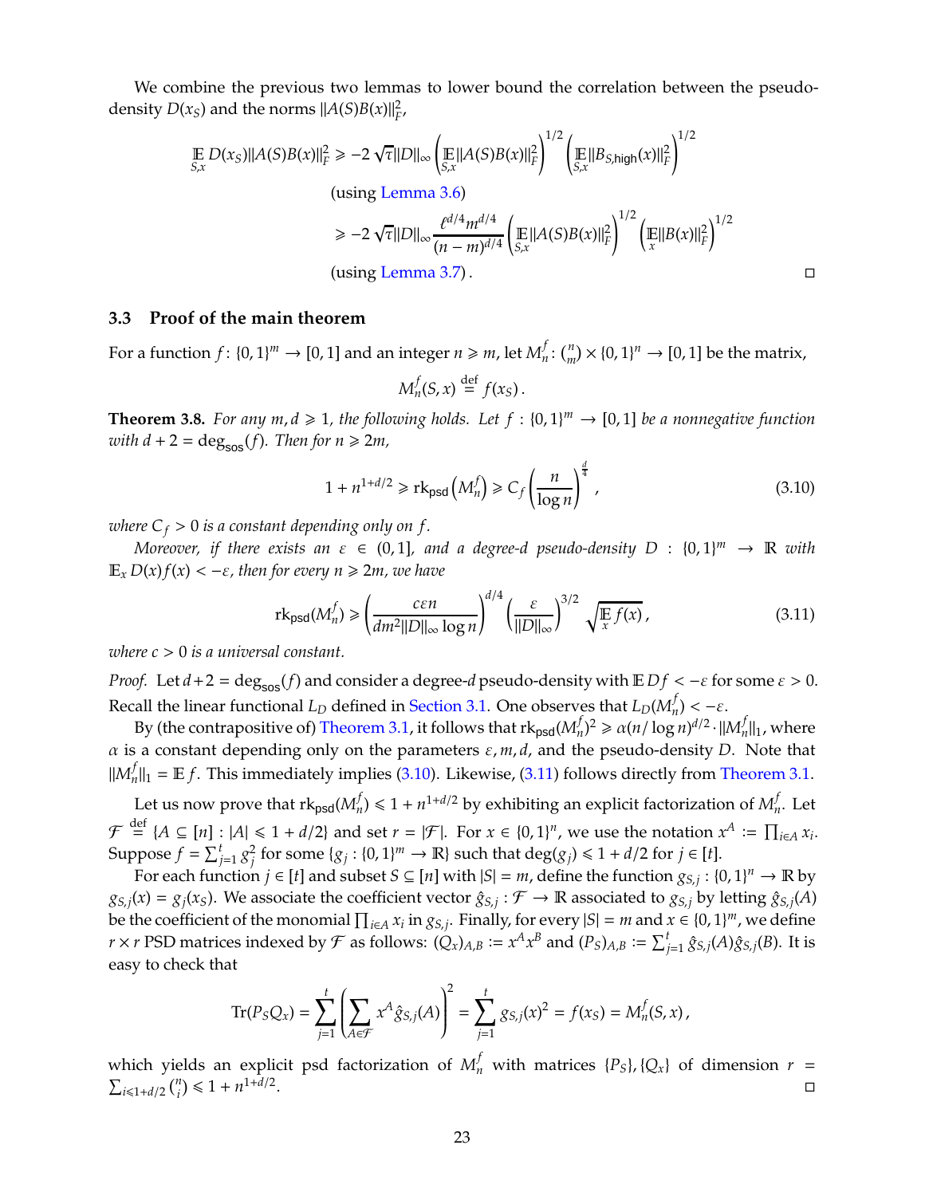We combine the previous two lemmas to lower bound the correlation between the pseudo-density $D(x_S)$ and the norms $\|A(S)B(x)\|_F^2$,

$$
\begin{aligned}
\mathop{\mathbb{E}}_{S,x} D(x_S)\|A(S)B(x)\|_F^2 &\geqslant -2\sqrt{\tau}\|D\|_\infty \left(\mathop{\mathbb{E}}_{S,x}\|A(S)B(x)\|_F^2\right)^{1/2}\left(\mathop{\mathbb{E}}_{S,x}\|B_{S,\mathsf{high}}(x)\|_F^2\right)^{1/2} \\
&\quad \text{(using Lemma 3.6)} \\
&\geqslant -2\sqrt{\tau}\|D\|_\infty \frac{\ell^{d/4}m^{d/4}}{(n-m)^{d/4}}\left(\mathop{\mathbb{E}}_{S,x}\|A(S)B(x)\|_F^2\right)^{1/2}\left(\mathop{\mathbb{E}}_{x}\|B(x)\|_F^2\right)^{1/2} \\
&\quad \text{(using Lemma 3.7)}\,.
\end{aligned}
$$

□

### 3.3 Proof of the main theorem

For a function $f\colon \{0,1\}^m \to [0,1]$ and an integer $n \geqslant m$, let $M_n^f\colon \binom{n}{m}\times\{0,1\}^n \to [0,1]$ be the matrix,

$$
M_n^f(S,x) \stackrel{\text{def}}{=} f(x_S)\,.
$$

**Theorem 3.8.** *For any $m, d \geqslant 1$, the following holds. Let $f : \{0,1\}^m \to [0,1]$ be a nonnegative function with $d+2 = \deg_{\mathsf{sos}}(f)$. Then for $n \geqslant 2m$,*

$$
1 + n^{1+d/2} \geqslant \operatorname{rk}_{\mathsf{psd}}\left(M_n^f\right) \geqslant C_f\left(\frac{n}{\log n}\right)^{\frac{d}{4}}, \tag{3.10}
$$

*where $C_f > 0$ is a constant depending only on $f$.*

*Moreover, if there exists an $\varepsilon \in (0,1]$, and a degree-$d$ pseudo-density $D : \{0,1\}^m \to \mathbb{R}$ with $\mathbb{E}_x D(x)f(x) < -\varepsilon$, then for every $n \geqslant 2m$, we have*

$$
\operatorname{rk}_{\mathsf{psd}}(M_n^f) \geqslant \left(\frac{c\varepsilon n}{dm^2\|D\|_\infty \log n}\right)^{d/4}\left(\frac{\varepsilon}{\|D\|_\infty}\right)^{3/2}\sqrt{\mathop{\mathbb{E}}_x f(x)}\,, \tag{3.11}
$$

*where $c > 0$ is a universal constant.*

*Proof.* Let $d+2 = \deg_{\mathsf{sos}}(f)$ and consider a degree-$d$ pseudo-density with $\mathbb{E}\, Df < -\varepsilon$ for some $\varepsilon > 0$. Recall the linear functional $L_D$ defined in Section 3.1. One observes that $L_D(M_n^f) < -\varepsilon$.

By (the contrapositive of) Theorem 3.1, it follows that $\operatorname{rk}_{\mathsf{psd}}(M_n^f)^2 \geqslant \alpha(n/\log n)^{d/2}\cdot\|M_n^f\|_1$, where $\alpha$ is a constant depending only on the parameters $\varepsilon, m, d$, and the pseudo-density $D$. Note that $\|M_n^f\|_1 = \mathbb{E}\, f$. This immediately implies (3.10). Likewise, (3.11) follows directly from Theorem 3.1.

Let us now prove that $\operatorname{rk}_{\mathsf{psd}}(M_n^f) \leqslant 1 + n^{1+d/2}$ by exhibiting an explicit factorization of $M_n^f$. Let $\mathcal{F} \stackrel{\text{def}}{=} \{A \subseteq [n] : |A| \leqslant 1 + d/2\}$ and set $r = |\mathcal{F}|$. For $x \in \{0,1\}^n$, we use the notation $x^A := \prod_{i\in A} x_i$. Suppose $f = \sum_{j=1}^t g_j^2$ for some $\{g_j : \{0,1\}^m \to \mathbb{R}\}$ such that $\deg(g_j) \leqslant 1 + d/2$ for $j \in [t]$.

For each function $j \in [t]$ and subset $S \subseteq [n]$ with $|S| = m$, define the function $g_{S,j} : \{0,1\}^n \to \mathbb{R}$ by $g_{S,j}(x) = g_j(x_S)$. We associate the coefficient vector $\hat{g}_{S,j} : \mathcal{F} \to \mathbb{R}$ associated to $g_{S,j}$ by letting $\hat{g}_{S,j}(A)$ be the coefficient of the monomial $\prod_{i\in A} x_i$ in $g_{S,j}$. Finally, for every $|S| = m$ and $x \in \{0,1\}^m$, we define $r \times r$ PSD matrices indexed by $\mathcal{F}$ as follows: $(Q_x)_{A,B} := x^A x^B$ and $(P_S)_{A,B} := \sum_{j=1}^t \hat{g}_{S,j}(A)\hat{g}_{S,j}(B)$. It is easy to check that

$$
\operatorname{Tr}(P_S Q_x) = \sum_{j=1}^t\left(\sum_{A\in\mathcal{F}} x^A \hat{g}_{S,j}(A)\right)^2 = \sum_{j=1}^t g_{S,j}(x)^2 = f(x_S) = M_n^f(S,x)\,,
$$

which yields an explicit psd factorization of $M_n^f$ with matrices $\{P_S\}, \{Q_x\}$ of dimension $r = \sum_{i\leqslant 1+d/2}\binom{n}{i} \leqslant 1 + n^{1+d/2}$. □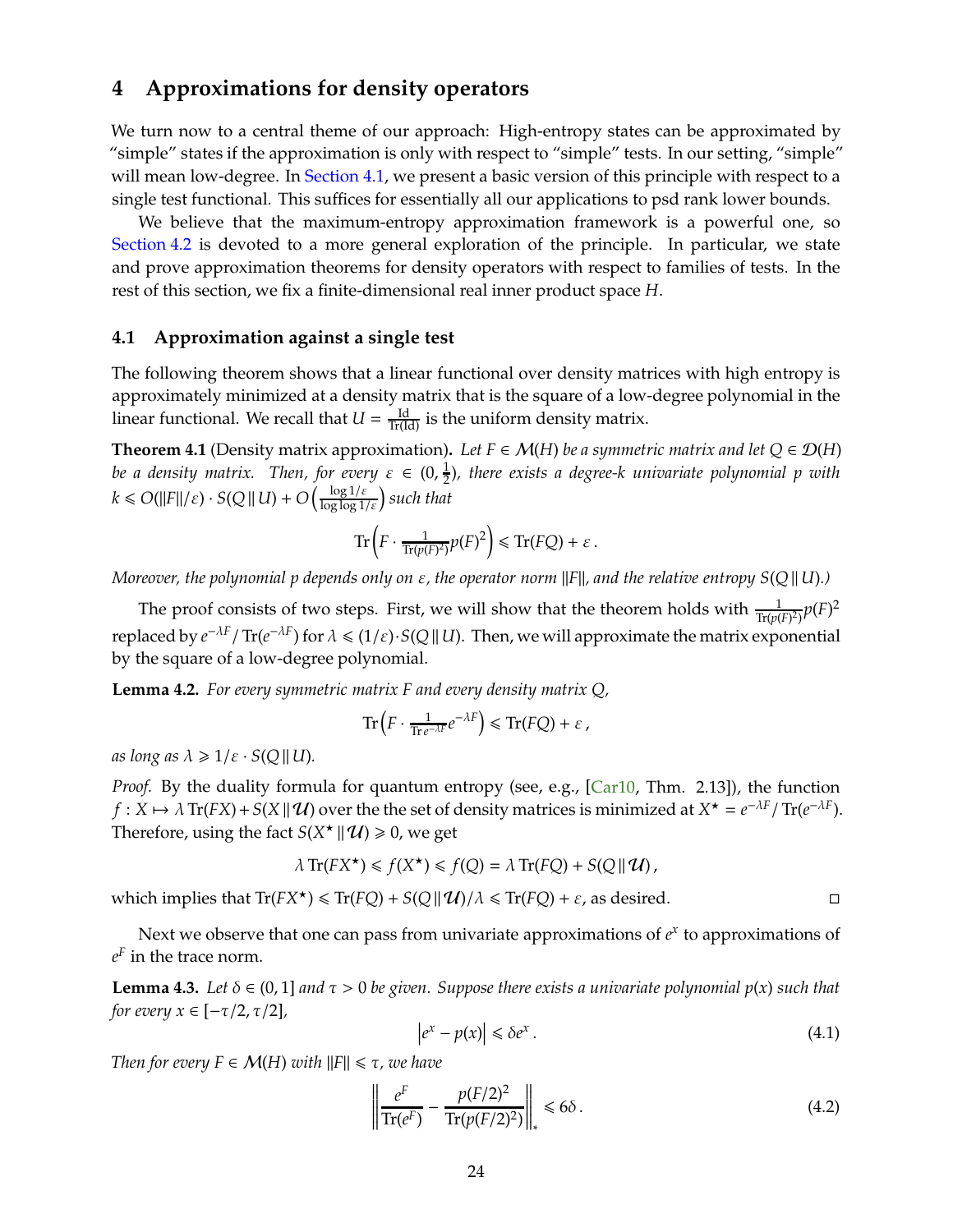## 4 Approximations for density operators

We turn now to a central theme of our approach: High-entropy states can be approximated by "simple" states if the approximation is only with respect to "simple" tests. In our setting, "simple" will mean low-degree. In Section 4.1, we present a basic version of this principle with respect to a single test functional. This suffices for essentially all our applications to psd rank lower bounds.

We believe that the maximum-entropy approximation framework is a powerful one, so Section 4.2 is devoted to a more general exploration of the principle. In particular, we state and prove approximation theorems for density operators with respect to families of tests. In the rest of this section, we fix a finite-dimensional real inner product space $H$.

### 4.1 Approximation against a single test

The following theorem shows that a linear functional over density matrices with high entropy is approximately minimized at a density matrix that is the square of a low-degree polynomial in the linear functional. We recall that $U = \frac{\mathrm{Id}}{\mathrm{Tr}(\mathrm{Id})}$ is the uniform density matrix.

**Theorem 4.1** (Density matrix approximation)**.** *Let $F \in \mathcal{M}(H)$ be a symmetric matrix and let $Q \in \mathcal{D}(H)$ be a density matrix. Then, for every $\varepsilon \in (0, \frac{1}{2})$, there exists a degree-$k$ univariate polynomial $p$ with $k \leqslant O(\|F\|/\varepsilon) \cdot S(Q \,\|\, U) + O\left(\frac{\log 1/\varepsilon}{\log\log 1/\varepsilon}\right)$ such that*

$$\mathrm{Tr}\left(F \cdot \tfrac{1}{\mathrm{Tr}(p(F)^2)} p(F)^2\right) \leqslant \mathrm{Tr}(FQ) + \varepsilon\,.$$

*Moreover, the polynomial $p$ depends only on $\varepsilon$, the operator norm $\|F\|$, and the relative entropy $S(Q \,\|\, U)$.)*

The proof consists of two steps. First, we will show that the theorem holds with $\frac{1}{\mathrm{Tr}(p(F)^2)} p(F)^2$ replaced by $e^{-\lambda F} / \mathrm{Tr}(e^{-\lambda F})$ for $\lambda \leqslant (1/\varepsilon) \cdot S(Q \,\|\, U)$. Then, we will approximate the matrix exponential by the square of a low-degree polynomial.

**Lemma 4.2.** *For every symmetric matrix $F$ and every density matrix $Q$,*

$$\mathrm{Tr}\left(F \cdot \tfrac{1}{\mathrm{Tr}\, e^{-\lambda F}} e^{-\lambda F}\right) \leqslant \mathrm{Tr}(FQ) + \varepsilon\,,$$

*as long as $\lambda \geqslant 1/\varepsilon \cdot S(Q \,\|\, U)$.*

*Proof.* By the duality formula for quantum entropy (see, e.g., [Car10, Thm. 2.13]), the function $f : X \mapsto \lambda\, \mathrm{Tr}(FX) + S(X \,\|\, \mathcal{U})$ over the the set of density matrices is minimized at $X^\star = e^{-\lambda F} / \mathrm{Tr}(e^{-\lambda F})$. Therefore, using the fact $S(X^\star \,\|\, \mathcal{U}) \geqslant 0$, we get

$$\lambda\, \mathrm{Tr}(FX^\star) \leqslant f(X^\star) \leqslant f(Q) = \lambda\, \mathrm{Tr}(FQ) + S(Q \,\|\, \mathcal{U})\,,$$

which implies that $\mathrm{Tr}(FX^\star) \leqslant \mathrm{Tr}(FQ) + S(Q \,\|\, \mathcal{U})/\lambda \leqslant \mathrm{Tr}(FQ) + \varepsilon$, as desired. $\square$

Next we observe that one can pass from univariate approximations of $e^x$ to approximations of $e^F$ in the trace norm.

**Lemma 4.3.** *Let $\delta \in (0, 1]$ and $\tau > 0$ be given. Suppose there exists a univariate polynomial $p(x)$ such that for every $x \in [-\tau/2, \tau/2]$,*

$$\left|e^x - p(x)\right| \leqslant \delta e^x\,. \tag{4.1}$$

*Then for every $F \in \mathcal{M}(H)$ with $\|F\| \leqslant \tau$, we have*

$$\left\| \frac{e^F}{\mathrm{Tr}(e^F)} - \frac{p(F/2)^2}{\mathrm{Tr}(p(F/2)^2)} \right\|_* \leqslant 6\delta\,. \tag{4.2}$$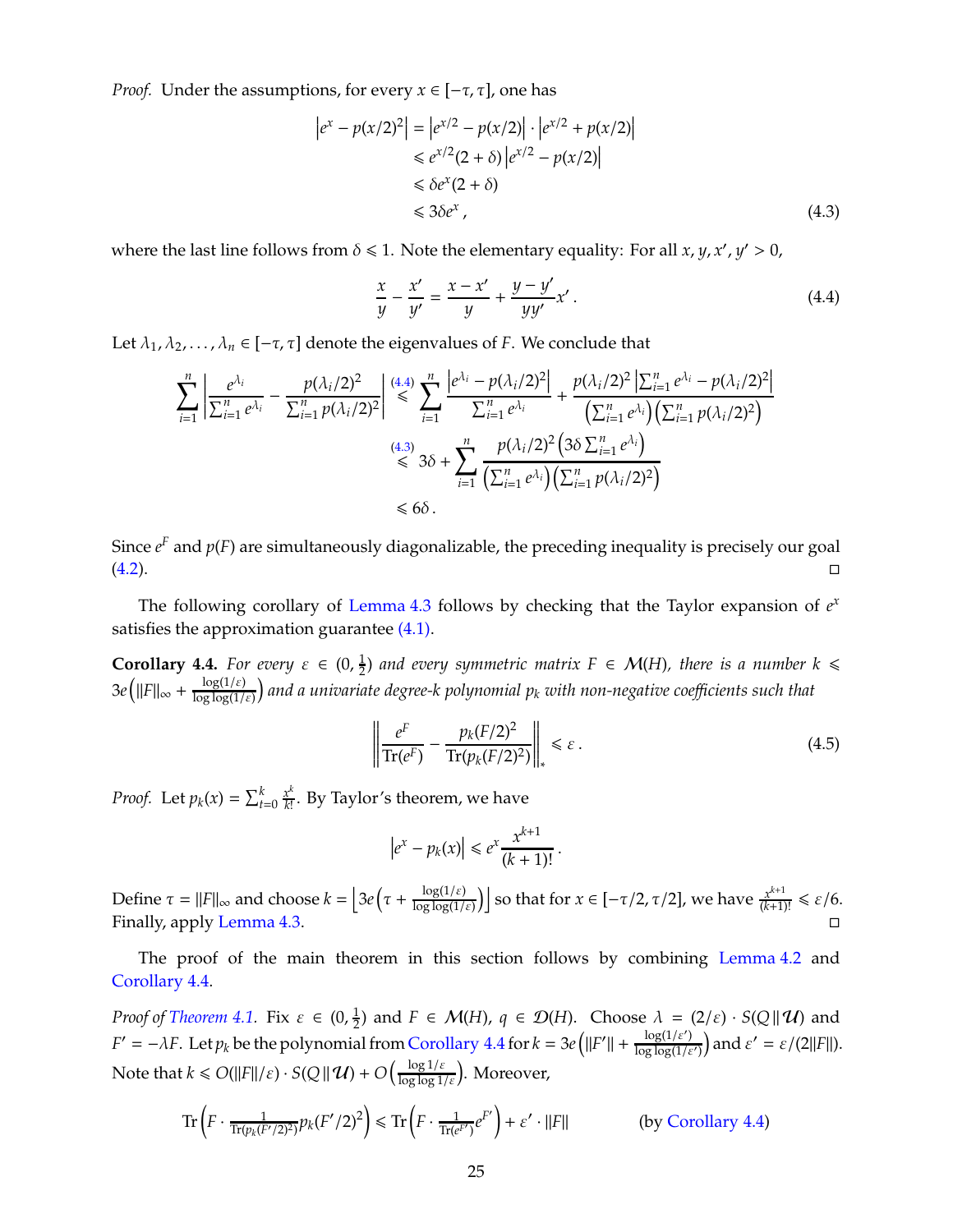*Proof.* Under the assumptions, for every $x \in [-\tau, \tau]$, one has

$$
\begin{aligned}
\left|e^x - p(x/2)^2\right| &= \left|e^{x/2} - p(x/2)\right| \cdot \left|e^{x/2} + p(x/2)\right| \\
&\leqslant e^{x/2}(2+\delta)\left|e^{x/2} - p(x/2)\right| \\
&\leqslant \delta e^x (2+\delta) \\
&\leqslant 3\delta e^x \,, 
\end{aligned} \tag{4.3}
$$

where the last line follows from $\delta \leqslant 1$. Note the elementary equality: For all $x, y, x', y' > 0$,

$$
\frac{x}{y} - \frac{x'}{y'} = \frac{x - x'}{y} + \frac{y - y'}{yy'} x' \,. \tag{4.4}
$$

Let $\lambda_1, \lambda_2, \ldots, \lambda_n \in [-\tau, \tau]$ denote the eigenvalues of $F$. We conclude that

$$
\begin{aligned}
\sum_{i=1}^n \left| \frac{e^{\lambda_i}}{\sum_{i=1}^n e^{\lambda_i}} - \frac{p(\lambda_i/2)^2}{\sum_{i=1}^n p(\lambda_i/2)^2} \right| &\overset{(4.4)}{\leqslant} \sum_{i=1}^n \frac{\left|e^{\lambda_i} - p(\lambda_i/2)^2\right|}{\sum_{i=1}^n e^{\lambda_i}} + \frac{p(\lambda_i/2)^2 \left|\sum_{i=1}^n e^{\lambda_i} - p(\lambda_i/2)^2\right|}{\left(\sum_{i=1}^n e^{\lambda_i}\right)\left(\sum_{i=1}^n p(\lambda_i/2)^2\right)} \\
&\overset{(4.3)}{\leqslant} 3\delta + \sum_{i=1}^n \frac{p(\lambda_i/2)^2 \left(3\delta \sum_{i=1}^n e^{\lambda_i}\right)}{\left(\sum_{i=1}^n e^{\lambda_i}\right)\left(\sum_{i=1}^n p(\lambda_i/2)^2\right)} \\
&\leqslant 6\delta \,.
\end{aligned}
$$

Since $e^F$ and $p(F)$ are simultaneously diagonalizable, the preceding inequality is precisely our goal (4.2). ∎

The following corollary of Lemma 4.3 follows by checking that the Taylor expansion of $e^x$ satisfies the approximation guarantee (4.1).

**Corollary 4.4.** *For every $\varepsilon \in (0, \frac{1}{2})$ and every symmetric matrix $F \in \mathcal{M}(H)$, there is a number $k \leqslant 3e\left(\|F\|_\infty + \frac{\log(1/\varepsilon)}{\log\log(1/\varepsilon)}\right)$ and a univariate degree-$k$ polynomial $p_k$ with non-negative coefficients such that*

$$
\left\| \frac{e^F}{\operatorname{Tr}(e^F)} - \frac{p_k(F/2)^2}{\operatorname{Tr}(p_k(F/2)^2)} \right\|_* \leqslant \varepsilon \,. \tag{4.5}
$$

*Proof.* Let $p_k(x) = \sum_{t=0}^k \frac{x^k}{k!}$. By Taylor's theorem, we have

$$
\left|e^x - p_k(x)\right| \leqslant e^x \frac{x^{k+1}}{(k+1)!} \,.
$$

Define $\tau = \|F\|_\infty$ and choose $k = \left\lfloor 3e\left(\tau + \frac{\log(1/\varepsilon)}{\log\log(1/\varepsilon)}\right)\right\rfloor$ so that for $x \in [-\tau/2, \tau/2]$, we have $\frac{x^{k+1}}{(k+1)!} \leqslant \varepsilon/6$. Finally, apply Lemma 4.3. ∎

The proof of the main theorem in this section follows by combining Lemma 4.2 and Corollary 4.4.

*Proof of Theorem 4.1.* Fix $\varepsilon \in (0, \frac{1}{2})$ and $F \in \mathcal{M}(H)$, $q \in \mathcal{D}(H)$. Choose $\lambda = (2/\varepsilon) \cdot S(Q \,\|\, \mathcal{U})$ and $F' = -\lambda F$. Let $p_k$ be the polynomial from Corollary 4.4 for $k = 3e\left(\|F'\| + \frac{\log(1/\varepsilon')}{\log\log(1/\varepsilon')}\right)$ and $\varepsilon' = \varepsilon/(2\|F\|)$. Note that $k \leqslant O(\|F\|/\varepsilon) \cdot S(Q \,\|\, \mathcal{U}) + O\left(\frac{\log 1/\varepsilon}{\log\log 1/\varepsilon}\right)$. Moreover,

$$
\operatorname{Tr}\left(F \cdot \tfrac{1}{\operatorname{Tr}(p_k(F'/2)^2)} p_k(F'/2)^2\right) \leqslant \operatorname{Tr}\left(F \cdot \tfrac{1}{\operatorname{Tr}(e^{F'})} e^{F'}\right) + \varepsilon' \cdot \|F\| \qquad \text{(by Corollary 4.4)}
$$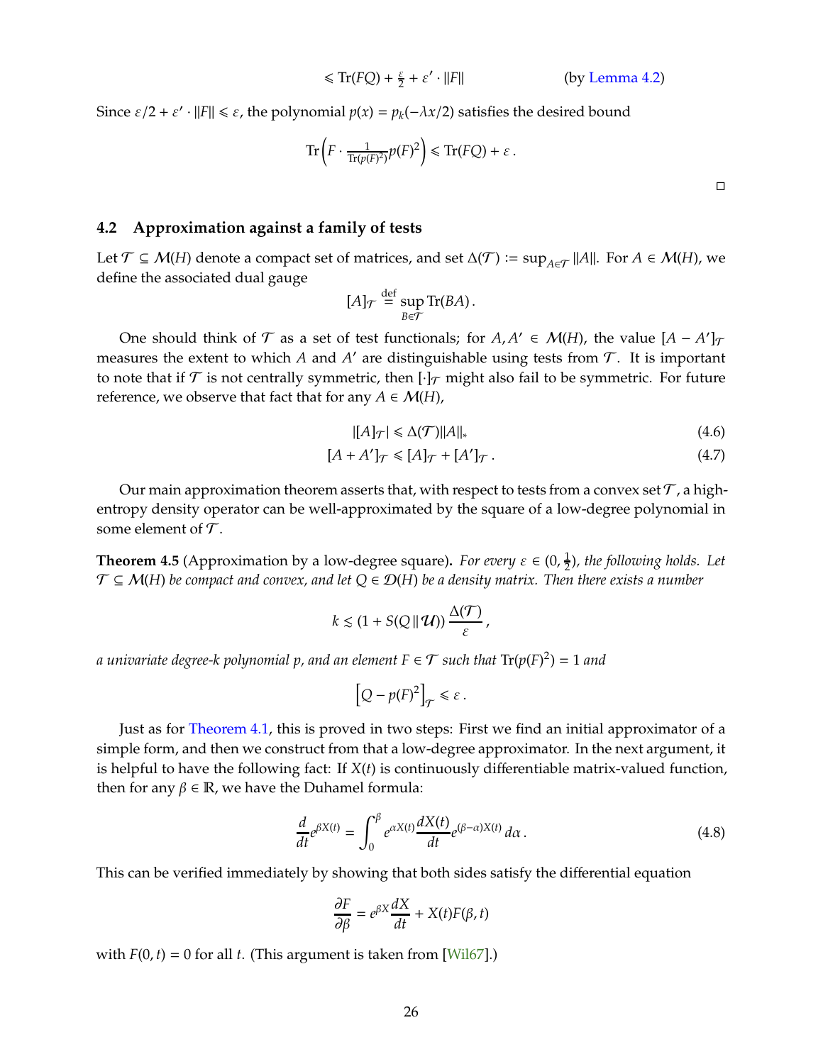$$\leqslant \operatorname{Tr}(FQ) + \tfrac{\varepsilon}{2} + \varepsilon' \cdot \|F\| \qquad \text{(by Lemma 4.2)}$$

Since $\varepsilon/2 + \varepsilon' \cdot \|F\| \leqslant \varepsilon$, the polynomial $p(x) = p_k(-\lambda x/2)$ satisfies the desired bound

$$\operatorname{Tr}\left(F \cdot \tfrac{1}{\operatorname{Tr}(p(F)^2)} p(F)^2\right) \leqslant \operatorname{Tr}(FQ) + \varepsilon\,.$$

□

## 4.2 Approximation against a family of tests

Let $\mathcal{T} \subseteq \mathcal{M}(H)$ denote a compact set of matrices, and set $\Delta(\mathcal{T}) := \sup_{A \in \mathcal{T}} \|A\|$. For $A \in \mathcal{M}(H)$, we define the associated dual gauge

$$[A]_{\mathcal{T}} \stackrel{\text{def}}{=} \sup_{B \in \mathcal{T}} \operatorname{Tr}(BA)\,.$$

One should think of $\mathcal{T}$ as a set of test functionals; for $A, A' \in \mathcal{M}(H)$, the value $[A - A']_{\mathcal{T}}$ measures the extent to which $A$ and $A'$ are distinguishable using tests from $\mathcal{T}$. It is important to note that if $\mathcal{T}$ is not centrally symmetric, then $[\cdot]_{\mathcal{T}}$ might also fail to be symmetric. For future reference, we observe that fact that for any $A \in \mathcal{M}(H)$,

$$|[A]_{\mathcal{T}}| \leqslant \Delta(\mathcal{T})\|A\|_* \tag{4.6}$$

$$[A + A']_{\mathcal{T}} \leqslant [A]_{\mathcal{T}} + [A']_{\mathcal{T}}\,. \tag{4.7}$$

Our main approximation theorem asserts that, with respect to tests from a convex set $\mathcal{T}$, a high-entropy density operator can be well-approximated by the square of a low-degree polynomial in some element of $\mathcal{T}$.

**Theorem 4.5** (Approximation by a low-degree square)**.** *For every $\varepsilon \in (0, \frac{1}{2})$, the following holds. Let $\mathcal{T} \subseteq \mathcal{M}(H)$ be compact and convex, and let $Q \in \mathcal{D}(H)$ be a density matrix. Then there exists a number*

$$k \lesssim (1 + S(Q \,\|\, \mathcal{U}))\,\frac{\Delta(\mathcal{T})}{\varepsilon}\,,$$

*a univariate degree-$k$ polynomial $p$, and an element $F \in \mathcal{T}$ such that $\operatorname{Tr}(p(F)^2) = 1$ and*

$$\left[Q - p(F)^2\right]_{\mathcal{T}} \leqslant \varepsilon\,.$$

Just as for Theorem 4.1, this is proved in two steps: First we find an initial approximator of a simple form, and then we construct from that a low-degree approximator. In the next argument, it is helpful to have the following fact: If $X(t)$ is continuously differentiable matrix-valued function, then for any $\beta \in \mathbb{R}$, we have the Duhamel formula:

$$\frac{d}{dt} e^{\beta X(t)} = \int_0^\beta e^{\alpha X(t)} \frac{dX(t)}{dt} e^{(\beta - \alpha)X(t)}\, d\alpha\,. \tag{4.8}$$

This can be verified immediately by showing that both sides satisfy the differential equation

$$\frac{\partial F}{\partial \beta} = e^{\beta X} \frac{dX}{dt} + X(t) F(\beta, t)$$

with $F(0, t) = 0$ for all $t$. (This argument is taken from [Wil67].)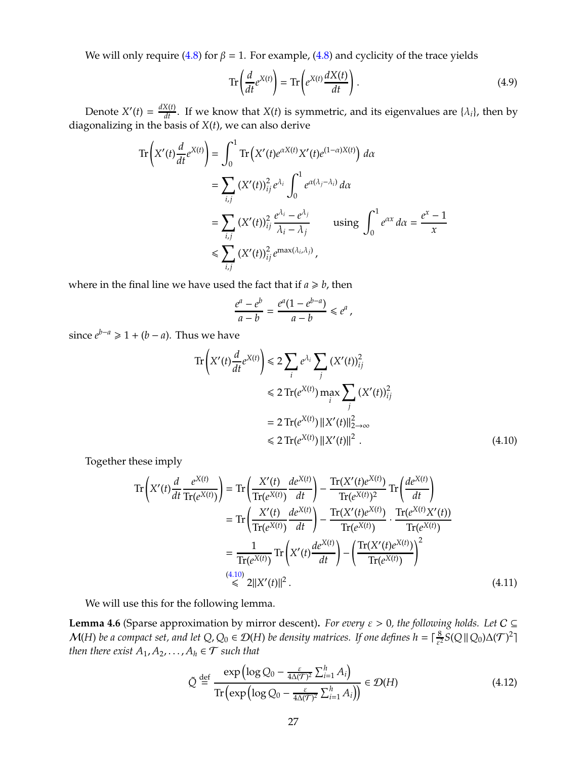We will only require (4.8) for $\beta = 1$. For example, (4.8) and cyclicity of the trace yields

$$\mathrm{Tr}\left(\frac{d}{dt}e^{X(t)}\right) = \mathrm{Tr}\left(e^{X(t)}\frac{dX(t)}{dt}\right). \tag{4.9}$$

Denote $X'(t) = \frac{dX(t)}{dt}$. If we know that $X(t)$ is symmetric, and its eigenvalues are $\{\lambda_i\}$, then by diagonalizing in the basis of $X(t)$, we can also derive

$$\begin{aligned}
\mathrm{Tr}\left(X'(t)\frac{d}{dt}e^{X(t)}\right) &= \int_0^1 \mathrm{Tr}\left(X'(t)e^{\alpha X(t)}X'(t)e^{(1-\alpha)X(t)}\right)\, d\alpha \\
&= \sum_{i,j} (X'(t))_{ij}^2\, e^{\lambda_i} \int_0^1 e^{\alpha(\lambda_j - \lambda_i)}\, d\alpha \\
&= \sum_{i,j} (X'(t))_{ij}^2\, \frac{e^{\lambda_i} - e^{\lambda_j}}{\lambda_i - \lambda_j} \qquad \text{using } \int_0^1 e^{\alpha x}\, d\alpha = \frac{e^x - 1}{x} \\
&\leqslant \sum_{i,j} (X'(t))_{ij}^2\, e^{\max(\lambda_i,\lambda_j)},
\end{aligned}$$

where in the final line we have used the fact that if $a \geqslant b$, then

$$\frac{e^a - e^b}{a - b} = \frac{e^a(1 - e^{b-a})}{a - b} \leqslant e^a,$$

since $e^{b-a} \geqslant 1 + (b - a)$. Thus we have

$$\begin{aligned}
\mathrm{Tr}\left(X'(t)\frac{d}{dt}e^{X(t)}\right) &\leqslant 2\sum_i e^{\lambda_i} \sum_j (X'(t))_{ij}^2 \\
&\leqslant 2\,\mathrm{Tr}(e^{X(t)}) \max_i \sum_j (X'(t))_{ij}^2 \\
&= 2\,\mathrm{Tr}(e^{X(t)})\, \|X'(t)\|_{2\to\infty}^2 \\
&\leqslant 2\,\mathrm{Tr}(e^{X(t)})\, \|X'(t)\|^2\,.
\end{aligned} \tag{4.10}$$

Together these imply

$$\begin{aligned}
\mathrm{Tr}\left(X'(t)\frac{d}{dt}\frac{e^{X(t)}}{\mathrm{Tr}(e^{X(t)})}\right) &= \mathrm{Tr}\left(\frac{X'(t)}{\mathrm{Tr}(e^{X(t)})}\frac{de^{X(t)}}{dt}\right) - \frac{\mathrm{Tr}(X'(t)e^{X(t)})}{\mathrm{Tr}(e^{X(t)})^2}\,\mathrm{Tr}\left(\frac{de^{X(t)}}{dt}\right) \\
&= \mathrm{Tr}\left(\frac{X'(t)}{\mathrm{Tr}(e^{X(t)})}\frac{de^{X(t)}}{dt}\right) - \frac{\mathrm{Tr}(X'(t)e^{X(t)})}{\mathrm{Tr}(e^{X(t)})} \cdot \frac{\mathrm{Tr}(e^{X(t)}X'(t))}{\mathrm{Tr}(e^{X(t)})} \\
&= \frac{1}{\mathrm{Tr}(e^{X(t)})}\,\mathrm{Tr}\left(X'(t)\frac{de^{X(t)}}{dt}\right) - \left(\frac{\mathrm{Tr}(X'(t)e^{X(t)})}{\mathrm{Tr}(e^{X(t)})}\right)^2 \\
&\overset{(4.10)}{\leqslant} 2\|X'(t)\|^2\,.
\end{aligned} \tag{4.11}$$

We will use this for the following lemma.

**Lemma 4.6** (Sparse approximation by mirror descent)**.** *For every $\varepsilon > 0$, the following holds. Let $C \subseteq \mathcal{M}(H)$ be a compact set, and let $Q, Q_0 \in \mathcal{D}(H)$ be density matrices. If one defines $h = \lceil \frac{8}{\varepsilon^2} S(Q \,\|\, Q_0)\Delta(\mathcal{T})^2 \rceil$ then there exist $A_1, A_2, \ldots, A_h \in \mathcal{T}$ such that*

$$\tilde{Q} \overset{\text{def}}{=} \frac{\exp\left(\log Q_0 - \frac{\varepsilon}{4\Delta(\mathcal{T})^2}\sum_{i=1}^h A_i\right)}{\mathrm{Tr}\left(\exp\left(\log Q_0 - \frac{\varepsilon}{4\Delta(\mathcal{T})^2}\sum_{i=1}^h A_i\right)\right)} \in \mathcal{D}(H) \tag{4.12}$$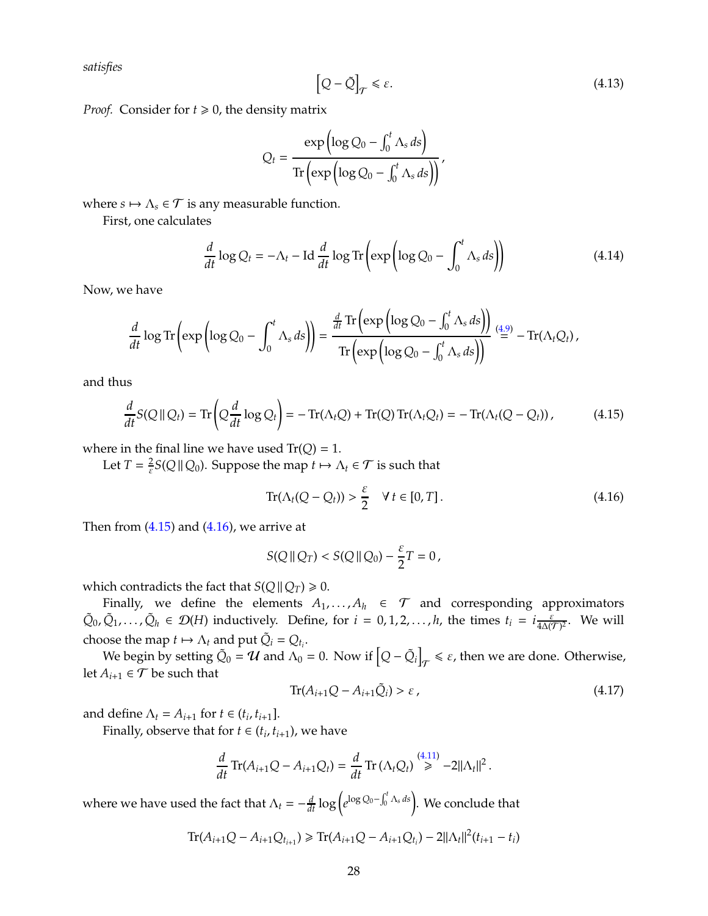*satisfies*

$$\left[Q - \tilde{Q}\right]_{\mathcal{T}} \leqslant \varepsilon. \tag{4.13}$$

*Proof.* Consider for $t \geqslant 0$, the density matrix

$$Q_t = \frac{\exp\left(\log Q_0 - \int_0^t \Lambda_s \, ds\right)}{\operatorname{Tr}\left(\exp\left(\log Q_0 - \int_0^t \Lambda_s \, ds\right)\right)},$$

where $s \mapsto \Lambda_s \in \mathcal{T}$ is any measurable function.

First, one calculates

$$\frac{d}{dt} \log Q_t = -\Lambda_t - \mathrm{Id} \frac{d}{dt} \log \operatorname{Tr}\left(\exp\left(\log Q_0 - \int_0^t \Lambda_s \, ds\right)\right) \tag{4.14}$$

Now, we have

$$\frac{d}{dt} \log \operatorname{Tr}\left(\exp\left(\log Q_0 - \int_0^t \Lambda_s \, ds\right)\right) = \frac{\frac{d}{dt} \operatorname{Tr}\left(\exp\left(\log Q_0 - \int_0^t \Lambda_s \, ds\right)\right)}{\operatorname{Tr}\left(\exp\left(\log Q_0 - \int_0^t \Lambda_s \, ds\right)\right)} \overset{(4.9)}{=} -\operatorname{Tr}(\Lambda_t Q_t),$$

and thus

$$\frac{d}{dt} S(Q \,\|\, Q_t) = \operatorname{Tr}\left(Q \frac{d}{dt} \log Q_t\right) = -\operatorname{Tr}(\Lambda_t Q) + \operatorname{Tr}(Q) \operatorname{Tr}(\Lambda_t Q_t) = -\operatorname{Tr}(\Lambda_t (Q - Q_t)), \tag{4.15}$$

where in the final line we have used $\operatorname{Tr}(Q) = 1$.

Let $T = \frac{2}{\varepsilon} S(Q \,\|\, Q_0)$. Suppose the map $t \mapsto \Lambda_t \in \mathcal{T}$ is such that

$$\operatorname{Tr}(\Lambda_t (Q - Q_t)) > \frac{\varepsilon}{2} \quad \forall\, t \in [0, T]. \tag{4.16}$$

Then from (4.15) and (4.16), we arrive at

$$S(Q \,\|\, Q_T) < S(Q \,\|\, Q_0) - \frac{\varepsilon}{2} T = 0,$$

which contradicts the fact that $S(Q \,\|\, Q_T) \geqslant 0$.

Finally, we define the elements $A_1, \ldots, A_h \in \mathcal{T}$ and corresponding approximators $\tilde{Q}_0, \tilde{Q}_1, \ldots, \tilde{Q}_h \in \mathcal{D}(H)$ inductively. Define, for $i = 0, 1, 2, \ldots, h$, the times $t_i = i \frac{\varepsilon}{4\Delta(\mathcal{T})^2}$. We will choose the map $t \mapsto \Lambda_t$ and put $\tilde{Q}_i = Q_{t_i}$.

We begin by setting $\tilde{Q}_0 = \mathcal{U}$ and $\Lambda_0 = 0$. Now if $\left[Q - \tilde{Q}_i\right]_{\mathcal{T}} \leqslant \varepsilon$, then we are done. Otherwise, let $A_{i+1} \in \mathcal{T}$ be such that

$$\operatorname{Tr}(A_{i+1} Q - A_{i+1} \tilde{Q}_i) > \varepsilon, \tag{4.17}$$

and define $\Lambda_t = A_{i+1}$ for $t \in (t_i, t_{i+1}]$.

Finally, observe that for $t \in (t_i, t_{i+1})$, we have

$$\frac{d}{dt} \operatorname{Tr}(A_{i+1} Q - A_{i+1} Q_t) = \frac{d}{dt} \operatorname{Tr}\left(\Lambda_t Q_t\right) \overset{(4.11)}{\geqslant} -2\|\Lambda_t\|^2.$$

where we have used the fact that $\Lambda_t = -\frac{d}{dt} \log\left(e^{\log Q_0 - \int_0^t \Lambda_s \, ds}\right)$. We conclude that

$$\operatorname{Tr}(A_{i+1} Q - A_{i+1} Q_{t_{i+1}}) \geqslant \operatorname{Tr}(A_{i+1} Q - A_{i+1} Q_{t_i}) - 2\|\Lambda_t\|^2 (t_{i+1} - t_i)$$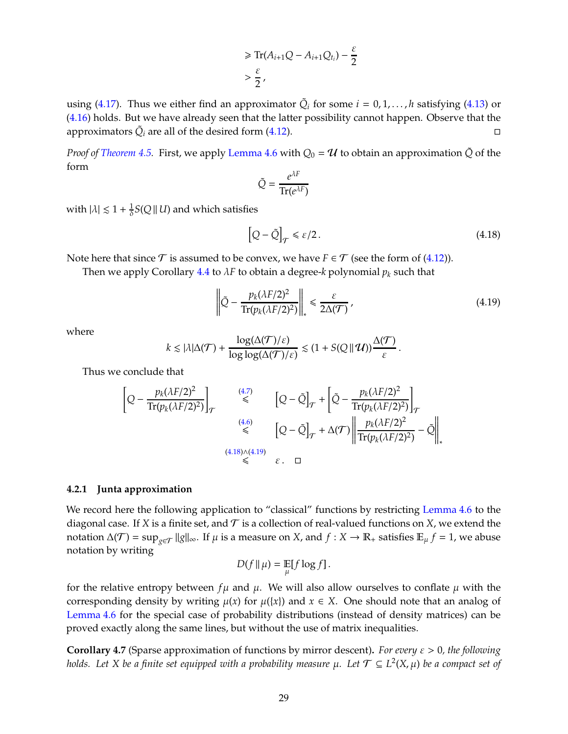$$
\begin{aligned}
&\geqslant \operatorname{Tr}(A_{i+1}Q - A_{i+1}Q_{t_i}) - \frac{\varepsilon}{2} \\
&> \frac{\varepsilon}{2},
\end{aligned}
$$

using (4.17). Thus we either find an approximator $\tilde{Q}_i$ for some $i = 0, 1, \ldots, h$ satisfying (4.13) or (4.16) holds. But we have already seen that the latter possibility cannot happen. Observe that the approximators $\tilde{Q}_i$ are all of the desired form (4.12). □

*Proof of Theorem 4.5.* First, we apply Lemma 4.6 with $Q_0 = \mathcal{U}$ to obtain an approximation $\tilde{Q}$ of the form

$$
\tilde{Q} = \frac{e^{\lambda F}}{\operatorname{Tr}(e^{\lambda F})}
$$

with $|\lambda| \lesssim 1 + \frac{1}{\delta} S(Q \,\|\, U)$ and which satisfies

$$
\left[Q - \tilde{Q}\right]_{\mathcal{T}} \leqslant \varepsilon/2\,. \tag{4.18}
$$

Note here that since $\mathcal{T}$ is assumed to be convex, we have $F \in \mathcal{T}$ (see the form of (4.12)).

Then we apply Corollary 4.4 to $\lambda F$ to obtain a degree-$k$ polynomial $p_k$ such that

$$
\left\| \tilde{Q} - \frac{p_k(\lambda F/2)^2}{\operatorname{Tr}(p_k(\lambda F/2)^2)} \right\|_* \leqslant \frac{\varepsilon}{2\Delta(\mathcal{T})}\,, \tag{4.19}
$$

where

$$
k \lesssim |\lambda| \Delta(\mathcal{T}) + \frac{\log(\Delta(\mathcal{T})/\varepsilon)}{\log\log(\Delta(\mathcal{T})/\varepsilon)} \lesssim (1 + S(Q \,\|\, \mathcal{U})) \frac{\Delta(\mathcal{T})}{\varepsilon}\,.
$$

Thus we conclude that

$$
\begin{aligned}
\left[Q - \frac{p_k(\lambda F/2)^2}{\operatorname{Tr}(p_k(\lambda F/2)^2)}\right]_{\mathcal{T}} &\overset{(4.7)}{\leqslant} \left[Q - \tilde{Q}\right]_{\mathcal{T}} + \left[\tilde{Q} - \frac{p_k(\lambda F/2)^2}{\operatorname{Tr}(p_k(\lambda F/2)^2)}\right]_{\mathcal{T}} \\
&\overset{(4.6)}{\leqslant} \left[Q - \tilde{Q}\right]_{\mathcal{T}} + \Delta(\mathcal{T}) \left\| \frac{p_k(\lambda F/2)^2}{\operatorname{Tr}(p_k(\lambda F/2)^2)} - \tilde{Q} \right\|_* \\
&\overset{(4.18)\wedge(4.19)}{\leqslant} \varepsilon\,. \qquad \square
\end{aligned}
$$

### 4.2.1 Junta approximation

We record here the following application to "classical" functions by restricting Lemma 4.6 to the diagonal case. If $X$ is a finite set, and $\mathcal{T}$ is a collection of real-valued functions on $X$, we extend the notation $\Delta(\mathcal{T}) = \sup_{g \in \mathcal{T}} \|g\|_\infty$. If $\mu$ is a measure on $X$, and $f : X \to \mathbb{R}_+$ satisfies $\mathbb{E}_\mu f = 1$, we abuse notation by writing

$$
D(f \,\|\, \mu) = \mathop{\mathbb{E}}_{\mu}[f \log f]\,.
$$

for the relative entropy between $f\mu$ and $\mu$. We will also allow ourselves to conflate $\mu$ with the corresponding density by writing $\mu(x)$ for $\mu(\{x\})$ and $x \in X$. One should note that an analog of Lemma 4.6 for the special case of probability distributions (instead of density matrices) can be proved exactly along the same lines, but without the use of matrix inequalities.

**Corollary 4.7** (Sparse approximation of functions by mirror descent)**.** *For every $\varepsilon > 0$, the following holds. Let $X$ be a finite set equipped with a probability measure $\mu$. Let $\mathcal{T} \subseteq L^2(X, \mu)$ be a compact set of*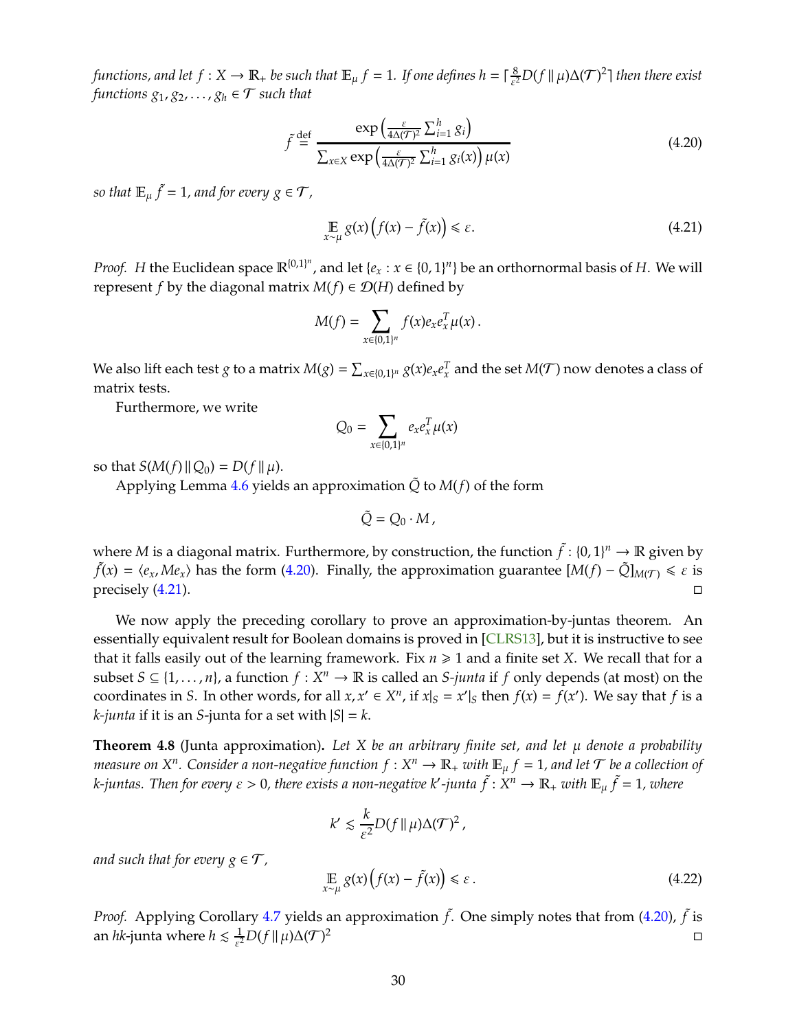*functions, and let $f : X \to \mathbb{R}_+$ be such that $\mathbb{E}_\mu f = 1$. If one defines $h = \lceil \frac{8}{\varepsilon^2} D(f \,\|\, \mu)\Delta(\mathcal{T})^2 \rceil$ then there exist functions $g_1, g_2, \ldots, g_h \in \mathcal{T}$ such that*

$$
\tilde{f} \stackrel{\text{def}}{=} \frac{\exp\left(\frac{\varepsilon}{4\Delta(\mathcal{T})^2} \sum_{i=1}^h g_i\right)}{\sum_{x \in X} \exp\left(\frac{\varepsilon}{4\Delta(\mathcal{T})^2} \sum_{i=1}^h g_i(x)\right) \mu(x)} \tag{4.20}
$$

*so that $\mathbb{E}_\mu \tilde{f} = 1$, and for every $g \in \mathcal{T}$,*

$$
\mathop{\mathbb{E}}_{x \sim \mu} g(x)\left(f(x) - \tilde{f}(x)\right) \leqslant \varepsilon. \tag{4.21}
$$

*Proof.* $H$ the Euclidean space $\mathbb{R}^{\{0,1\}^n}$, and let $\{e_x : x \in \{0,1\}^n\}$ be an orthornormal basis of $H$. We will represent $f$ by the diagonal matrix $M(f) \in \mathcal{D}(H)$ defined by

$$
M(f) = \sum_{x \in \{0,1\}^n} f(x) e_x e_x^T \mu(x).
$$

We also lift each test $g$ to a matrix $M(g) = \sum_{x \in \{0,1\}^n} g(x) e_x e_x^T$ and the set $M(\mathcal{T})$ now denotes a class of matrix tests.

Furthermore, we write

$$
Q_0 = \sum_{x \in \{0,1\}^n} e_x e_x^T \mu(x)
$$

so that $S(M(f) \,\|\, Q_0) = D(f \,\|\, \mu)$.

Applying Lemma 4.6 yields an approximation $\tilde{Q}$ to $M(f)$ of the form

$$
\tilde{Q} = Q_0 \cdot M,
$$

where $M$ is a diagonal matrix. Furthermore, by construction, the function $\tilde{f} : \{0,1\}^n \to \mathbb{R}$ given by $\tilde{f}(x) = \langle e_x, M e_x \rangle$ has the form (4.20). Finally, the approximation guarantee $[M(f) - \tilde{Q}]_{M(\mathcal{T})} \leqslant \varepsilon$ is precisely (4.21). $\square$

We now apply the preceding corollary to prove an approximation-by-juntas theorem. An essentially equivalent result for Boolean domains is proved in [CLRS13], but it is instructive to see that it falls easily out of the learning framework. Fix $n \geqslant 1$ and a finite set $X$. We recall that for a subset $S \subseteq \{1, \ldots, n\}$, a function $f : X^n \to \mathbb{R}$ is called an *$S$-junta* if $f$ only depends (at most) on the coordinates in $S$. In other words, for all $x, x' \in X^n$, if $x|_S = x'|_S$ then $f(x) = f(x')$. We say that $f$ is a *$k$-junta* if it is an $S$-junta for a set with $|S| = k$.

**Theorem 4.8** (Junta approximation)**.** *Let $X$ be an arbitrary finite set, and let $\mu$ denote a probability measure on $X^n$. Consider a non-negative function $f : X^n \to \mathbb{R}_+$ with $\mathbb{E}_\mu f = 1$, and let $\mathcal{T}$ be a collection of $k$-juntas. Then for every $\varepsilon > 0$, there exists a non-negative $k'$-junta $\tilde{f} : X^n \to \mathbb{R}_+$ with $\mathbb{E}_\mu \tilde{f} = 1$, where*

$$
k' \lesssim \frac{k}{\varepsilon^2} D(f \,\|\, \mu)\Delta(\mathcal{T})^2,
$$

*and such that for every $g \in \mathcal{T}$,*

$$
\mathop{\mathbb{E}}_{x \sim \mu} g(x)\left(f(x) - \tilde{f}(x)\right) \leqslant \varepsilon. \tag{4.22}
$$

*Proof.* Applying Corollary 4.7 yields an approximation $\tilde{f}$. One simply notes that from (4.20), $\tilde{f}$ is an $hk$-junta where $h \lesssim \frac{1}{\varepsilon^2} D(f \,\|\, \mu)\Delta(\mathcal{T})^2$ $\square$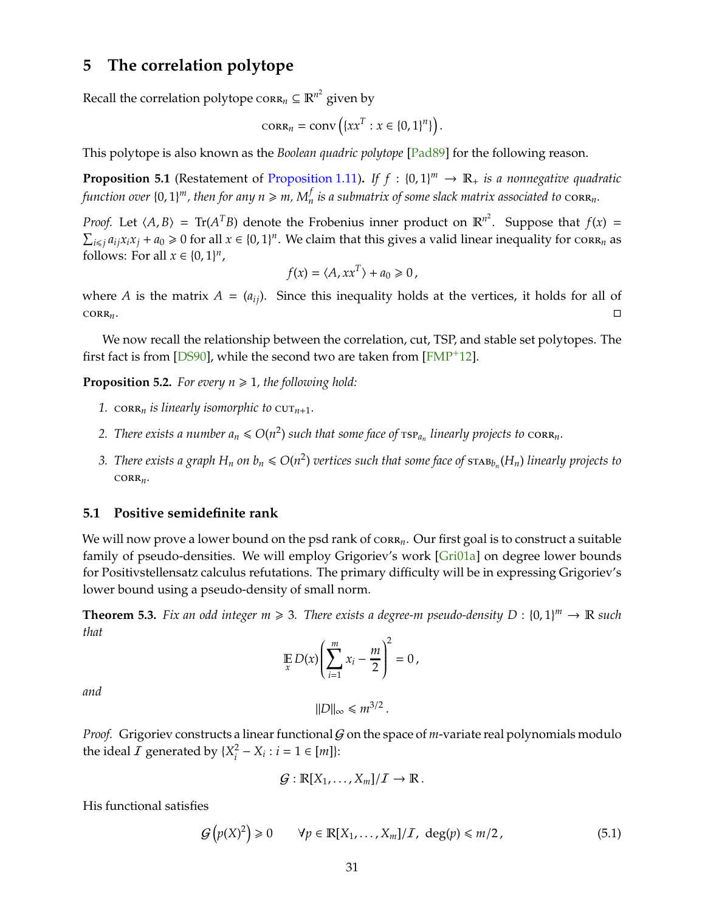# 5 The correlation polytope

Recall the correlation polytope $\text{CORR}_n \subseteq \mathbb{R}^{n^2}$ given by

$$\text{CORR}_n = \text{conv}\left(\{xx^T : x \in \{0,1\}^n\}\right).$$

This polytope is also known as the *Boolean quadric polytope* [Pad89] for the following reason.

**Proposition 5.1** (Restatement of Proposition 1.11)**.** *If $f : \{0,1\}^m \to \mathbb{R}_+$ is a nonnegative quadratic function over $\{0,1\}^m$, then for any $n \geqslant m$, $M_n^f$ is a submatrix of some slack matrix associated to $\text{CORR}_n$.*

*Proof.* Let $\langle A, B\rangle = \text{Tr}(A^T B)$ denote the Frobenius inner product on $\mathbb{R}^{n^2}$. Suppose that $f(x) = \sum_{i \leqslant j} a_{ij} x_i x_j + a_0 \geqslant 0$ for all $x \in \{0,1\}^n$. We claim that this gives a valid linear inequality for $\text{CORR}_n$ as follows: For all $x \in \{0,1\}^n$,

$$f(x) = \langle A, xx^T\rangle + a_0 \geqslant 0\,,$$

where $A$ is the matrix $A = (a_{ij})$. Since this inequality holds at the vertices, it holds for all of $\text{CORR}_n$. ◻

We now recall the relationship between the correlation, cut, TSP, and stable set polytopes. The first fact is from [DS90], while the second two are taken from [FMP+12].

**Proposition 5.2.** *For every $n \geqslant 1$, the following hold:*

1. *$\text{CORR}_n$ is linearly isomorphic to $\text{CUT}_{n+1}$.*
2. *There exists a number $a_n \leqslant O(n^2)$ such that some face of $\text{TSP}_{a_n}$ linearly projects to $\text{CORR}_n$.*
3. *There exists a graph $H_n$ on $b_n \leqslant O(n^2)$ vertices such that some face of $\text{STAB}_{b_n}(H_n)$ linearly projects to $\text{CORR}_n$.*

## 5.1 Positive semidefinite rank

We will now prove a lower bound on the psd rank of $\text{CORR}_n$. Our first goal is to construct a suitable family of pseudo-densities. We will employ Grigoriev's work [Gri01a] on degree lower bounds for Positivstellensatz calculus refutations. The primary difficulty will be in expressing Grigoriev's lower bound using a pseudo-density of small norm.

**Theorem 5.3.** *Fix an odd integer $m \geqslant 3$. There exists a degree-$m$ pseudo-density $D : \{0,1\}^m \to \mathbb{R}$ such that*

$$\mathop{\mathbb{E}}_x D(x)\left(\sum_{i=1}^m x_i - \frac{m}{2}\right)^2 = 0\,,$$

*and*

$$\|D\|_\infty \leqslant m^{3/2}\,.$$

*Proof.* Grigoriev constructs a linear functional $\mathcal{G}$ on the space of $m$-variate real polynomials modulo the ideal $\mathcal{I}$ generated by $\{X_i^2 - X_i : i = 1 \in [m]\}$:

$$\mathcal{G} : \mathbb{R}[X_1,\ldots,X_m]/\mathcal{I} \to \mathbb{R}\,.$$

His functional satisfies

$$\mathcal{G}\left(p(X)^2\right) \geqslant 0 \qquad \forall p \in \mathbb{R}[X_1,\ldots,X_m]/\mathcal{I},\ \deg(p) \leqslant m/2\,, \tag{5.1}$$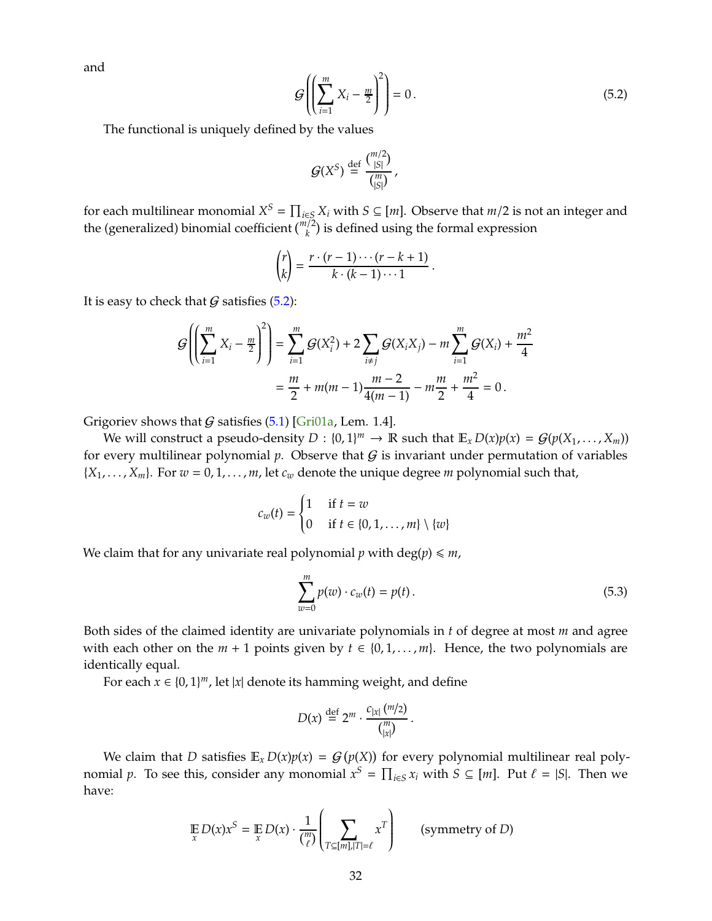and

$$\mathcal{G}\left(\left(\sum_{i=1}^{m} X_i - \tfrac{m}{2}\right)^2\right) = 0\,. \tag{5.2}$$

The functional is uniquely defined by the values

$$\mathcal{G}(X^S) \stackrel{\text{def}}{=} \frac{\binom{m/2}{|S|}}{\binom{m}{|S|}}\,,$$

for each multilinear monomial $X^S = \prod_{i\in S} X_i$ with $S \subseteq [m]$. Observe that $m/2$ is not an integer and the (generalized) binomial coefficient $\binom{m/2}{k}$ is defined using the formal expression

$$\binom{r}{k} = \frac{r\cdot(r-1)\cdots(r-k+1)}{k\cdot(k-1)\cdots 1}\,.$$

It is easy to check that $\mathcal{G}$ satisfies (5.2):

$$\begin{aligned}
\mathcal{G}\left(\left(\sum_{i=1}^{m} X_i - \tfrac{m}{2}\right)^2\right) &= \sum_{i=1}^{m}\mathcal{G}(X_i^2) + 2\sum_{i\neq j}\mathcal{G}(X_iX_j) - m\sum_{i=1}^{m}\mathcal{G}(X_i) + \frac{m^2}{4} \\
&= \frac{m}{2} + m(m-1)\frac{m-2}{4(m-1)} - m\frac{m}{2} + \frac{m^2}{4} = 0\,.
\end{aligned}$$

Grigoriev shows that $\mathcal{G}$ satisfies (5.1) [Gri01a, Lem. 1.4].

We will construct a pseudo-density $D : \{0,1\}^m \to \mathbb{R}$ such that $\mathbb{E}_x D(x)p(x) = \mathcal{G}(p(X_1,\ldots,X_m))$ for every multilinear polynomial $p$. Observe that $\mathcal{G}$ is invariant under permutation of variables $\{X_1,\ldots,X_m\}$. For $w = 0,1,\ldots,m$, let $c_w$ denote the unique degree $m$ polynomial such that,

$$c_w(t) = \begin{cases} 1 & \text{if } t = w \\ 0 & \text{if } t \in \{0,1,\ldots,m\}\setminus\{w\}\end{cases}$$

We claim that for any univariate real polynomial $p$ with $\deg(p) \leqslant m$,

$$\sum_{w=0}^{m} p(w)\cdot c_w(t) = p(t)\,. \tag{5.3}$$

Both sides of the claimed identity are univariate polynomials in $t$ of degree at most $m$ and agree with each other on the $m+1$ points given by $t \in \{0,1,\ldots,m\}$. Hence, the two polynomials are identically equal.

For each $x \in \{0,1\}^m$, let $|x|$ denote its hamming weight, and define

$$D(x) \stackrel{\text{def}}{=} 2^m \cdot \frac{c_{|x|}\,(m/2)}{\binom{m}{|x|}}\,.$$

We claim that $D$ satisfies $\mathbb{E}_x D(x)p(x) = \mathcal{G}(p(X))$ for every polynomial multilinear real polynomial $p$. To see this, consider any monomial $x^S = \prod_{i\in S} x_i$ with $S \subseteq [m]$. Put $\ell = |S|$. Then we have:

$$\mathop{\mathbb{E}}_x D(x)x^S = \mathop{\mathbb{E}}_x D(x)\cdot\frac{1}{\binom{m}{\ell}}\left(\sum_{T\subseteq[m],|T|=\ell} x^T\right) \qquad \text{(symmetry of } D\text{)}$$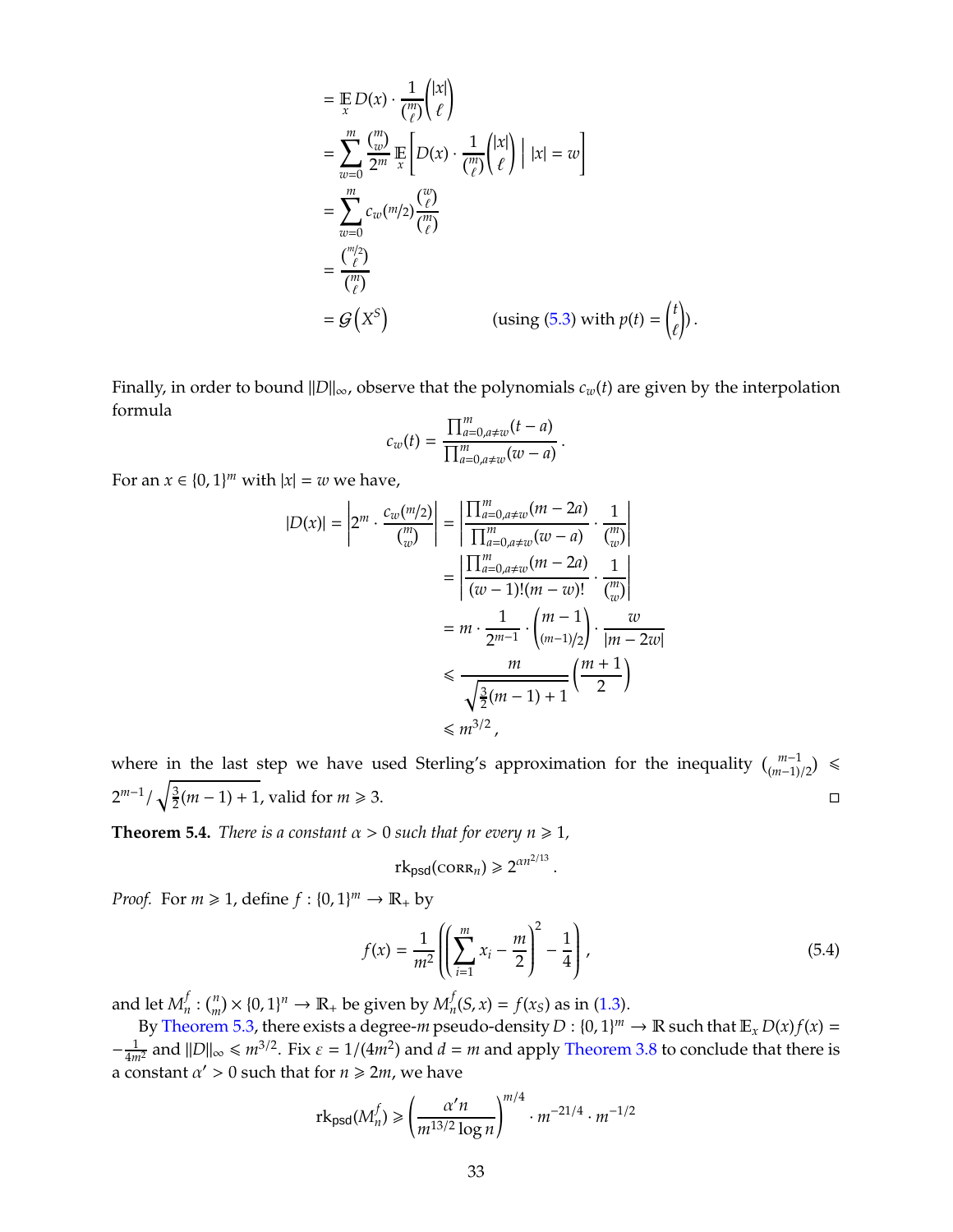$$
\begin{aligned}
&= \mathop{\mathbb{E}}_{x} D(x) \cdot \frac{1}{\binom{m}{\ell}} \binom{|x|}{\ell} \\
&= \sum_{w=0}^{m} \frac{\binom{m}{w}}{2^m} \mathop{\mathbb{E}}_{x} \left[ D(x) \cdot \frac{1}{\binom{m}{\ell}} \binom{|x|}{\ell} \;\middle|\; |x| = w \right] \\
&= \sum_{w=0}^{m} c_w(m/2) \frac{\binom{w}{\ell}}{\binom{m}{\ell}} \\
&= \frac{\binom{m/2}{\ell}}{\binom{m}{\ell}} \\
&= \mathcal{G}\left(X^S\right) \qquad\qquad \text{(using (5.3) with } p(t) = \binom{t}{\ell}\text{)}.
\end{aligned}
$$

Finally, in order to bound $\|D\|_\infty$, observe that the polynomials $c_w(t)$ are given by the interpolation formula

$$
c_w(t) = \frac{\prod_{a=0, a\neq w}^{m} (t-a)}{\prod_{a=0, a\neq w}^{m} (w-a)}.
$$

For an $x \in \{0,1\}^m$ with $|x| = w$ we have,

$$
\begin{aligned}
|D(x)| = \left| 2^m \cdot \frac{c_w(m/2)}{\binom{m}{w}} \right| &= \left| \frac{\prod_{a=0,a\neq w}^{m} (m-2a)}{\prod_{a=0,a\neq w}^{m} (w-a)} \cdot \frac{1}{\binom{m}{w}} \right| \\
&= \left| \frac{\prod_{a=0,a\neq w}^{m} (m-2a)}{(w-1)!(m-w)!} \cdot \frac{1}{\binom{m}{w}} \right| \\
&= m \cdot \frac{1}{2^{m-1}} \cdot \binom{m-1}{(m-1)/2} \cdot \frac{w}{|m-2w|} \\
&\leqslant \frac{m}{\sqrt{\frac{3}{2}(m-1)+1}} \left( \frac{m+1}{2} \right) \\
&\leqslant m^{3/2},
\end{aligned}
$$

where in the last step we have used Sterling's approximation for the inequality $\binom{m-1}{(m-1)/2} \leqslant 2^{m-1}/\sqrt{\frac{3}{2}(m-1)+1}$, valid for $m \geqslant 3$. $\square$

**Theorem 5.4.** *There is a constant $\alpha > 0$ such that for every $n \geqslant 1$,*

$$
\mathrm{rk}_{\mathsf{psd}}(\textsc{corr}_n) \geqslant 2^{\alpha n^{2/13}}.
$$

*Proof.* For $m \geqslant 1$, define $f : \{0,1\}^m \to \mathbb{R}_+$ by

$$
f(x) = \frac{1}{m^2} \left( \left( \sum_{i=1}^{m} x_i - \frac{m}{2} \right)^2 - \frac{1}{4} \right), \tag{5.4}
$$

and let $M_n^f : \binom{n}{m} \times \{0,1\}^n \to \mathbb{R}_+$ be given by $M_n^f(S,x) = f(x_S)$ as in (1.3).

By Theorem 5.3, there exists a degree-$m$ pseudo-density $D : \{0,1\}^m \to \mathbb{R}$ such that $\mathbb{E}_x D(x) f(x) = -\frac{1}{4m^2}$ and $\|D\|_\infty \leqslant m^{3/2}$. Fix $\varepsilon = 1/(4m^2)$ and $d = m$ and apply Theorem 3.8 to conclude that there is a constant $\alpha' > 0$ such that for $n \geqslant 2m$, we have

$$
\mathrm{rk}_{\mathsf{psd}}(M_n^f) \geqslant \left( \frac{\alpha' n}{m^{13/2} \log n} \right)^{m/4} \cdot m^{-21/4} \cdot m^{-1/2}
$$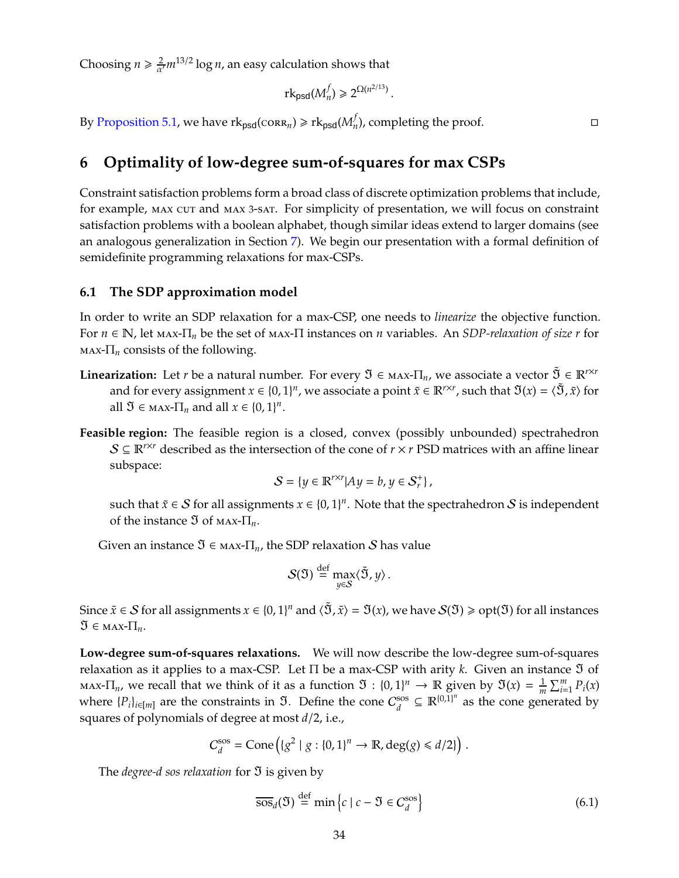Choosing $n \geqslant \frac{2}{\alpha'} m^{13/2} \log n$, an easy calculation shows that

$$\mathrm{rk}_{\mathsf{psd}}(M_n^f) \geqslant 2^{\Omega(n^{2/13})}\,.$$

By Proposition 5.1, we have $\mathrm{rk}_{\mathsf{psd}}(\textsc{corr}_n) \geqslant \mathrm{rk}_{\mathsf{psd}}(M_n^f)$, completing the proof. □

# 6 Optimality of low-degree sum-of-squares for max CSPs

Constraint satisfaction problems form a broad class of discrete optimization problems that include, for example, $\textsc{max cut}$ and $\textsc{max 3-sat}$. For simplicity of presentation, we will focus on constraint satisfaction problems with a boolean alphabet, though similar ideas extend to larger domains (see an analogous generalization in Section 7). We begin our presentation with a formal definition of semidefinite programming relaxations for max-CSPs.

## 6.1 The SDP approximation model

In order to write an SDP relaxation for a max-CSP, one needs to *linearize* the objective function. For $n \in \mathbb{N}$, let $\textsc{max}\text{-}\Pi_n$ be the set of $\textsc{max}\text{-}\Pi$ instances on $n$ variables. An *SDP-relaxation of size $r$* for $\textsc{max}\text{-}\Pi_n$ consists of the following.

**Linearization:** Let $r$ be a natural number. For every $\mathfrak{I} \in \textsc{max}\text{-}\Pi_n$, we associate a vector $\tilde{\mathfrak{I}} \in \mathbb{R}^{r \times r}$ and for every assignment $x \in \{0,1\}^n$, we associate a point $\tilde{x} \in \mathbb{R}^{r \times r}$, such that $\mathfrak{I}(x) = \langle \tilde{\mathfrak{I}}, \tilde{x} \rangle$ for all $\mathfrak{I} \in \textsc{max}\text{-}\Pi_n$ and all $x \in \{0,1\}^n$.

**Feasible region:** The feasible region is a closed, convex (possibly unbounded) spectrahedron $\mathcal{S} \subseteq \mathbb{R}^{r \times r}$ described as the intersection of the cone of $r \times r$ PSD matrices with an affine linear subspace:

$$\mathcal{S} = \{y \in \mathbb{R}^{r \times r} | Ay = b, y \in \mathcal{S}_r^+\}\,,$$

such that $\tilde{x} \in \mathcal{S}$ for all assignments $x \in \{0,1\}^n$. Note that the spectrahedron $\mathcal{S}$ is independent of the instance $\mathfrak{I}$ of $\textsc{max}\text{-}\Pi_n$.

Given an instance $\mathfrak{I} \in \textsc{max}\text{-}\Pi_n$, the SDP relaxation $\mathcal{S}$ has value

$$\mathcal{S}(\mathfrak{I}) \stackrel{\text{def}}{=} \max_{y \in \mathcal{S}} \langle \tilde{\mathfrak{I}}, y \rangle\,.$$

Since $\tilde{x} \in \mathcal{S}$ for all assignments $x \in \{0,1\}^n$ and $\langle \tilde{\mathfrak{I}}, \tilde{x} \rangle = \mathfrak{I}(x)$, we have $\mathcal{S}(\mathfrak{I}) \geqslant \mathrm{opt}(\mathfrak{I})$ for all instances $\mathfrak{I} \in \textsc{max}\text{-}\Pi_n$.

**Low-degree sum-of-squares relaxations.** We will now describe the low-degree sum-of-squares relaxation as it applies to a max-CSP. Let $\Pi$ be a max-CSP with arity $k$. Given an instance $\mathfrak{I}$ of $\textsc{max}\text{-}\Pi_n$, we recall that we think of it as a function $\mathfrak{I} : \{0,1\}^n \to \mathbb{R}$ given by $\mathfrak{I}(x) = \frac{1}{m} \sum_{i=1}^m P_i(x)$ where $\{P_i\}_{i \in [m]}$ are the constraints in $\mathfrak{I}$. Define the cone $C_d^{\text{sos}} \subseteq \mathbb{R}^{\{0,1\}^n}$ as the cone generated by squares of polynomials of degree at most $d/2$, i.e.,

$$C_d^{\text{sos}} = \mathrm{Cone}\left(\{g^2 \mid g : \{0,1\}^n \to \mathbb{R}, \deg(g) \leqslant d/2\}\right)\,.$$

The *degree-$d$ sos relaxation* for $\mathfrak{I}$ is given by

$$\overline{\mathrm{sos}}_d(\mathfrak{I}) \stackrel{\text{def}}{=} \min\left\{c \mid c - \mathfrak{I} \in C_d^{\text{sos}}\right\} \tag{6.1}$$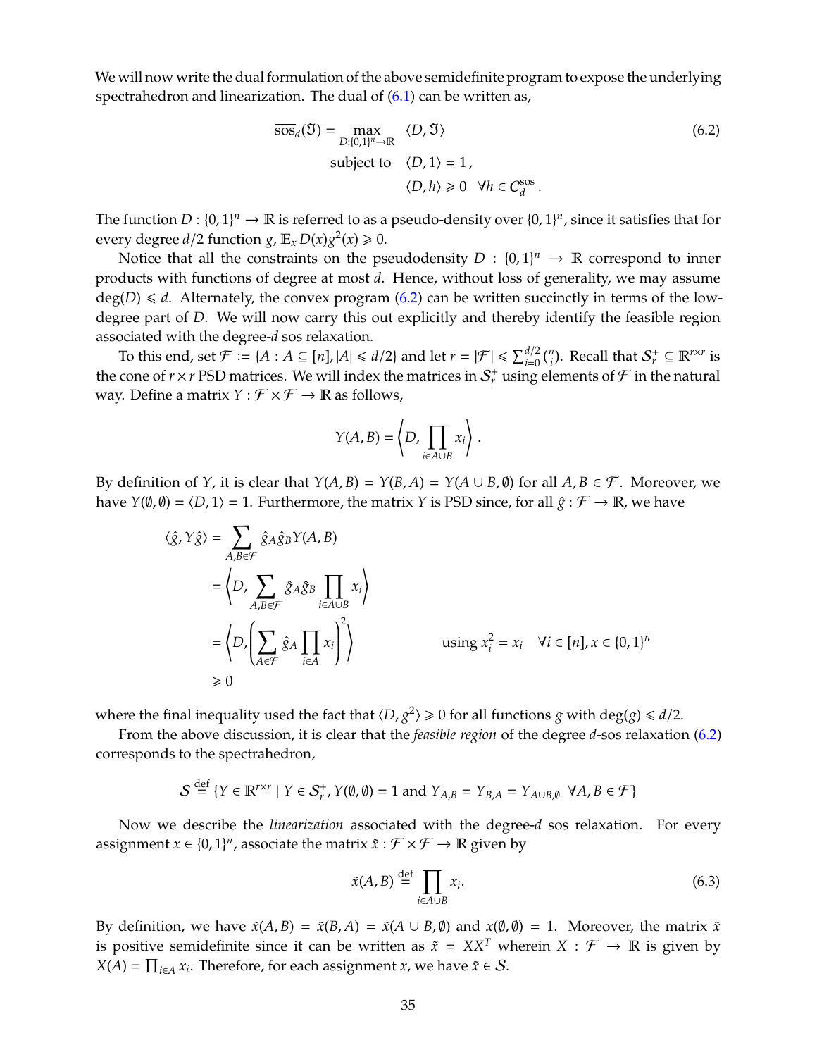We will now write the dual formulation of the above semidefinite program to expose the underlying spectrahedron and linearization. The dual of (6.1) can be written as,

$$\overline{\text{sos}}_d(\mathfrak{I}) = \max_{D:\{0,1\}^n \to \mathbb{R}} \quad \langle D, \mathfrak{I} \rangle \tag{6.2}$$
$$\text{subject to} \quad \langle D, 1 \rangle = 1\,,$$
$$\langle D, h \rangle \geqslant 0 \quad \forall h \in C_d^{\text{sos}}\,.$$

The function $D : \{0,1\}^n \to \mathbb{R}$ is referred to as a pseudo-density over $\{0,1\}^n$, since it satisfies that for every degree $d/2$ function $g$, $\mathbb{E}_x D(x) g^2(x) \geqslant 0$.

Notice that all the constraints on the pseudodensity $D : \{0,1\}^n \to \mathbb{R}$ correspond to inner products with functions of degree at most $d$. Hence, without loss of generality, we may assume $\deg(D) \leqslant d$. Alternately, the convex program (6.2) can be written succinctly in terms of the low-degree part of $D$. We will now carry this out explicitly and thereby identify the feasible region associated with the degree-$d$ sos relaxation.

To this end, set $\mathcal{F} := \{A : A \subseteq [n], |A| \leqslant d/2\}$ and let $r = |\mathcal{F}| \leqslant \sum_{i=0}^{d/2} \binom{n}{i}$. Recall that $\mathcal{S}_r^+ \subseteq \mathbb{R}^{r \times r}$ is the cone of $r \times r$ PSD matrices. We will index the matrices in $\mathcal{S}_r^+$ using elements of $\mathcal{F}$ in the natural way. Define a matrix $Y : \mathcal{F} \times \mathcal{F} \to \mathbb{R}$ as follows,

$$Y(A,B) = \left\langle D, \prod_{i \in A \cup B} x_i \right\rangle.$$

By definition of $Y$, it is clear that $Y(A,B) = Y(B,A) = Y(A \cup B, \emptyset)$ for all $A, B \in \mathcal{F}$. Moreover, we have $Y(\emptyset, \emptyset) = \langle D, 1 \rangle = 1$. Furthermore, the matrix $Y$ is PSD since, for all $\hat{g} : \mathcal{F} \to \mathbb{R}$, we have

$$\begin{aligned}
\langle \hat{g}, Y \hat{g} \rangle &= \sum_{A,B \in \mathcal{F}} \hat{g}_A \hat{g}_B Y(A,B) \\
&= \left\langle D, \sum_{A,B \in \mathcal{F}} \hat{g}_A \hat{g}_B \prod_{i \in A \cup B} x_i \right\rangle \\
&= \left\langle D, \left( \sum_{A \in \mathcal{F}} \hat{g}_A \prod_{i \in A} x_i \right)^2 \right\rangle \qquad \text{using } x_i^2 = x_i \quad \forall i \in [n], x \in \{0,1\}^n \\
&\geqslant 0
\end{aligned}$$

where the final inequality used the fact that $\langle D, g^2 \rangle \geqslant 0$ for all functions $g$ with $\deg(g) \leqslant d/2$.

From the above discussion, it is clear that the *feasible region* of the degree $d$-sos relaxation (6.2) corresponds to the spectrahedron,

$$\mathcal{S} \stackrel{\text{def}}{=} \{ Y \in \mathbb{R}^{r \times r} \mid Y \in \mathcal{S}_r^+, Y(\emptyset, \emptyset) = 1 \text{ and } Y_{A,B} = Y_{B,A} = Y_{A \cup B, \emptyset} \;\; \forall A, B \in \mathcal{F} \}$$

Now we describe the *linearization* associated with the degree-$d$ sos relaxation. For every assignment $x \in \{0,1\}^n$, associate the matrix $\tilde{x} : \mathcal{F} \times \mathcal{F} \to \mathbb{R}$ given by

$$\tilde{x}(A,B) \stackrel{\text{def}}{=} \prod_{i \in A \cup B} x_i. \tag{6.3}$$

By definition, we have $\tilde{x}(A,B) = \tilde{x}(B,A) = \tilde{x}(A \cup B, \emptyset)$ and $x(\emptyset, \emptyset) = 1$. Moreover, the matrix $\tilde{x}$ is positive semidefinite since it can be written as $\tilde{x} = XX^T$ wherein $X : \mathcal{F} \to \mathbb{R}$ is given by $X(A) = \prod_{i \in A} x_i$. Therefore, for each assignment $x$, we have $\tilde{x} \in \mathcal{S}$.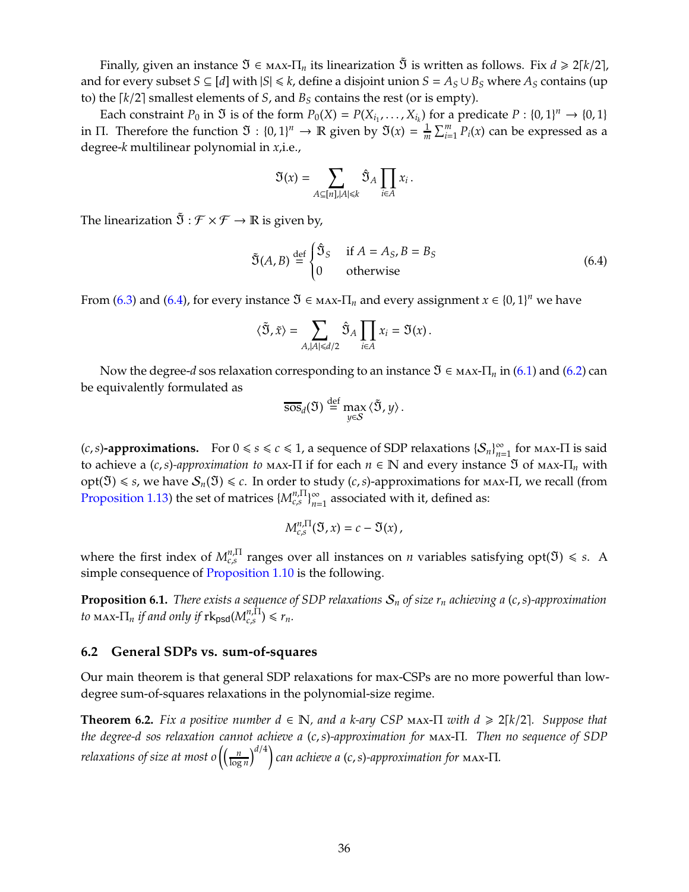Finally, given an instance $\mathfrak{I} \in \text{MAX-}\Pi_n$ its linearization $\tilde{\mathfrak{I}}$ is written as follows. Fix $d \geqslant 2\lceil k/2 \rceil$, and for every subset $S \subseteq [d]$ with $|S| \leqslant k$, define a disjoint union $S = A_S \cup B_S$ where $A_S$ contains (up to) the $\lceil k/2 \rceil$ smallest elements of $S$, and $B_S$ contains the rest (or is empty).

Each constraint $P_0$ in $\mathfrak{I}$ is of the form $P_0(X) = P(X_{i_1}, \ldots, X_{i_k})$ for a predicate $P : \{0,1\}^n \to \{0,1\}$ in $\Pi$. Therefore the function $\mathfrak{I} : \{0,1\}^n \to \mathbb{R}$ given by $\mathfrak{I}(x) = \frac{1}{m}\sum_{i=1}^{m} P_i(x)$ can be expressed as a degree-$k$ multilinear polynomial in $x$,i.e.,

$$\mathfrak{I}(x) = \sum_{A \subseteq [n], |A| \leqslant k} \hat{\mathfrak{I}}_A \prod_{i \in A} x_i \,.$$

The linearization $\tilde{\mathfrak{I}} : \mathcal{F} \times \mathcal{F} \to \mathbb{R}$ is given by,

$$\tilde{\mathfrak{I}}(A, B) \stackrel{\text{def}}{=} \begin{cases} \hat{\mathfrak{I}}_S & \text{if } A = A_S, B = B_S \\ 0 & \text{otherwise} \end{cases} \tag{6.4}$$

From (6.3) and (6.4), for every instance $\mathfrak{I} \in \text{MAX-}\Pi_n$ and every assignment $x \in \{0,1\}^n$ we have

$$\langle \tilde{\mathfrak{I}}, \tilde{x} \rangle = \sum_{A, |A| \leqslant d/2} \hat{\mathfrak{I}}_A \prod_{i \in A} x_i = \mathfrak{I}(x) \,.$$

Now the degree-$d$ sos relaxation corresponding to an instance $\mathfrak{I} \in \text{MAX-}\Pi_n$ in (6.1) and (6.2) can be equivalently formulated as

$$\overline{\text{sos}}_d(\mathfrak{I}) \stackrel{\text{def}}{=} \max_{y \in \mathcal{S}} \langle \tilde{\mathfrak{I}}, y \rangle \,.$$

**$(c, s)$-approximations.** For $0 \leqslant s \leqslant c \leqslant 1$, a sequence of SDP relaxations $\{\mathcal{S}_n\}_{n=1}^{\infty}$ for MAX-$\Pi$ is said to achieve a $(c, s)$-*approximation to* MAX-$\Pi$ if for each $n \in \mathbb{N}$ and every instance $\mathfrak{I}$ of MAX-$\Pi_n$ with $\text{opt}(\mathfrak{I}) \leqslant s$, we have $\mathcal{S}_n(\mathfrak{I}) \leqslant c$. In order to study $(c, s)$-approximations for MAX-$\Pi$, we recall (from Proposition 1.13) the set of matrices $\{M_{c,s}^{n,\Pi}\}_{n=1}^{\infty}$ associated with it, defined as:

$$M_{c,s}^{n,\Pi}(\mathfrak{I}, x) = c - \mathfrak{I}(x) \,,$$

where the first index of $M_{c,s}^{n,\Pi}$ ranges over all instances on $n$ variables satisfying $\text{opt}(\mathfrak{I}) \leqslant s$. A simple consequence of Proposition 1.10 is the following.

**Proposition 6.1.** *There exists a sequence of SDP relaxations $\mathcal{S}_n$ of size $r_n$ achieving a $(c, s)$-approximation to* MAX-$\Pi_n$ *if and only if* $\text{rk}_{\mathsf{psd}}(M_{c,s}^{n,\Pi}) \leqslant r_n$.

## 6.2 General SDPs vs. sum-of-squares

Our main theorem is that general SDP relaxations for max-CSPs are no more powerful than low-degree sum-of-squares relaxations in the polynomial-size regime.

**Theorem 6.2.** *Fix a positive number $d \in \mathbb{N}$, and a $k$-ary CSP* MAX-$\Pi$ *with $d \geqslant 2\lceil k/2 \rceil$. Suppose that the degree-$d$ sos relaxation cannot achieve a $(c, s)$-approximation for* MAX-$\Pi$. *Then no sequence of SDP relaxations of size at most $o\left(\left(\frac{n}{\log n}\right)^{d/4}\right)$ can achieve a $(c, s)$-approximation for* MAX-$\Pi$.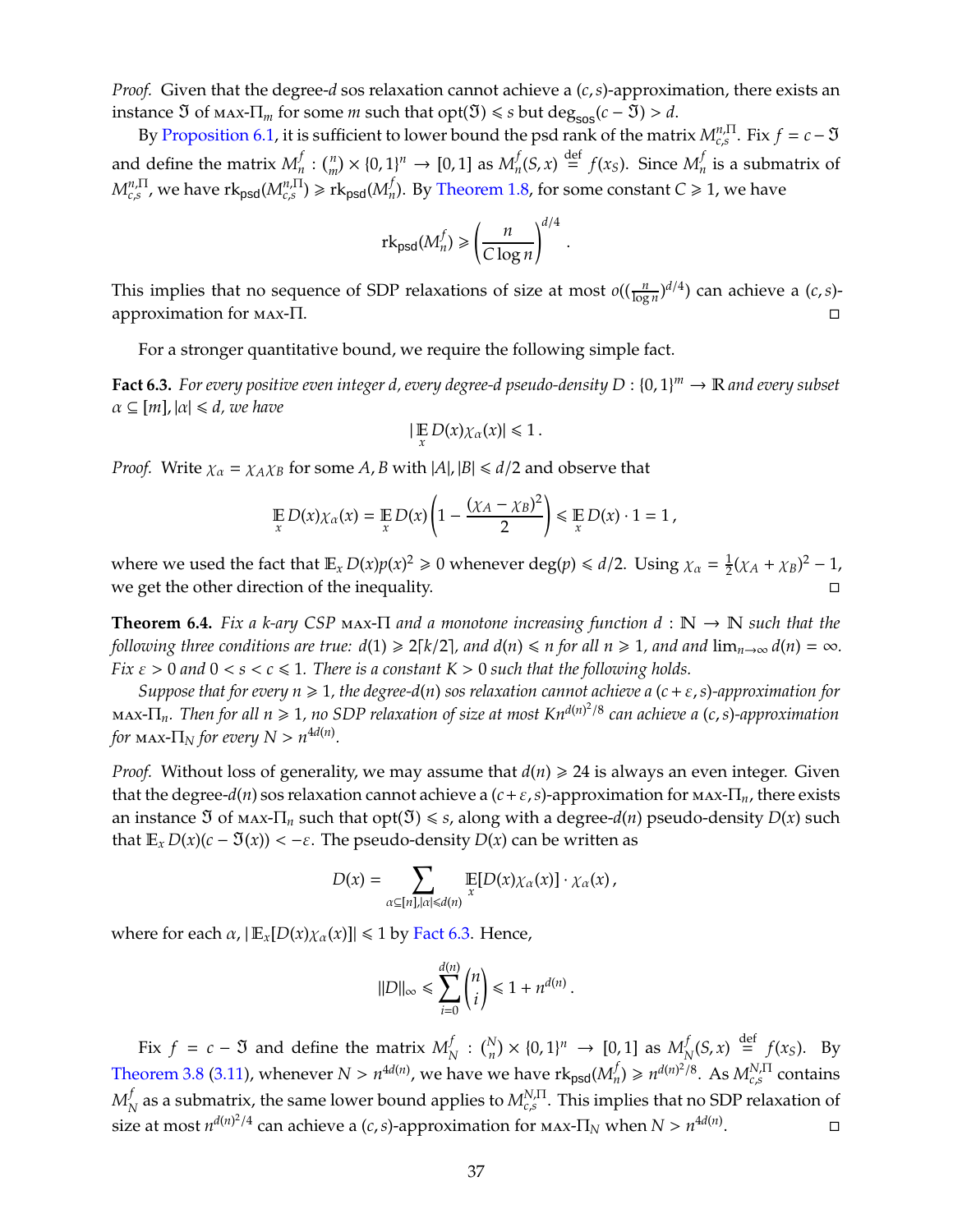*Proof.* Given that the degree-$d$ sos relaxation cannot achieve a $(c,s)$-approximation, there exists an instance $\mathfrak{I}$ of MAX-$\Pi_m$ for some $m$ such that $\mathrm{opt}(\mathfrak{I}) \leqslant s$ but $\deg_{\mathsf{sos}}(c - \mathfrak{I}) > d$.

By Proposition 6.1, it is sufficient to lower bound the psd rank of the matrix $M^{n,\Pi}_{c,s}$. Fix $f = c - \mathfrak{I}$ and define the matrix $M^f_n : \binom{n}{m} \times \{0,1\}^n \to [0,1]$ as $M^f_n(S,x) \stackrel{\text{def}}{=} f(x_S)$. Since $M^f_n$ is a submatrix of $M^{n,\Pi}_{c,s}$, we have $\mathrm{rk}_{\mathsf{psd}}(M^{n,\Pi}_{c,s}) \geqslant \mathrm{rk}_{\mathsf{psd}}(M^f_n)$. By Theorem 1.8, for some constant $C \geqslant 1$, we have

$$\mathrm{rk}_{\mathsf{psd}}(M^f_n) \geqslant \left(\frac{n}{C \log n}\right)^{d/4}.$$

This implies that no sequence of SDP relaxations of size at most $o((\frac{n}{\log n})^{d/4})$ can achieve a $(c,s)$-approximation for MAX-$\Pi$. □

For a stronger quantitative bound, we require the following simple fact.

**Fact 6.3.** *For every positive even integer $d$, every degree-$d$ pseudo-density $D : \{0,1\}^m \to \mathbb{R}$ and every subset $\alpha \subseteq [m]$, $|\alpha| \leqslant d$, we have*

$$|\mathop{\mathbb{E}}_x D(x)\chi_\alpha(x)| \leqslant 1\,.$$

*Proof.* Write $\chi_\alpha = \chi_A\chi_B$ for some $A, B$ with $|A|, |B| \leqslant d/2$ and observe that

$$\mathop{\mathbb{E}}_x D(x)\chi_\alpha(x) = \mathop{\mathbb{E}}_x D(x)\left(1 - \frac{(\chi_A - \chi_B)^2}{2}\right) \leqslant \mathop{\mathbb{E}}_x D(x) \cdot 1 = 1\,,$$

where we used the fact that $\mathbb{E}_x D(x)p(x)^2 \geqslant 0$ whenever $\deg(p) \leqslant d/2$. Using $\chi_\alpha = \frac{1}{2}(\chi_A + \chi_B)^2 - 1$, we get the other direction of the inequality. □

**Theorem 6.4.** *Fix a $k$-ary CSP MAX-$\Pi$ and a monotone increasing function $d : \mathbb{N} \to \mathbb{N}$ such that the following three conditions are true: $d(1) \geqslant 2\lceil k/2 \rceil$, and $d(n) \leqslant n$ for all $n \geqslant 1$, and and $\lim_{n\to\infty} d(n) = \infty$. Fix $\varepsilon > 0$ and $0 < s < c \leqslant 1$. There is a constant $K > 0$ such that the following holds.*

*Suppose that for every $n \geqslant 1$, the degree-$d(n)$ sos relaxation cannot achieve a $(c+\varepsilon, s)$-approximation for MAX-$\Pi_n$. Then for all $n \geqslant 1$, no SDP relaxation of size at most $Kn^{d(n)^2/8}$ can achieve a $(c,s)$-approximation for MAX-$\Pi_N$ for every $N > n^{4d(n)}$.*

*Proof.* Without loss of generality, we may assume that $d(n) \geqslant 24$ is always an even integer. Given that the degree-$d(n)$ sos relaxation cannot achieve a $(c+\varepsilon, s)$-approximation for MAX-$\Pi_n$, there exists an instance $\mathfrak{I}$ of MAX-$\Pi_n$ such that $\mathrm{opt}(\mathfrak{I}) \leqslant s$, along with a degree-$d(n)$ pseudo-density $D(x)$ such that $\mathbb{E}_x D(x)(c - \mathfrak{I}(x)) < -\varepsilon$. The pseudo-density $D(x)$ can be written as

$$D(x) = \sum_{\alpha \subseteq [n], |\alpha| \leqslant d(n)} \mathop{\mathbb{E}}_x[D(x)\chi_\alpha(x)] \cdot \chi_\alpha(x)\,,$$

where for each $\alpha$, $|\mathbb{E}_x[D(x)\chi_\alpha(x)]| \leqslant 1$ by Fact 6.3. Hence,

$$\|D\|_\infty \leqslant \sum_{i=0}^{d(n)} \binom{n}{i} \leqslant 1 + n^{d(n)}\,.$$

Fix $f = c - \mathfrak{I}$ and define the matrix $M^f_N : \binom{N}{n} \times \{0,1\}^n \to [0,1]$ as $M^f_N(S,x) \stackrel{\text{def}}{=} f(x_S)$. By Theorem 3.8 (3.11), whenever $N > n^{4d(n)}$, we have we have $\mathrm{rk}_{\mathsf{psd}}(M^f_N) \geqslant n^{d(n)^2/8}$. As $M^{N,\Pi}_{c,s}$ contains $M^f_N$ as a submatrix, the same lower bound applies to $M^{N,\Pi}_{c,s}$. This implies that no SDP relaxation of size at most $n^{d(n)^2/4}$ can achieve a $(c,s)$-approximation for MAX-$\Pi_N$ when $N > n^{4d(n)}$. □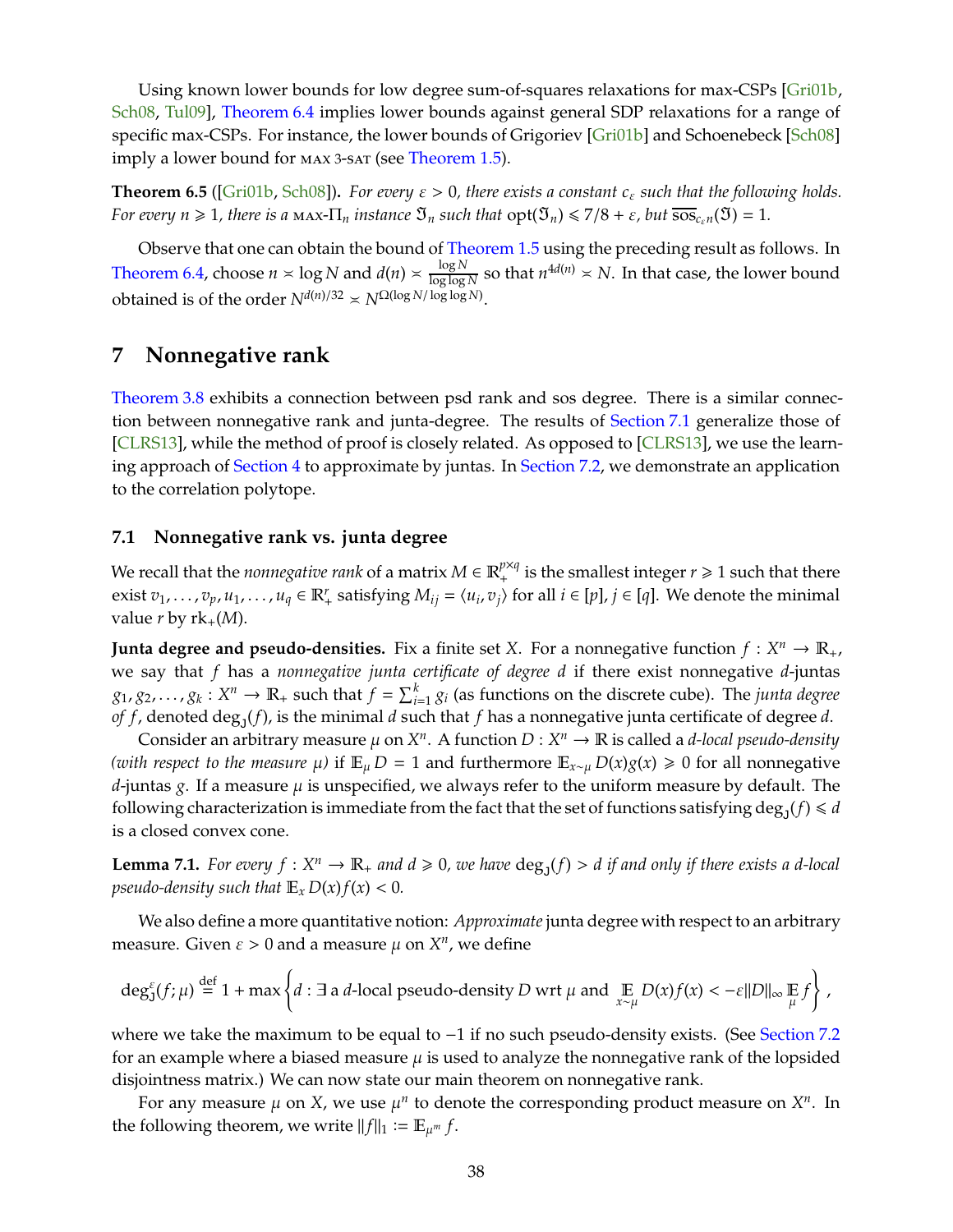Using known lower bounds for low degree sum-of-squares relaxations for max-CSPs [Gri01b, Sch08, Tul09], Theorem 6.4 implies lower bounds against general SDP relaxations for a range of specific max-CSPs. For instance, the lower bounds of Grigoriev [Gri01b] and Schoenebeck [Sch08] imply a lower bound for MAX 3-SAT (see Theorem 1.5).

**Theorem 6.5** ([Gri01b, Sch08])**.** *For every $\varepsilon > 0$, there exists a constant $c_\varepsilon$ such that the following holds. For every $n \geqslant 1$, there is a* MAX-$\Pi_n$ *instance $\mathfrak{I}_n$ such that $\mathrm{opt}(\mathfrak{I}_n) \leqslant 7/8 + \varepsilon$, but $\overline{\mathrm{sos}}_{c_\varepsilon n}(\mathfrak{I}) = 1$.*

Observe that one can obtain the bound of Theorem 1.5 using the preceding result as follows. In Theorem 6.4, choose $n \asymp \log N$ and $d(n) \asymp \frac{\log N}{\log\log N}$ so that $n^{4d(n)} \asymp N$. In that case, the lower bound obtained is of the order $N^{d(n)/32} \asymp N^{\Omega(\log N/\log\log N)}$.

# 7 Nonnegative rank

Theorem 3.8 exhibits a connection between psd rank and sos degree. There is a similar connection between nonnegative rank and junta-degree. The results of Section 7.1 generalize those of [CLRS13], while the method of proof is closely related. As opposed to [CLRS13], we use the learning approach of Section 4 to approximate by juntas. In Section 7.2, we demonstrate an application to the correlation polytope.

## 7.1 Nonnegative rank vs. junta degree

We recall that the *nonnegative rank* of a matrix $M \in \mathbb{R}_+^{p\times q}$ is the smallest integer $r \geqslant 1$ such that there exist $v_1, \ldots, v_p, u_1, \ldots, u_q \in \mathbb{R}_+^r$ satisfying $M_{ij} = \langle u_i, v_j\rangle$ for all $i \in [p]$, $j \in [q]$. We denote the minimal value $r$ by $\mathrm{rk}_+(M)$.

**Junta degree and pseudo-densities.** Fix a finite set $X$. For a nonnegative function $f : X^n \to \mathbb{R}_+$, we say that $f$ has a *nonnegative junta certificate of degree $d$* if there exist nonnegative $d$-juntas $g_1, g_2, \ldots, g_k : X^n \to \mathbb{R}_+$ such that $f = \sum_{i=1}^k g_i$ (as functions on the discrete cube). The *junta degree of $f$*, denoted $\deg_{\mathsf{J}}(f)$, is the minimal $d$ such that $f$ has a nonnegative junta certificate of degree $d$.

Consider an arbitrary measure $\mu$ on $X^n$. A function $D : X^n \to \mathbb{R}$ is called a *$d$-local pseudo-density (with respect to the measure $\mu$)* if $\mathbb{E}_\mu D = 1$ and furthermore $\mathbb{E}_{x\sim\mu} D(x)g(x) \geqslant 0$ for all nonnegative $d$-juntas $g$. If a measure $\mu$ is unspecified, we always refer to the uniform measure by default. The following characterization is immediate from the fact that the set of functions satisfying $\deg_{\mathsf{J}}(f) \leqslant d$ is a closed convex cone.

**Lemma 7.1.** *For every $f : X^n \to \mathbb{R}_+$ and $d \geqslant 0$, we have $\deg_{\mathsf{J}}(f) > d$ if and only if there exists a $d$-local pseudo-density such that $\mathbb{E}_x D(x)f(x) < 0$.*

We also define a more quantitative notion: *Approximate* junta degree with respect to an arbitrary measure. Given $\varepsilon > 0$ and a measure $\mu$ on $X^n$, we define

$$\deg_{\mathsf{J}}^{\varepsilon}(f;\mu) \stackrel{\mathrm{def}}{=} 1 + \max\left\{ d : \exists \text{ a } d\text{-local pseudo-density } D \text{ wrt } \mu \text{ and } \mathop{\mathbb{E}}_{x\sim\mu} D(x)f(x) < -\varepsilon\|D\|_\infty \mathop{\mathbb{E}}_{\mu} f \right\},$$

where we take the maximum to be equal to $-1$ if no such pseudo-density exists. (See Section 7.2 for an example where a biased measure $\mu$ is used to analyze the nonnegative rank of the lopsided disjointness matrix.) We can now state our main theorem on nonnegative rank.

For any measure $\mu$ on $X$, we use $\mu^n$ to denote the corresponding product measure on $X^n$. In the following theorem, we write $\|f\|_1 := \mathbb{E}_{\mu^m} f$.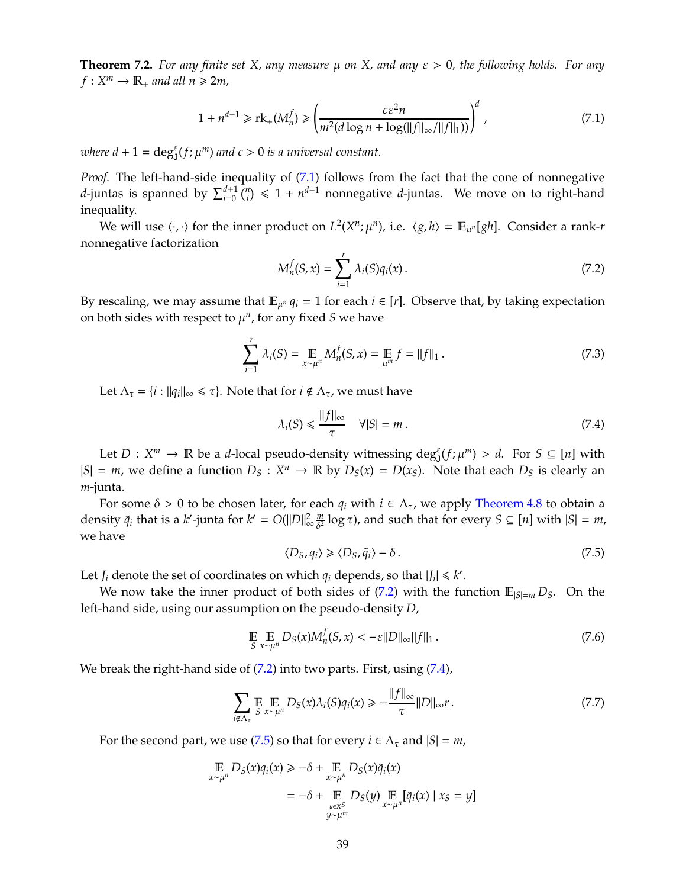**Theorem 7.2.** *For any finite set $X$, any measure $\mu$ on $X$, and any $\varepsilon > 0$, the following holds. For any $f : X^m \to \mathbb{R}_+$ and all $n \geqslant 2m$,*

$$1 + n^{d+1} \geqslant \mathrm{rk}_+(M_n^f) \geqslant \left( \frac{c\varepsilon^2 n}{m^2(d \log n + \log(\|f\|_\infty / \|f\|_1))} \right)^d, \tag{7.1}$$

*where $d + 1 = \deg_{\mathrm{J}}^{\varepsilon}(f; \mu^m)$ and $c > 0$ is a universal constant.*

*Proof.* The left-hand-side inequality of (7.1) follows from the fact that the cone of nonnegative $d$-juntas is spanned by $\sum_{i=0}^{d+1} \binom{n}{i} \leqslant 1 + n^{d+1}$ nonnegative $d$-juntas. We move on to right-hand inequality.

We will use $\langle \cdot, \cdot \rangle$ for the inner product on $L^2(X^n; \mu^n)$, i.e. $\langle g, h \rangle = \mathbb{E}_{\mu^n}[gh]$. Consider a rank-$r$ nonnegative factorization

$$M_n^f(S, x) = \sum_{i=1}^{r} \lambda_i(S) q_i(x). \tag{7.2}$$

By rescaling, we may assume that $\mathbb{E}_{\mu^n} q_i = 1$ for each $i \in [r]$. Observe that, by taking expectation on both sides with respect to $\mu^n$, for any fixed $S$ we have

$$\sum_{i=1}^{r} \lambda_i(S) = \mathop{\mathbb{E}}_{x \sim \mu^n} M_n^f(S, x) = \mathop{\mathbb{E}}_{\mu^m} f = \|f\|_1. \tag{7.3}$$

Let $\Lambda_\tau = \{i : \|q_i\|_\infty \leqslant \tau\}$. Note that for $i \notin \Lambda_\tau$, we must have

$$\lambda_i(S) \leqslant \frac{\|f\|_\infty}{\tau} \quad \forall |S| = m. \tag{7.4}$$

Let $D : X^m \to \mathbb{R}$ be a $d$-local pseudo-density witnessing $\deg_{\mathrm{J}}^{\varepsilon}(f; \mu^m) > d$. For $S \subseteq [n]$ with $|S| = m$, we define a function $D_S : X^n \to \mathbb{R}$ by $D_S(x) = D(x_S)$. Note that each $D_S$ is clearly an $m$-junta.

For some $\delta > 0$ to be chosen later, for each $q_i$ with $i \in \Lambda_\tau$, we apply Theorem 4.8 to obtain a density $\tilde{q}_i$ that is a $k'$-junta for $k' = O(\|D\|_\infty^2 \frac{m}{\delta^2} \log \tau)$, and such that for every $S \subseteq [n]$ with $|S| = m$, we have

$$\langle D_S, q_i \rangle \geqslant \langle D_S, \tilde{q}_i \rangle - \delta. \tag{7.5}$$

Let $J_i$ denote the set of coordinates on which $q_i$ depends, so that $|J_i| \leqslant k'$.

We now take the inner product of both sides of (7.2) with the function $\mathbb{E}_{|S|=m} D_S$. On the left-hand side, using our assumption on the pseudo-density $D$,

$$\mathop{\mathbb{E}}_{S} \mathop{\mathbb{E}}_{x \sim \mu^n} D_S(x) M_n^f(S, x) < -\varepsilon \|D\|_\infty \|f\|_1. \tag{7.6}$$

We break the right-hand side of (7.2) into two parts. First, using (7.4),

$$\sum_{i \notin \Lambda_\tau} \mathop{\mathbb{E}}_{S} \mathop{\mathbb{E}}_{x \sim \mu^n} D_S(x) \lambda_i(S) q_i(x) \geqslant -\frac{\|f\|_\infty}{\tau} \|D\|_\infty r. \tag{7.7}$$

For the second part, we use (7.5) so that for every $i \in \Lambda_\tau$ and $|S| = m$,

$$\begin{aligned}
\mathop{\mathbb{E}}_{x \sim \mu^n} D_S(x) q_i(x) &\geqslant -\delta + \mathop{\mathbb{E}}_{x \sim \mu^n} D_S(x) \tilde{q}_i(x) \\
&= -\delta + \mathop{\mathbb{E}}_{\substack{y \in X^S \\ y \sim \mu^m}} D_S(y) \mathop{\mathbb{E}}_{x \sim \mu^n} [\tilde{q}_i(x) \mid x_S = y]
\end{aligned}$$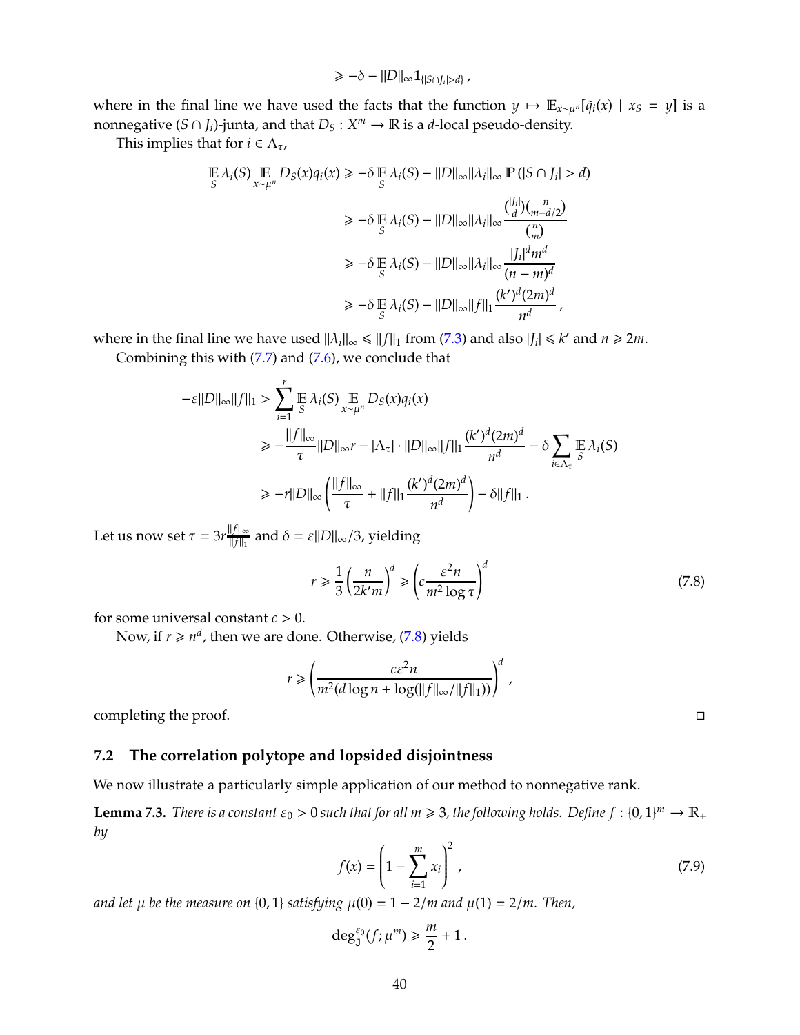$$\geqslant -\delta - \|D\|_\infty \mathbf{1}_{\{|S\cap J_i|>d\}}\,,$$

where in the final line we have used the facts that the function $y \mapsto \mathbb{E}_{x\sim\mu^n}[\tilde{q}_i(x) \mid x_S = y]$ is a nonnegative $(S \cap J_i)$-junta, and that $D_S : X^m \to \mathbb{R}$ is a $d$-local pseudo-density.

This implies that for $i \in \Lambda_\tau$,

$$
\begin{aligned}
\mathop{\mathbb{E}}_S \lambda_i(S) \mathop{\mathbb{E}}_{x\sim\mu^n} D_S(x) q_i(x) &\geqslant -\delta \mathop{\mathbb{E}}_S \lambda_i(S) - \|D\|_\infty \|\lambda_i\|_\infty \, \mathbb{P}\left(|S \cap J_i| > d\right) \\
&\geqslant -\delta \mathop{\mathbb{E}}_S \lambda_i(S) - \|D\|_\infty \|\lambda_i\|_\infty \frac{\binom{|J_i|}{d}\binom{n}{m-d/2}}{\binom{n}{m}} \\
&\geqslant -\delta \mathop{\mathbb{E}}_S \lambda_i(S) - \|D\|_\infty \|\lambda_i\|_\infty \frac{|J_i|^d m^d}{(n-m)^d} \\
&\geqslant -\delta \mathop{\mathbb{E}}_S \lambda_i(S) - \|D\|_\infty \|f\|_1 \frac{(k')^d (2m)^d}{n^d}\,,
\end{aligned}
$$

where in the final line we have used $\|\lambda_i\|_\infty \leqslant \|f\|_1$ from (7.3) and also $|J_i| \leqslant k'$ and $n \geqslant 2m$.

Combining this with (7.7) and (7.6), we conclude that

$$
\begin{aligned}
-\varepsilon \|D\|_\infty \|f\|_1 &> \sum_{i=1}^{r} \mathop{\mathbb{E}}_S \lambda_i(S) \mathop{\mathbb{E}}_{x\sim\mu^n} D_S(x) q_i(x) \\
&\geqslant -\frac{\|f\|_\infty}{\tau} \|D\|_\infty r - |\Lambda_\tau| \cdot \|D\|_\infty \|f\|_1 \frac{(k')^d (2m)^d}{n^d} - \delta \sum_{i\in\Lambda_\tau} \mathop{\mathbb{E}}_S \lambda_i(S) \\
&\geqslant -r\|D\|_\infty \left( \frac{\|f\|_\infty}{\tau} + \|f\|_1 \frac{(k')^d (2m)^d}{n^d} \right) - \delta \|f\|_1\,.
\end{aligned}
$$

Let us now set $\tau = 3r\frac{\|f\|_\infty}{\|f\|_1}$ and $\delta = \varepsilon \|D\|_\infty / 3$, yielding

$$r \geqslant \frac{1}{3}\left(\frac{n}{2k'm}\right)^d \geqslant \left(c\frac{\varepsilon^2 n}{m^2 \log \tau}\right)^d \tag{7.8}$$

for some universal constant $c > 0$.

Now, if $r \geqslant n^d$, then we are done. Otherwise, (7.8) yields

$$r \geqslant \left(\frac{c\varepsilon^2 n}{m^2(d \log n + \log(\|f\|_\infty / \|f\|_1))}\right)^d\,,$$

completing the proof. $\square$

## 7.2 The correlation polytope and lopsided disjointness

We now illustrate a particularly simple application of our method to nonnegative rank.

**Lemma 7.3.** *There is a constant $\varepsilon_0 > 0$ such that for all $m \geqslant 3$, the following holds. Define $f : \{0,1\}^m \to \mathbb{R}_+$ by*

$$f(x) = \left(1 - \sum_{i=1}^{m} x_i\right)^2\,, \tag{7.9}$$

*and let $\mu$ be the measure on $\{0,1\}$ satisfying $\mu(0) = 1 - 2/m$ and $\mu(1) = 2/m$. Then,*

$$\deg_{\mathsf{J}}^{\varepsilon_0}(f; \mu^m) \geqslant \frac{m}{2} + 1\,.$$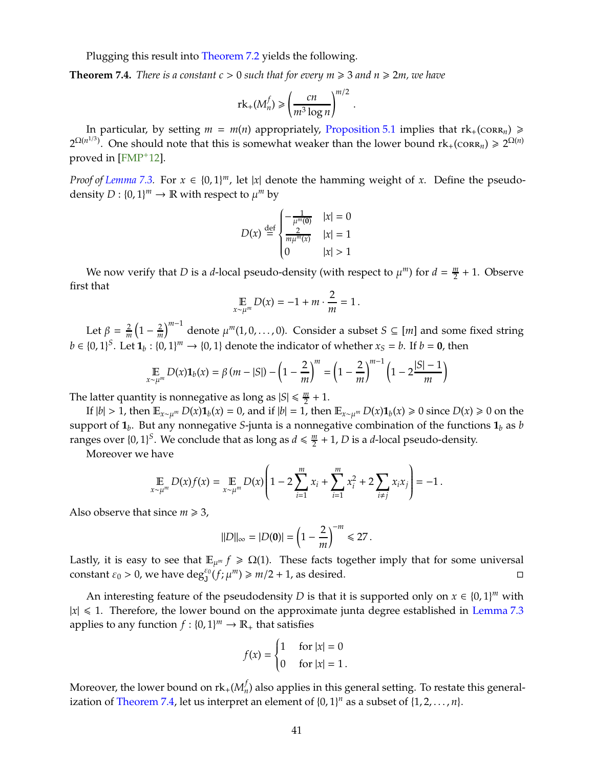Plugging this result into Theorem 7.2 yields the following.

**Theorem 7.4.** *There is a constant $c > 0$ such that for every $m \geqslant 3$ and $n \geqslant 2m$, we have*

$$\mathrm{rk}_+(M_n^f) \geqslant \left(\frac{cn}{m^3 \log n}\right)^{m/2}.$$

In particular, by setting $m = m(n)$ appropriately, Proposition 5.1 implies that $\mathrm{rk}_+(\textsc{corr}_n) \geqslant 2^{\Omega(n^{1/3})}$. One should note that this is somewhat weaker than the lower bound $\mathrm{rk}_+(\textsc{corr}_n) \geqslant 2^{\Omega(n)}$ proved in [FMP+12].

*Proof of Lemma 7.3.* For $x \in \{0,1\}^m$, let $|x|$ denote the hamming weight of $x$. Define the pseudo-density $D : \{0,1\}^m \to \mathbb{R}$ with respect to $\mu^m$ by

$$D(x) \stackrel{\text{def}}{=} \begin{cases} -\frac{1}{\mu^m(\mathbf{0})} & |x| = 0 \\ \frac{2}{m\mu^m(x)} & |x| = 1 \\ 0 & |x| > 1 \end{cases}$$

We now verify that $D$ is a $d$-local pseudo-density (with respect to $\mu^m$) for $d = \frac{m}{2} + 1$. Observe first that

$$\mathop{\mathbb{E}}_{x \sim \mu^m} D(x) = -1 + m \cdot \frac{2}{m} = 1\,.$$

Let $\beta = \frac{2}{m}\left(1 - \frac{2}{m}\right)^{m-1}$ denote $\mu^m(1, 0, \ldots, 0)$. Consider a subset $S \subseteq [m]$ and some fixed string $b \in \{0,1\}^S$. Let $\mathbf{1}_b : \{0,1\}^m \to \{0,1\}$ denote the indicator of whether $x_S = b$. If $b = \mathbf{0}$, then

$$\mathop{\mathbb{E}}_{x \sim \mu^m} D(x)\mathbf{1}_b(x) = \beta\,(m - |S|) - \left(1 - \frac{2}{m}\right)^m = \left(1 - \frac{2}{m}\right)^{m-1}\left(1 - 2\frac{|S| - 1}{m}\right)$$

The latter quantity is nonnegative as long as $|S| \leqslant \frac{m}{2} + 1$.

If $|b| > 1$, then $\mathbb{E}_{x \sim \mu^m} D(x)\mathbf{1}_b(x) = 0$, and if $|b| = 1$, then $\mathbb{E}_{x \sim \mu^m} D(x)\mathbf{1}_b(x) \geqslant 0$ since $D(x) \geqslant 0$ on the support of $\mathbf{1}_b$. But any nonnegative $S$-junta is a nonnegative combination of the functions $\mathbf{1}_b$ as $b$ ranges over $\{0,1\}^S$. We conclude that as long as $d \leqslant \frac{m}{2} + 1$, $D$ is a $d$-local pseudo-density.

Moreover we have

$$\mathop{\mathbb{E}}_{x \sim \mu^m} D(x) f(x) = \mathop{\mathbb{E}}_{x \sim \mu^m} D(x)\left(1 - 2\sum_{i=1}^m x_i + \sum_{i=1}^m x_i^2 + 2\sum_{i \neq j} x_i x_j\right) = -1\,.$$

Also observe that since $m \geqslant 3$,

$$\|D\|_\infty = |D(\mathbf{0})| = \left(1 - \frac{2}{m}\right)^{-m} \leqslant 27\,.$$

Lastly, it is easy to see that $\mathbb{E}_{\mu^m} f \geqslant \Omega(1)$. These facts together imply that for some universal constant $\varepsilon_0 > 0$, we have $\deg_{\mathrm{J}}^{\varepsilon_0}(f; \mu^m) \geqslant m/2 + 1$, as desired. ◻

An interesting feature of the pseudodensity $D$ is that it is supported only on $x \in \{0,1\}^m$ with $|x| \leqslant 1$. Therefore, the lower bound on the approximate junta degree established in Lemma 7.3 applies to any function $f : \{0,1\}^m \to \mathbb{R}_+$ that satisfies

$$f(x) = \begin{cases} 1 & \text{for } |x| = 0 \\ 0 & \text{for } |x| = 1\,. \end{cases}$$

Moreover, the lower bound on $\mathrm{rk}_+(M_n^f)$ also applies in this general setting. To restate this generalization of Theorem 7.4, let us interpret an element of $\{0,1\}^n$ as a subset of $\{1, 2, \ldots, n\}$.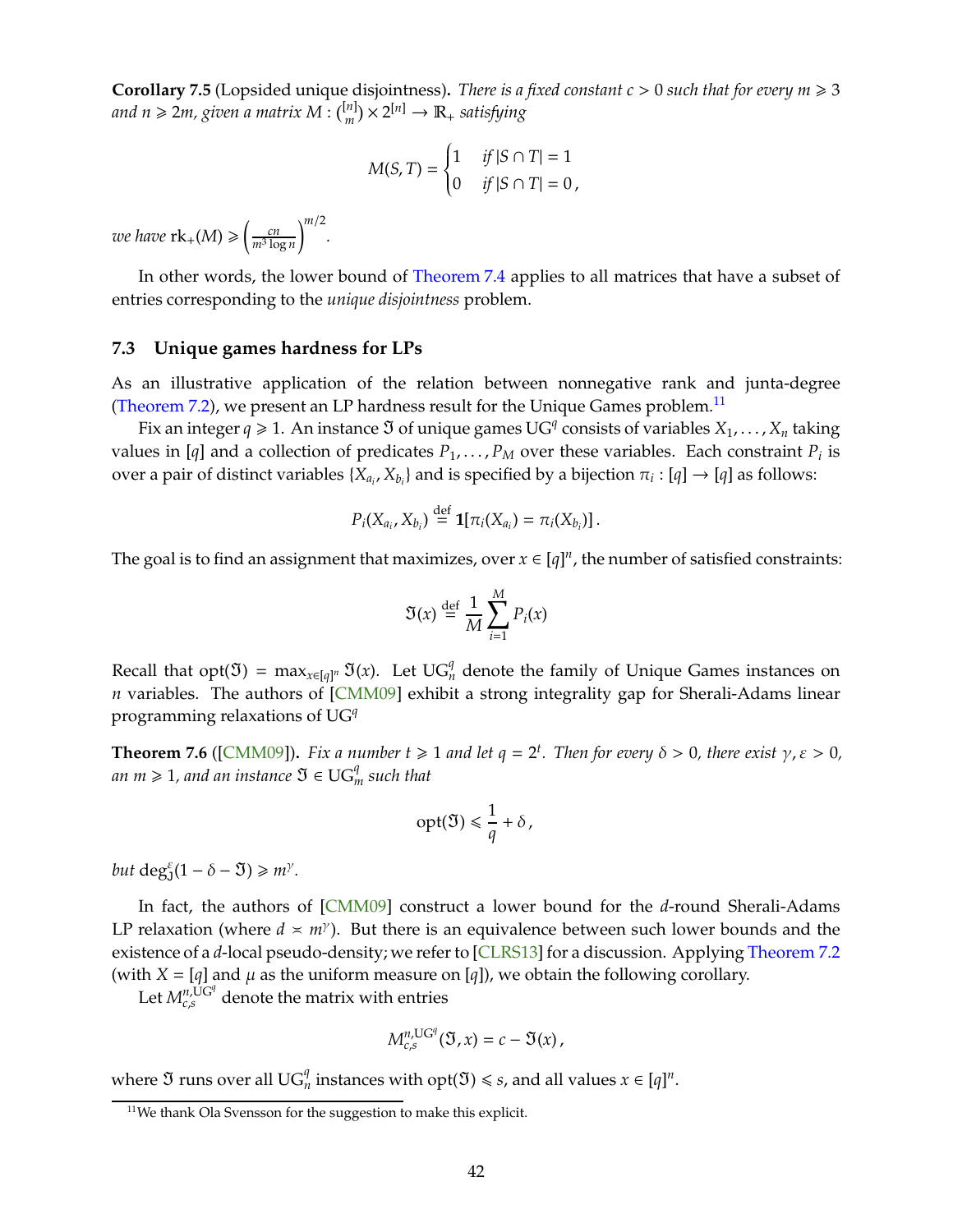**Corollary 7.5** (Lopsided unique disjointness)**.** *There is a fixed constant $c > 0$ such that for every $m \geqslant 3$ and $n \geqslant 2m$, given a matrix $M : \binom{[n]}{m} \times 2^{[n]} \to \mathbb{R}_+$ satisfying*

$$M(S,T) = \begin{cases} 1 & \text{if } |S \cap T| = 1 \\ 0 & \text{if } |S \cap T| = 0\,, \end{cases}$$

*we have* $\mathrm{rk}_+(M) \geqslant \left(\frac{cn}{m^3 \log n}\right)^{m/2}$.

In other words, the lower bound of Theorem 7.4 applies to all matrices that have a subset of entries corresponding to the *unique disjointness* problem.

### 7.3 Unique games hardness for LPs

As an illustrative application of the relation between nonnegative rank and junta-degree (Theorem 7.2), we present an LP hardness result for the Unique Games problem.[11]

Fix an integer $q \geqslant 1$. An instance $\mathfrak{I}$ of unique games $\mathrm{UG}^q$ consists of variables $X_1, \ldots, X_n$ taking values in $[q]$ and a collection of predicates $P_1, \ldots, P_M$ over these variables. Each constraint $P_i$ is over a pair of distinct variables $\{X_{a_i}, X_{b_i}\}$ and is specified by a bijection $\pi_i : [q] \to [q]$ as follows:

$$P_i(X_{a_i}, X_{b_i}) \stackrel{\text{def}}{=} \mathbf{1}[\pi_i(X_{a_i}) = \pi_i(X_{b_i})]\,.$$

The goal is to find an assignment that maximizes, over $x \in [q]^n$, the number of satisfied constraints:

$$\mathfrak{I}(x) \stackrel{\text{def}}{=} \frac{1}{M} \sum_{i=1}^{M} P_i(x)$$

Recall that $\mathrm{opt}(\mathfrak{I}) = \max_{x \in [q]^n} \mathfrak{I}(x)$. Let $\mathrm{UG}_n^q$ denote the family of Unique Games instances on $n$ variables. The authors of [CMM09] exhibit a strong integrality gap for Sherali-Adams linear programming relaxations of $\mathrm{UG}^q$

**Theorem 7.6** ([CMM09])**.** *Fix a number $t \geqslant 1$ and let $q = 2^t$. Then for every $\delta > 0$, there exist $\gamma, \varepsilon > 0$, an $m \geqslant 1$, and an instance $\mathfrak{I} \in \mathrm{UG}_m^q$ such that*

$$\mathrm{opt}(\mathfrak{I}) \leqslant \frac{1}{q} + \delta\,,$$

*but* $\deg_{\mathrm{J}}^{\varepsilon}(1 - \delta - \mathfrak{I}) \geqslant m^{\gamma}$.

In fact, the authors of [CMM09] construct a lower bound for the $d$-round Sherali-Adams LP relaxation (where $d \asymp m^{\gamma}$). But there is an equivalence between such lower bounds and the existence of a $d$-local pseudo-density; we refer to [CLRS13] for a discussion. Applying Theorem 7.2 (with $X = [q]$ and $\mu$ as the uniform measure on $[q]$), we obtain the following corollary.

Let $M_{c,s}^{n,\mathrm{UG}^q}$ denote the matrix with entries

$$M_{c,s}^{n,\mathrm{UG}^q}(\mathfrak{I}, x) = c - \mathfrak{I}(x)\,,$$

where $\mathfrak{I}$ runs over all $\mathrm{UG}_n^q$ instances with $\mathrm{opt}(\mathfrak{I}) \leqslant s$, and all values $x \in [q]^n$.

[11] We thank Ola Svensson for the suggestion to make this explicit.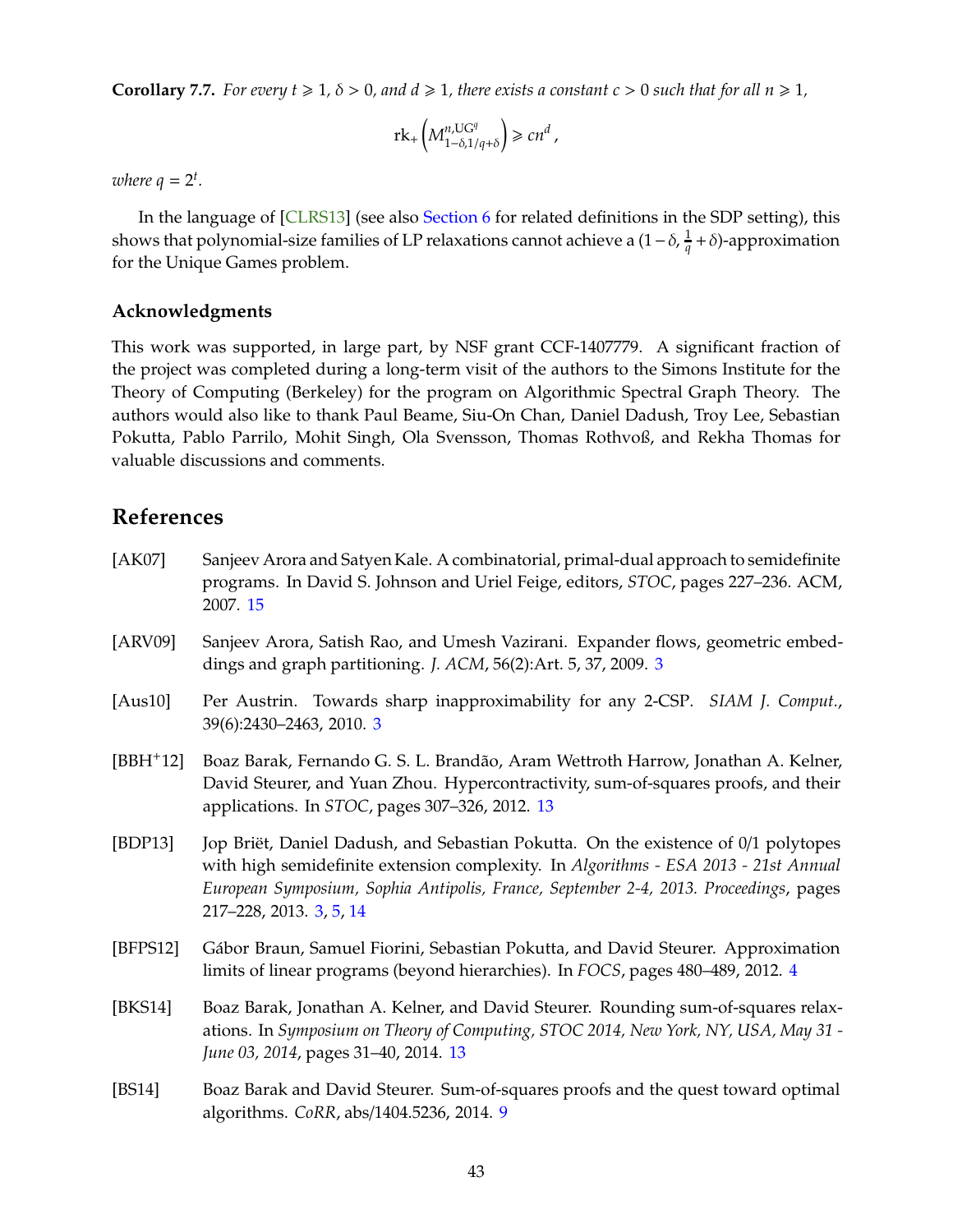**Corollary 7.7.** *For every $t \geqslant 1$, $\delta > 0$, and $d \geqslant 1$, there exists a constant $c > 0$ such that for all $n \geqslant 1$,*

$$\mathrm{rk}_+\left(M^{n,\mathrm{UG}^q}_{1-\delta,1/q+\delta}\right) \geqslant cn^d\,,$$

*where $q = 2^t$.*

In the language of [CLRS13] (see also Section 6 for related definitions in the SDP setting), this shows that polynomial-size families of LP relaxations cannot achieve a $(1-\delta, \frac{1}{q}+\delta)$-approximation for the Unique Games problem.

### Acknowledgments

This work was supported, in large part, by NSF grant CCF-1407779. A significant fraction of the project was completed during a long-term visit of the authors to the Simons Institute for the Theory of Computing (Berkeley) for the program on Algorithmic Spectral Graph Theory. The authors would also like to thank Paul Beame, Siu-On Chan, Daniel Dadush, Troy Lee, Sebastian Pokutta, Pablo Parrilo, Mohit Singh, Ola Svensson, Thomas Rothvoß, and Rekha Thomas for valuable discussions and comments.

## References

[AK07] Sanjeev Arora and Satyen Kale. A combinatorial, primal-dual approach to semidefinite programs. In David S. Johnson and Uriel Feige, editors, *STOC*, pages 227–236. ACM, 2007. 15

[ARV09] Sanjeev Arora, Satish Rao, and Umesh Vazirani. Expander flows, geometric embeddings and graph partitioning. *J. ACM*, 56(2):Art. 5, 37, 2009. 3

[Aus10] Per Austrin. Towards sharp inapproximability for any 2-CSP. *SIAM J. Comput.*, 39(6):2430–2463, 2010. 3

[BBH+12] Boaz Barak, Fernando G. S. L. Brandão, Aram Wettroth Harrow, Jonathan A. Kelner, David Steurer, and Yuan Zhou. Hypercontractivity, sum-of-squares proofs, and their applications. In *STOC*, pages 307–326, 2012. 13

[BDP13] Jop Briët, Daniel Dadush, and Sebastian Pokutta. On the existence of 0/1 polytopes with high semidefinite extension complexity. In *Algorithms - ESA 2013 - 21st Annual European Symposium, Sophia Antipolis, France, September 2-4, 2013. Proceedings*, pages 217–228, 2013. 3, 5, 14

[BFPS12] Gábor Braun, Samuel Fiorini, Sebastian Pokutta, and David Steurer. Approximation limits of linear programs (beyond hierarchies). In *FOCS*, pages 480–489, 2012. 4

[BKS14] Boaz Barak, Jonathan A. Kelner, and David Steurer. Rounding sum-of-squares relaxations. In *Symposium on Theory of Computing, STOC 2014, New York, NY, USA, May 31 - June 03, 2014*, pages 31–40, 2014. 13

[BS14] Boaz Barak and David Steurer. Sum-of-squares proofs and the quest toward optimal algorithms. *CoRR*, abs/1404.5236, 2014. 9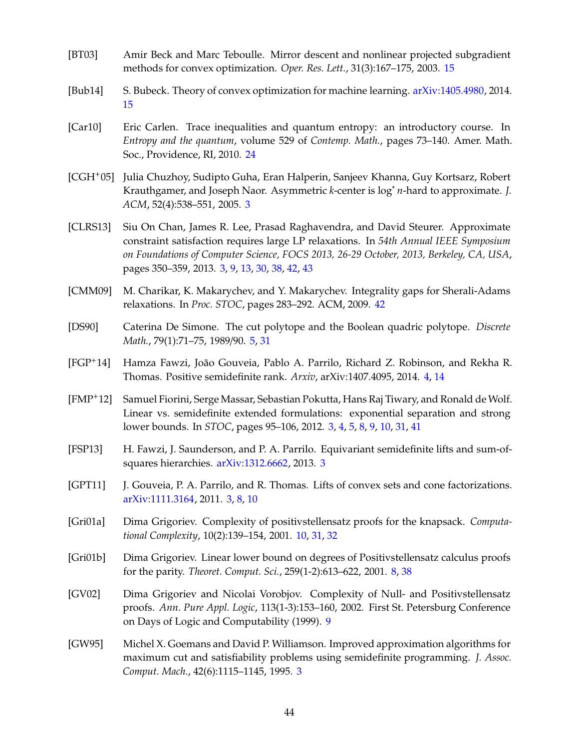[BT03] Amir Beck and Marc Teboulle. Mirror descent and nonlinear projected subgradient methods for convex optimization. *Oper. Res. Lett.*, 31(3):167–175, 2003. 15

[Bub14] S. Bubeck. Theory of convex optimization for machine learning. arXiv:1405.4980, 2014. 15

[Car10] Eric Carlen. Trace inequalities and quantum entropy: an introductory course. In *Entropy and the quantum*, volume 529 of *Contemp. Math.*, pages 73–140. Amer. Math. Soc., Providence, RI, 2010. 24

[CGH+05] Julia Chuzhoy, Sudipto Guha, Eran Halperin, Sanjeev Khanna, Guy Kortsarz, Robert Krauthgamer, and Joseph Naor. Asymmetric $k$-center is $\log^* n$-hard to approximate. *J. ACM*, 52(4):538–551, 2005. 3

[CLRS13] Siu On Chan, James R. Lee, Prasad Raghavendra, and David Steurer. Approximate constraint satisfaction requires large LP relaxations. In *54th Annual IEEE Symposium on Foundations of Computer Science, FOCS 2013, 26-29 October, 2013, Berkeley, CA, USA*, pages 350–359, 2013. 3, 9, 13, 30, 38, 42, 43

[CMM09] M. Charikar, K. Makarychev, and Y. Makarychev. Integrality gaps for Sherali-Adams relaxations. In *Proc. STOC*, pages 283–292. ACM, 2009. 42

[DS90] Caterina De Simone. The cut polytope and the Boolean quadric polytope. *Discrete Math.*, 79(1):71–75, 1989/90. 5, 31

[FGP+14] Hamza Fawzi, João Gouveia, Pablo A. Parrilo, Richard Z. Robinson, and Rekha R. Thomas. Positive semidefinite rank. *Arxiv*, arXiv:1407.4095, 2014. 4, 14

[FMP+12] Samuel Fiorini, Serge Massar, Sebastian Pokutta, Hans Raj Tiwary, and Ronald de Wolf. Linear vs. semidefinite extended formulations: exponential separation and strong lower bounds. In *STOC*, pages 95–106, 2012. 3, 4, 5, 8, 9, 10, 31, 41

[FSP13] H. Fawzi, J. Saunderson, and P. A. Parrilo. Equivariant semidefinite lifts and sum-of-squares hierarchies. arXiv:1312.6662, 2013. 3

[GPT11] J. Gouveia, P. A. Parrilo, and R. Thomas. Lifts of convex sets and cone factorizations. arXiv:1111.3164, 2011. 3, 8, 10

[Gri01a] Dima Grigoriev. Complexity of positivstellensatz proofs for the knapsack. *Computational Complexity*, 10(2):139–154, 2001. 10, 31, 32

[Gri01b] Dima Grigoriev. Linear lower bound on degrees of Positivstellensatz calculus proofs for the parity. *Theoret. Comput. Sci.*, 259(1-2):613–622, 2001. 8, 38

[GV02] Dima Grigoriev and Nicolai Vorobjov. Complexity of Null- and Positivstellensatz proofs. *Ann. Pure Appl. Logic*, 113(1-3):153–160, 2002. First St. Petersburg Conference on Days of Logic and Computability (1999). 9

[GW95] Michel X. Goemans and David P. Williamson. Improved approximation algorithms for maximum cut and satisfiability problems using semidefinite programming. *J. Assoc. Comput. Mach.*, 42(6):1115–1145, 1995. 3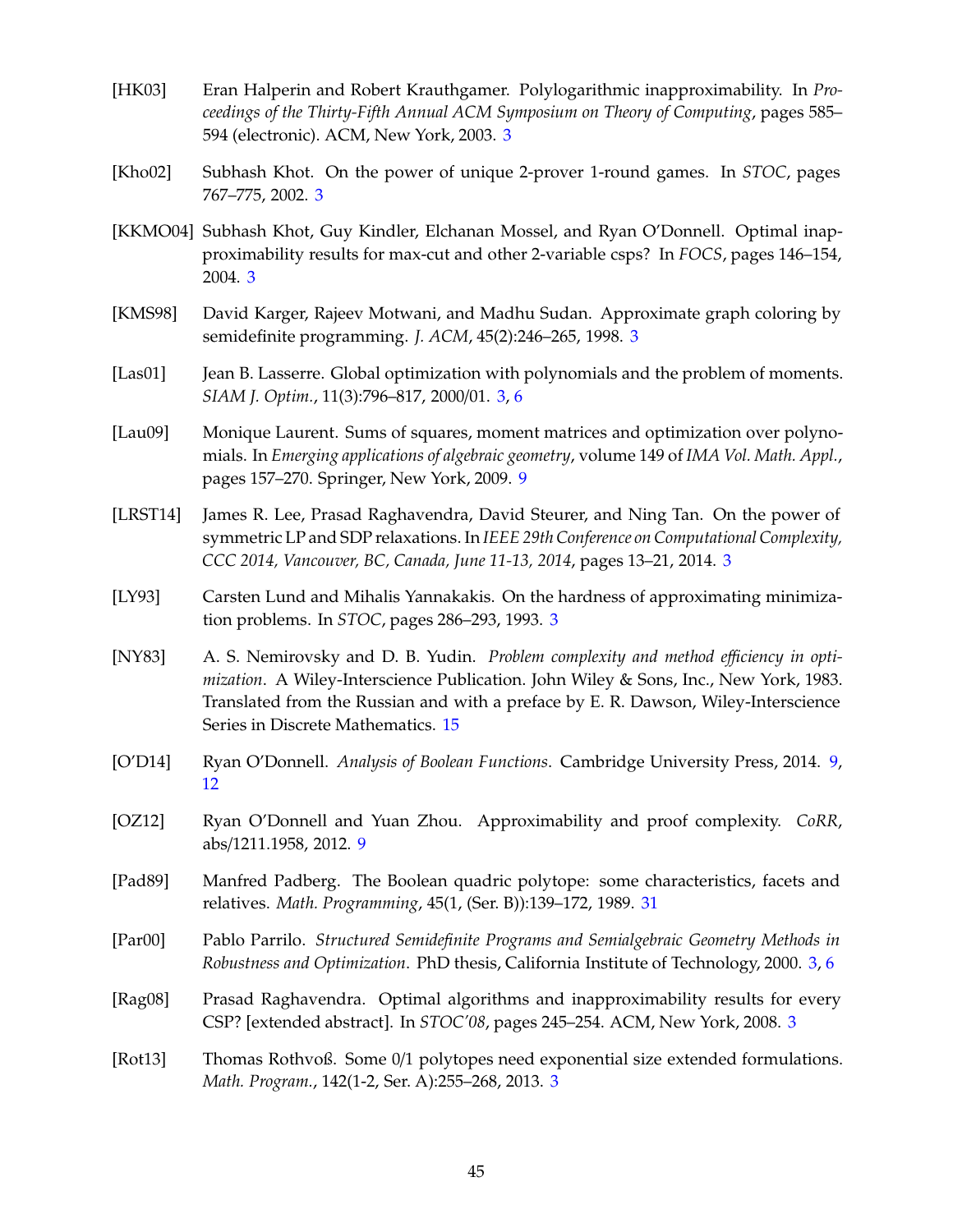[HK03] Eran Halperin and Robert Krauthgamer. Polylogarithmic inapproximability. In *Proceedings of the Thirty-Fifth Annual ACM Symposium on Theory of Computing*, pages 585–594 (electronic). ACM, New York, 2003. 3

[Kho02] Subhash Khot. On the power of unique 2-prover 1-round games. In *STOC*, pages 767–775, 2002. 3

[KKMO04] Subhash Khot, Guy Kindler, Elchanan Mossel, and Ryan O'Donnell. Optimal inapproximability results for max-cut and other 2-variable csps? In *FOCS*, pages 146–154, 2004. 3

[KMS98] David Karger, Rajeev Motwani, and Madhu Sudan. Approximate graph coloring by semidefinite programming. *J. ACM*, 45(2):246–265, 1998. 3

[Las01] Jean B. Lasserre. Global optimization with polynomials and the problem of moments. *SIAM J. Optim.*, 11(3):796–817, 2000/01. 3, 6

[Lau09] Monique Laurent. Sums of squares, moment matrices and optimization over polynomials. In *Emerging applications of algebraic geometry*, volume 149 of *IMA Vol. Math. Appl.*, pages 157–270. Springer, New York, 2009. 9

[LRST14] James R. Lee, Prasad Raghavendra, David Steurer, and Ning Tan. On the power of symmetric LP and SDP relaxations. In *IEEE 29th Conference on Computational Complexity, CCC 2014, Vancouver, BC, Canada, June 11-13, 2014*, pages 13–21, 2014. 3

[LY93] Carsten Lund and Mihalis Yannakakis. On the hardness of approximating minimization problems. In *STOC*, pages 286–293, 1993. 3

[NY83] A. S. Nemirovsky and D. B. Yudin. *Problem complexity and method efficiency in optimization*. A Wiley-Interscience Publication. John Wiley & Sons, Inc., New York, 1983. Translated from the Russian and with a preface by E. R. Dawson, Wiley-Interscience Series in Discrete Mathematics. 15

[O'D14] Ryan O'Donnell. *Analysis of Boolean Functions*. Cambridge University Press, 2014. 9, 12

[OZ12] Ryan O'Donnell and Yuan Zhou. Approximability and proof complexity. *CoRR*, abs/1211.1958, 2012. 9

[Pad89] Manfred Padberg. The Boolean quadric polytope: some characteristics, facets and relatives. *Math. Programming*, 45(1, (Ser. B)):139–172, 1989. 31

[Par00] Pablo Parrilo. *Structured Semidefinite Programs and Semialgebraic Geometry Methods in Robustness and Optimization*. PhD thesis, California Institute of Technology, 2000. 3, 6

[Rag08] Prasad Raghavendra. Optimal algorithms and inapproximability results for every CSP? [extended abstract]. In *STOC'08*, pages 245–254. ACM, New York, 2008. 3

[Rot13] Thomas Rothvoß. Some 0/1 polytopes need exponential size extended formulations. *Math. Program.*, 142(1-2, Ser. A):255–268, 2013. 3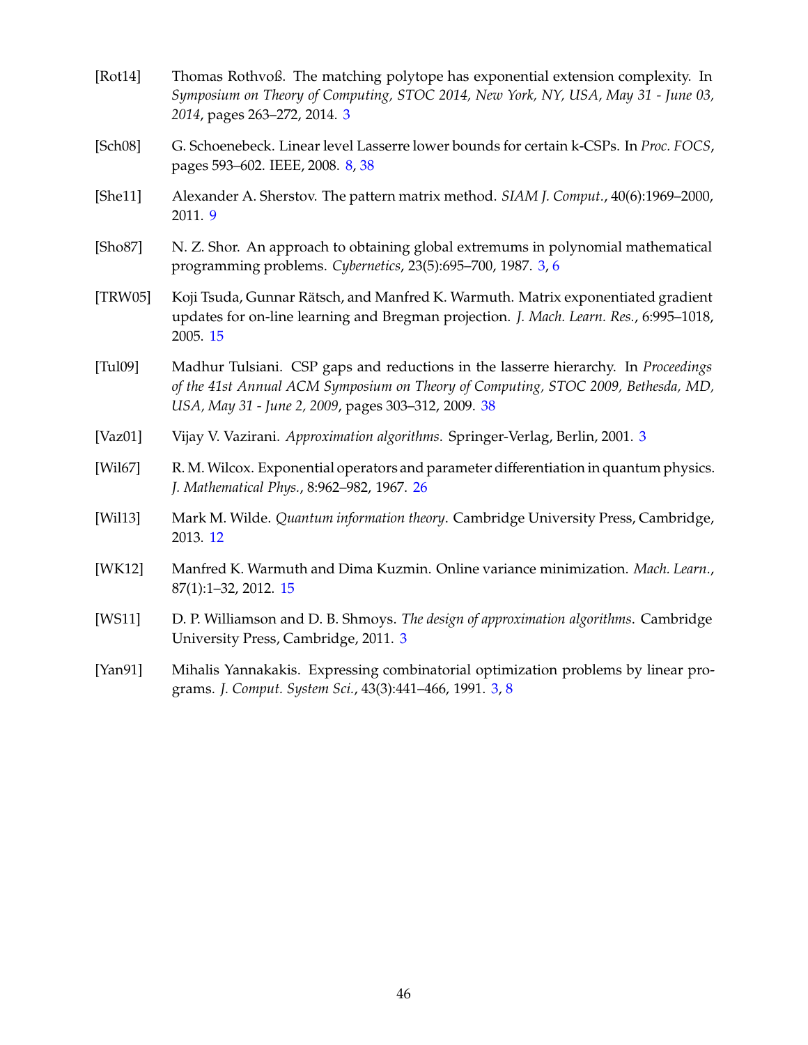[Rot14] Thomas Rothvoß. The matching polytope has exponential extension complexity. In *Symposium on Theory of Computing, STOC 2014, New York, NY, USA, May 31 - June 03, 2014*, pages 263–272, 2014. 3

[Sch08] G. Schoenebeck. Linear level Lasserre lower bounds for certain k-CSPs. In *Proc. FOCS*, pages 593–602. IEEE, 2008. 8, 38

[She11] Alexander A. Sherstov. The pattern matrix method. *SIAM J. Comput.*, 40(6):1969–2000, 2011. 9

[Sho87] N. Z. Shor. An approach to obtaining global extremums in polynomial mathematical programming problems. *Cybernetics*, 23(5):695–700, 1987. 3, 6

[TRW05] Koji Tsuda, Gunnar Rätsch, and Manfred K. Warmuth. Matrix exponentiated gradient updates for on-line learning and Bregman projection. *J. Mach. Learn. Res.*, 6:995–1018, 2005. 15

[Tul09] Madhur Tulsiani. CSP gaps and reductions in the lasserre hierarchy. In *Proceedings of the 41st Annual ACM Symposium on Theory of Computing, STOC 2009, Bethesda, MD, USA, May 31 - June 2, 2009*, pages 303–312, 2009. 38

[Vaz01] Vijay V. Vazirani. *Approximation algorithms*. Springer-Verlag, Berlin, 2001. 3

[Wil67] R. M. Wilcox. Exponential operators and parameter differentiation in quantum physics. *J. Mathematical Phys.*, 8:962–982, 1967. 26

[Wil13] Mark M. Wilde. *Quantum information theory*. Cambridge University Press, Cambridge, 2013. 12

[WK12] Manfred K. Warmuth and Dima Kuzmin. Online variance minimization. *Mach. Learn.*, 87(1):1–32, 2012. 15

[WS11] D. P. Williamson and D. B. Shmoys. *The design of approximation algorithms*. Cambridge University Press, Cambridge, 2011. 3

[Yan91] Mihalis Yannakakis. Expressing combinatorial optimization problems by linear programs. *J. Comput. System Sci.*, 43(3):441–466, 1991. 3, 8